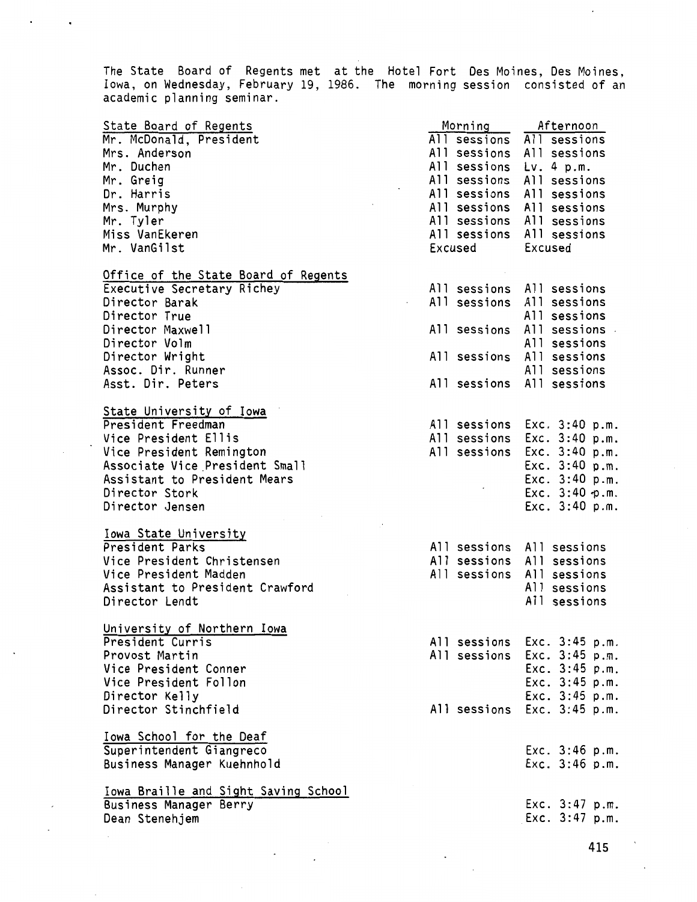The State Board of Regents met at the Hotel Fort Des Moines, Des Moines, Iowa, on Wednesday, February 19, 1986. The morning session consisted of an academic planning seminar.

| | Morning | Afternoon |
|---|---|---|
| **State Board of Regents** | | |
| Mr. McDonald, President | All sessions | All sessions |
| Mrs. Anderson | All sessions | All sessions |
| Mr. Duchen | All sessions | Lv. 4 p.m. |
| Mr. Greig | All sessions | All sessions |
| Dr. Harris | All sessions | All sessions |
| Mrs. Murphy | All sessions | All sessions |
| Mr. Tyler | All sessions | All sessions |
| Miss VanEkeren | All sessions | All sessions |
| Mr. VanGilst | Excused | Excused |
| **Office of the State Board of Regents** | | |
| Executive Secretary Richey | All sessions | All sessions |
| Director Barak | All sessions | All sessions |
| Director True | | All sessions |
| Director Maxwell | All sessions | All sessions |
| Director Volm | | All sessions |
| Director Wright | All sessions | All sessions |
| Assoc. Dir. Runner | | All sessions |
| Asst. Dir. Peters | All sessions | All sessions |
| **State University of Iowa** | | |
| President Freedman | All sessions | Exc. 3:40 p.m. |
| Vice President Ellis | All sessions | Exc. 3:40 p.m. |
| Vice President Remington | All sessions | Exc. 3:40 p.m. |
| Associate Vice President Small | | Exc. 3:40 p.m. |
| Assistant to President Mears | | Exc. 3:40 p.m. |
| Director Stork | | Exc. 3:40 p.m. |
| Director Jensen | | Exc. 3:40 p.m. |
| **Iowa State University** | | |
| President Parks | All sessions | All sessions |
| Vice President Christensen | All sessions | All sessions |
| Vice President Madden | All sessions | All sessions |
| Assistant to President Crawford | | All sessions |
| Director Lendt | | All sessions |
| **University of Northern Iowa** | | |
| President Curris | All sessions | Exc. 3:45 p.m. |
| Provost Martin | All sessions | Exc. 3:45 p.m. |
| Vice President Conner | | Exc. 3:45 p.m. |
| Vice President Follon | | Exc. 3:45 p.m. |
| Director Kelly | | Exc. 3:45 p.m. |
| Director Stinchfield | All sessions | Exc. 3:45 p.m. |
| **Iowa School for the Deaf** | | |
| Superintendent Giangreco | | Exc. 3:46 p.m. |
| Business Manager Kuehnhold | | Exc. 3:46 p.m. |
| **Iowa Braille and Sight Saving School** | | |
| Business Manager Berry | | Exc. 3:47 p.m. |
| Dean Stenehjem | | Exc. 3:47 p.m. |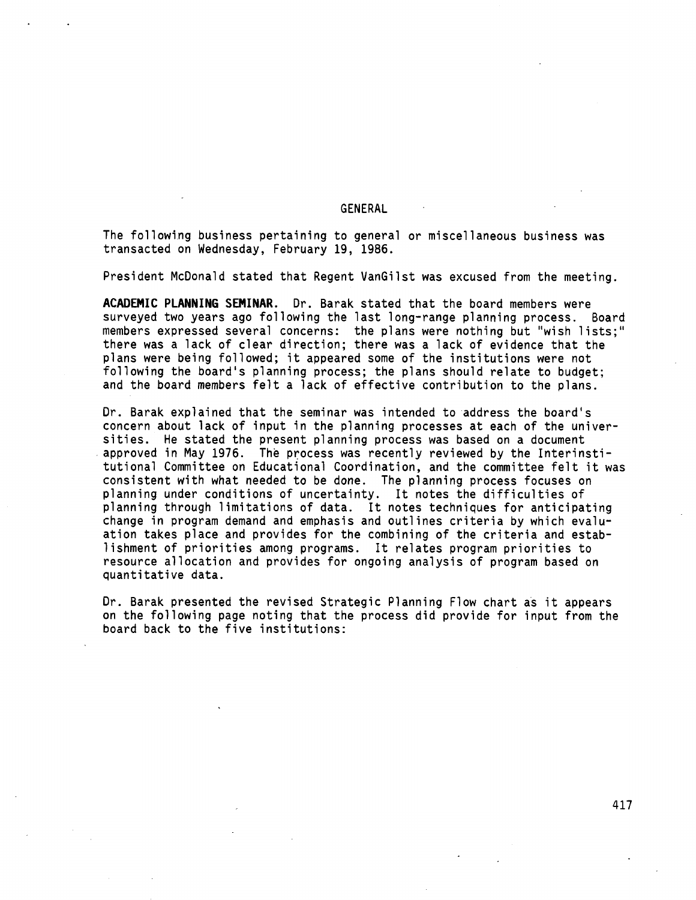## GENERAL

The following business pertaining to general or miscellaneous business was transacted on Wednesday, February 19, 1986.

President McDonald stated that Regent VanGilst was excused from the meeting.

**ACADEMIC PLANNING SEMINAR.** Dr. Barak stated that the board members were surveyed two years ago following the last long-range planning process. Board members expressed several concerns: the plans were nothing but "wish lists;" there was a lack of clear direction; there was a lack of evidence that the plans were being followed; it appeared some of the institutions were not following the board's planning process; the plans should relate to budget; and the board members felt a lack of effective contribution to the plans.

Dr. Barak explained that the seminar was intended to address the board's concern about lack of input in the planning processes at each of the universities. He stated the present planning process was based on a document approved in May 1976. The process was recently reviewed by the Interinstitutional Committee on Educational Coordination, and the committee felt it was consistent with what needed to be done. The planning process focuses on planning under conditions of uncertainty. It notes the difficulties of planning through limitations of data. It notes techniques for anticipating change in program demand and emphasis and outlines criteria by which evaluation takes place and provides for the combining of the criteria and establishment of priorities among programs. It relates program priorities to resource allocation and provides for ongoing analysis of program based on quantitative data.

Dr. Barak presented the revised Strategic Planning Flow chart as it appears on the following page noting that the process did provide for input from the board back to the five institutions: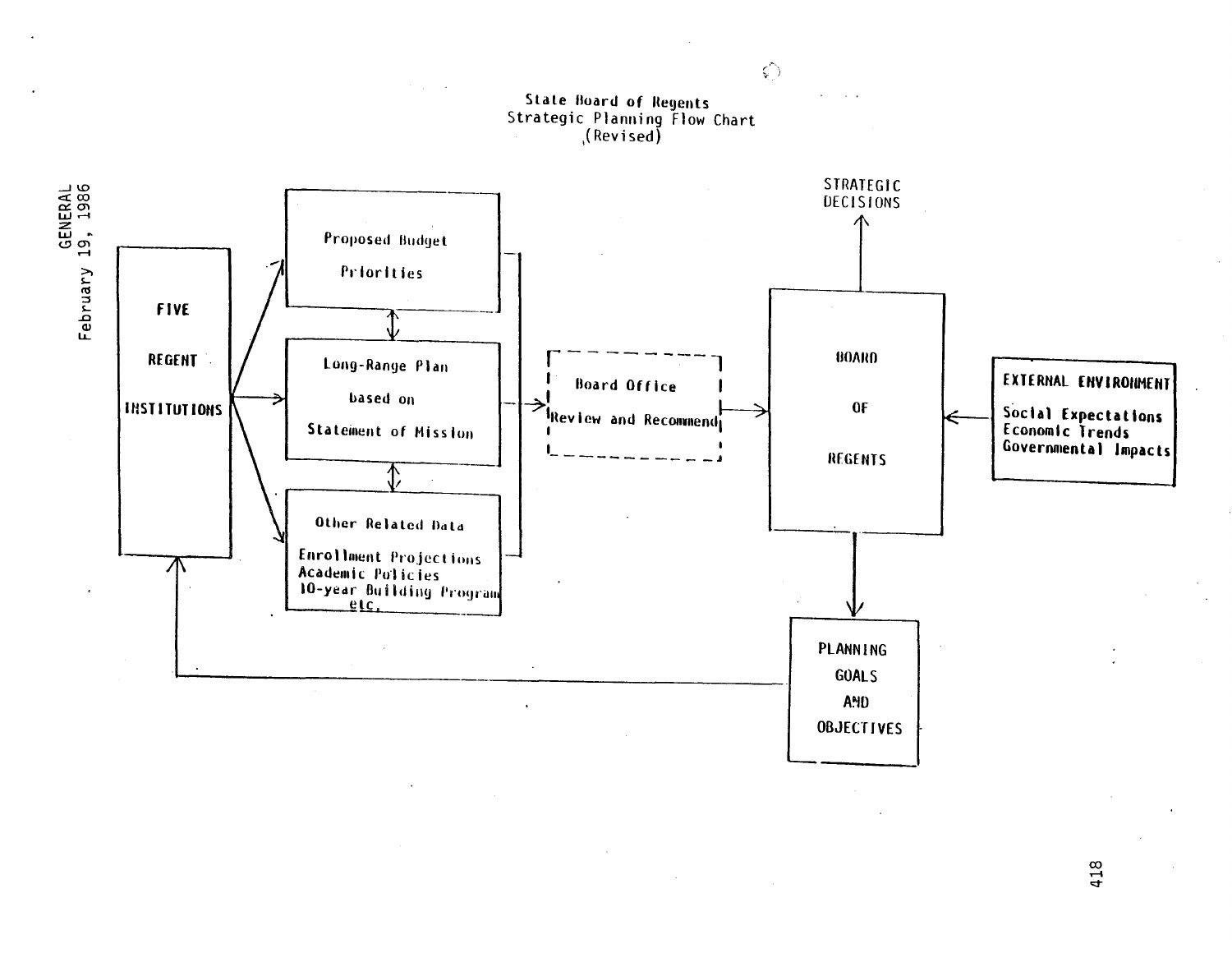GENERAL
February 19, 1986

# State Board of Regents
## Strategic Planning Flow Chart
(Revised)

FIVE REGENT INSTITUTIONS

Proposed Budget Priorities

Long-Range Plan based on Statement of Mission

Other Related Data
- Enrollment Projections
- Academic Policies
- 10-year Building Program
- etc.

Board Office Review and Recommend

BOARD OF REGENTS

STRATEGIC DECISIONS

EXTERNAL ENVIRONMENT
- Social Expectations
- Economic Trends
- Governmental Impacts

PLANNING GOALS AND OBJECTIVES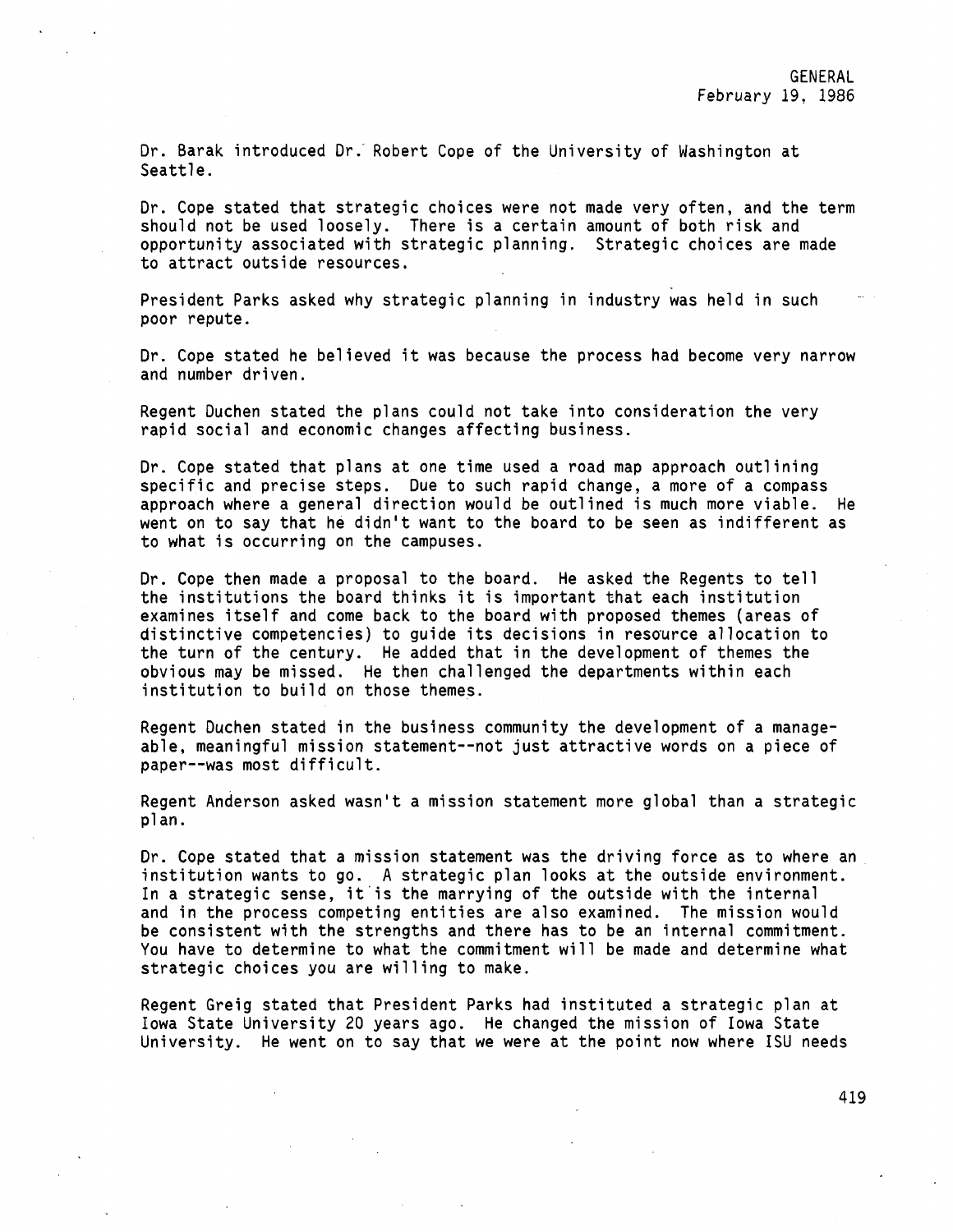Dr. Barak introduced Dr. Robert Cope of the University of Washington at Seattle.

Dr. Cope stated that strategic choices were not made very often, and the term should not be used loosely. There is a certain amount of both risk and opportunity associated with strategic planning. Strategic choices are made to attract outside resources.

President Parks asked why strategic planning in industry was held in such poor repute.

Dr. Cope stated he believed it was because the process had become very narrow and number driven.

Regent Duchen stated the plans could not take into consideration the very rapid social and economic changes affecting business.

Dr. Cope stated that plans at one time used a road map approach outlining specific and precise steps. Due to such rapid change, a more of a compass approach where a general direction would be outlined is much more viable. He went on to say that he didn't want to the board to be seen as indifferent as to what is occurring on the campuses.

Dr. Cope then made a proposal to the board. He asked the Regents to tell the institutions the board thinks it is important that each institution examines itself and come back to the board with proposed themes (areas of distinctive competencies) to guide its decisions in resource allocation to the turn of the century. He added that in the development of themes the obvious may be missed. He then challenged the departments within each institution to build on those themes.

Regent Duchen stated in the business community the development of a manageable, meaningful mission statement--not just attractive words on a piece of paper--was most difficult.

Regent Anderson asked wasn't a mission statement more global than a strategic plan.

Dr. Cope stated that a mission statement was the driving force as to where an institution wants to go. A strategic plan looks at the outside environment. In a strategic sense, it is the marrying of the outside with the internal and in the process competing entities are also examined. The mission would be consistent with the strengths and there has to be an internal commitment. You have to determine to what the commitment will be made and determine what strategic choices you are willing to make.

Regent Greig stated that President Parks had instituted a strategic plan at Iowa State University 20 years ago. He changed the mission of Iowa State University. He went on to say that we were at the point now where ISU needs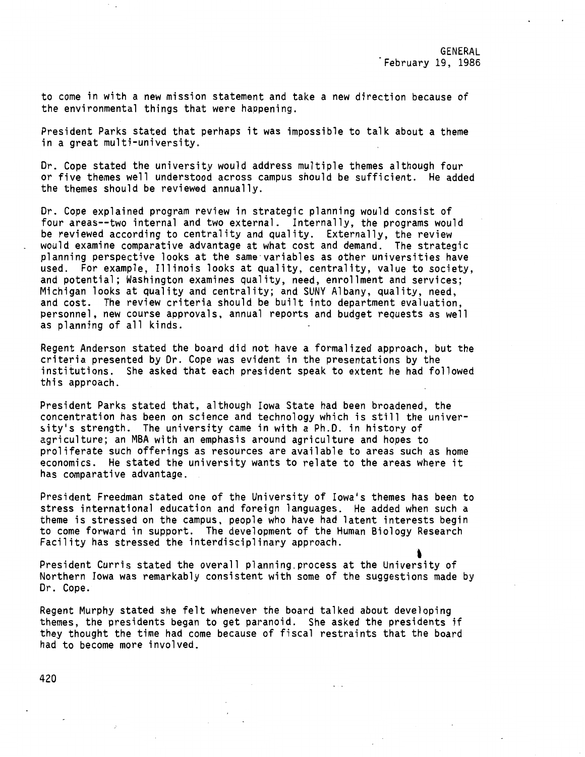to come in with a new mission statement and take a new direction because of the environmental things that were happening.

President Parks stated that perhaps it was impossible to talk about a theme in a great multi-university.

Dr. Cope stated the university would address multiple themes although four or five themes well understood across campus should be sufficient. He added the themes should be reviewed annually.

Dr. Cope explained program review in strategic planning would consist of four areas--two internal and two external. Internally, the programs would be reviewed according to centrality and quality. Externally, the review would examine comparative advantage at what cost and demand. The strategic planning perspective looks at the same variables as other universities have used. For example, Illinois looks at quality, centrality, value to society, and potential; Washington examines quality, need, enrollment and services; Michigan looks at quality and centrality; and SUNY Albany, quality, need, and cost. The review criteria should be built into department evaluation, personnel, new course approvals, annual reports and budget requests as well as planning of all kinds.

Regent Anderson stated the board did not have a formalized approach, but the criteria presented by Dr. Cope was evident in the presentations by the institutions. She asked that each president speak to extent he had followed this approach.

President Parks stated that, although Iowa State had been broadened, the concentration has been on science and technology which is still the university's strength. The university came in with a Ph.D. in history of agriculture; an MBA with an emphasis around agriculture and hopes to proliferate such offerings as resources are available to areas such as home economics. He stated the university wants to relate to the areas where it has comparative advantage.

President Freedman stated one of the University of Iowa's themes has been to stress international education and foreign languages. He added when such a theme is stressed on the campus, people who have had latent interests begin to come forward in support. The development of the Human Biology Research Facility has stressed the interdisciplinary approach.

President Curris stated the overall planning process at the University of Northern Iowa was remarkably consistent with some of the suggestions made by Dr. Cope.

Regent Murphy stated she felt whenever the board talked about developing themes, the presidents began to get paranoid. She asked the presidents if they thought the time had come because of fiscal restraints that the board had to become more involved.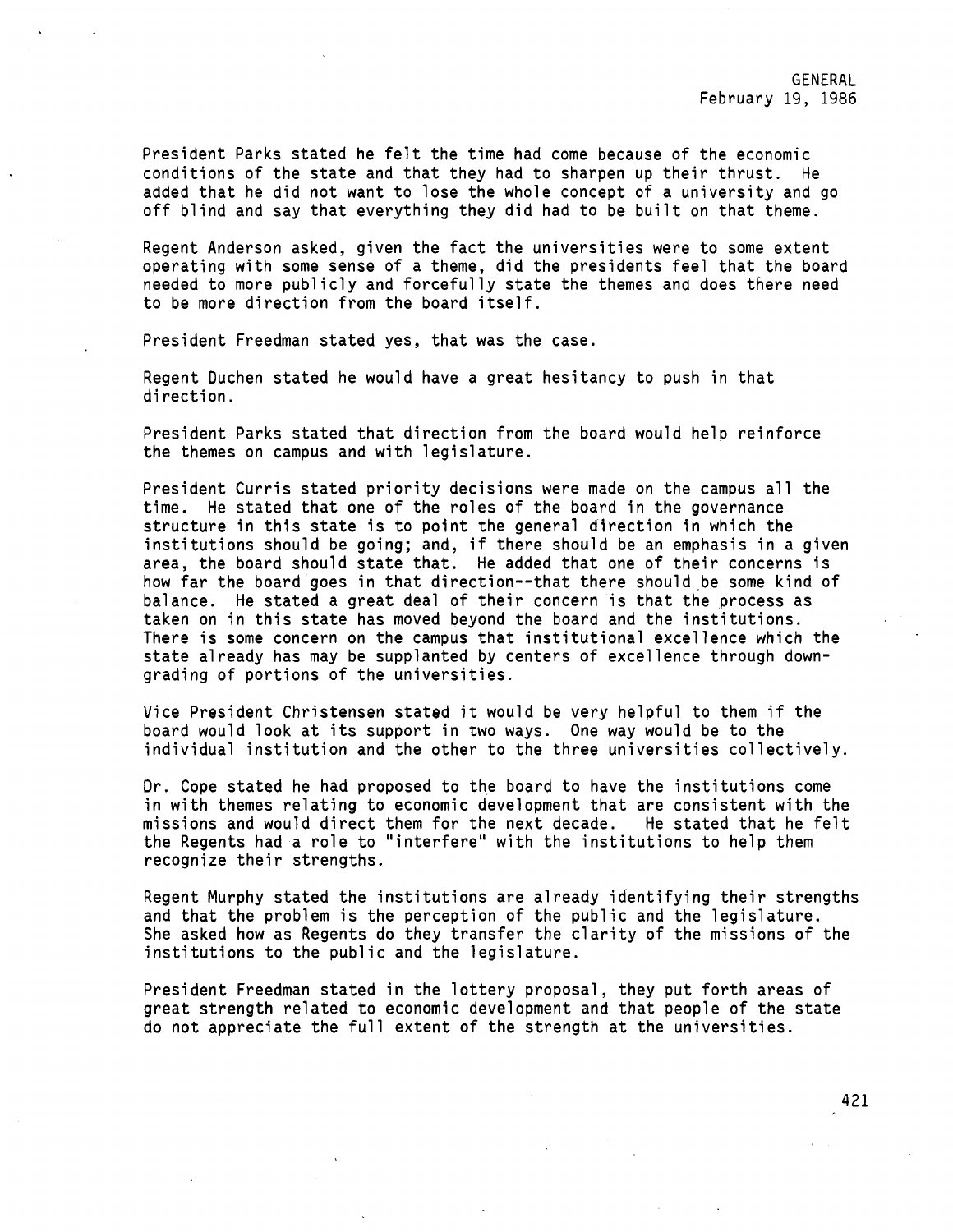President Parks stated he felt the time had come because of the economic conditions of the state and that they had to sharpen up their thrust. He added that he did not want to lose the whole concept of a university and go off blind and say that everything they did had to be built on that theme.

Regent Anderson asked, given the fact the universities were to some extent operating with some sense of a theme, did the presidents feel that the board needed to more publicly and forcefully state the themes and does there need to be more direction from the board itself.

President Freedman stated yes, that was the case.

Regent Duchen stated he would have a great hesitancy to push in that direction.

President Parks stated that direction from the board would help reinforce the themes on campus and with legislature.

President Curris stated priority decisions were made on the campus all the time. He stated that one of the roles of the board in the governance structure in this state is to point the general direction in which the institutions should be going; and, if there should be an emphasis in a given area, the board should state that. He added that one of their concerns is how far the board goes in that direction--that there should be some kind of balance. He stated a great deal of their concern is that the process as taken on in this state has moved beyond the board and the institutions. There is some concern on the campus that institutional excellence which the state already has may be supplanted by centers of excellence through down-grading of portions of the universities.

Vice President Christensen stated it would be very helpful to them if the board would look at its support in two ways. One way would be to the individual institution and the other to the three universities collectively.

Dr. Cope stated he had proposed to the board to have the institutions come in with themes relating to economic development that are consistent with the missions and would direct them for the next decade. He stated that he felt the Regents had a role to "interfere" with the institutions to help them recognize their strengths.

Regent Murphy stated the institutions are already identifying their strengths and that the problem is the perception of the public and the legislature. She asked how as Regents do they transfer the clarity of the missions of the institutions to the public and the legislature.

President Freedman stated in the lottery proposal, they put forth areas of great strength related to economic development and that people of the state do not appreciate the full extent of the strength at the universities.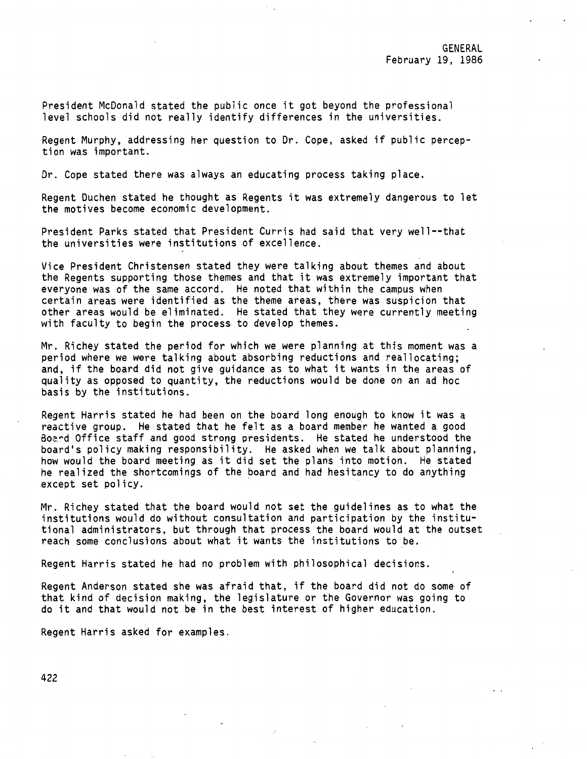President McDonald stated the public once it got beyond the professional level schools did not really identify differences in the universities.

Regent Murphy, addressing her question to Dr. Cope, asked if public perception was important.

Dr. Cope stated there was always an educating process taking place.

Regent Duchen stated he thought as Regents it was extremely dangerous to let the motives become economic development.

President Parks stated that President Curris had said that very well--that the universities were institutions of excellence.

Vice President Christensen stated they were talking about themes and about the Regents supporting those themes and that it was extremely important that everyone was of the same accord. He noted that within the campus when certain areas were identified as the theme areas, there was suspicion that other areas would be eliminated. He stated that they were currently meeting with faculty to begin the process to develop themes.

Mr. Richey stated the period for which we were planning at this moment was a period where we were talking about absorbing reductions and reallocating; and, if the board did not give guidance as to what it wants in the areas of quality as opposed to quantity, the reductions would be done on an ad hoc basis by the institutions.

Regent Harris stated he had been on the board long enough to know it was a reactive group. He stated that he felt as a board member he wanted a good Board Office staff and good strong presidents. He stated he understood the board's policy making responsibility. He asked when we talk about planning, how would the board meeting as it did set the plans into motion. He stated he realized the shortcomings of the board and had hesitancy to do anything except set policy.

Mr. Richey stated that the board would not set the guidelines as to what the institutions would do without consultation and participation by the institutional administrators, but through that process the board would at the outset reach some conclusions about what it wants the institutions to be.

Regent Harris stated he had no problem with philosophical decisions.

Regent Anderson stated she was afraid that, if the board did not do some of that kind of decision making, the legislature or the Governor was going to do it and that would not be in the best interest of higher education.

Regent Harris asked for examples.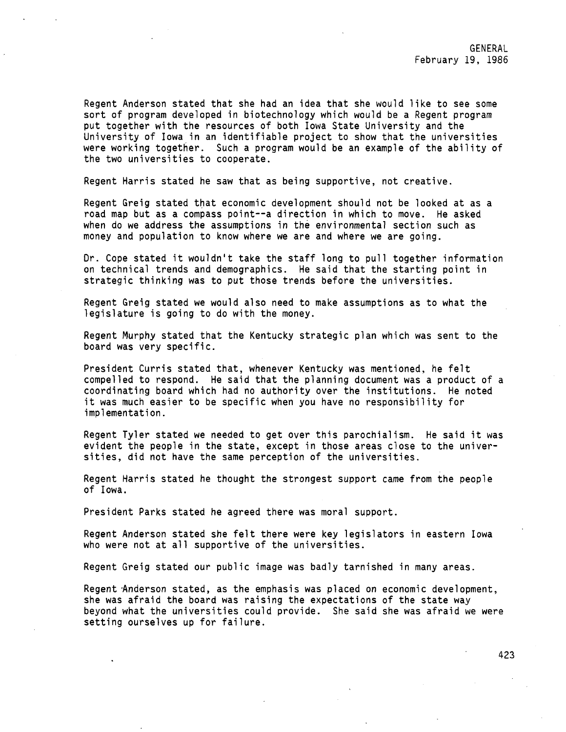Regent Anderson stated that she had an idea that she would like to see some sort of program developed in biotechnology which would be a Regent program put together with the resources of both Iowa State University and the University of Iowa in an identifiable project to show that the universities were working together. Such a program would be an example of the ability of the two universities to cooperate.

Regent Harris stated he saw that as being supportive, not creative.

Regent Greig stated that economic development should not be looked at as a road map but as a compass point--a direction in which to move. He asked when do we address the assumptions in the environmental section such as money and population to know where we are and where we are going.

Dr. Cope stated it wouldn't take the staff long to pull together information on technical trends and demographics. He said that the starting point in strategic thinking was to put those trends before the universities.

Regent Greig stated we would also need to make assumptions as to what the legislature is going to do with the money.

Regent Murphy stated that the Kentucky strategic plan which was sent to the board was very specific.

President Curris stated that, whenever Kentucky was mentioned, he felt compelled to respond. He said that the planning document was a product of a coordinating board which had no authority over the institutions. He noted it was much easier to be specific when you have no responsibility for implementation.

Regent Tyler stated we needed to get over this parochialism. He said it was evident the people in the state, except in those areas close to the universities, did not have the same perception of the universities.

Regent Harris stated he thought the strongest support came from the people of Iowa.

President Parks stated he agreed there was moral support.

Regent Anderson stated she felt there were key legislators in eastern Iowa who were not at all supportive of the universities.

Regent Greig stated our public image was badly tarnished in many areas.

Regent Anderson stated, as the emphasis was placed on economic development, she was afraid the board was raising the expectations of the state way beyond what the universities could provide. She said she was afraid we were setting ourselves up for failure.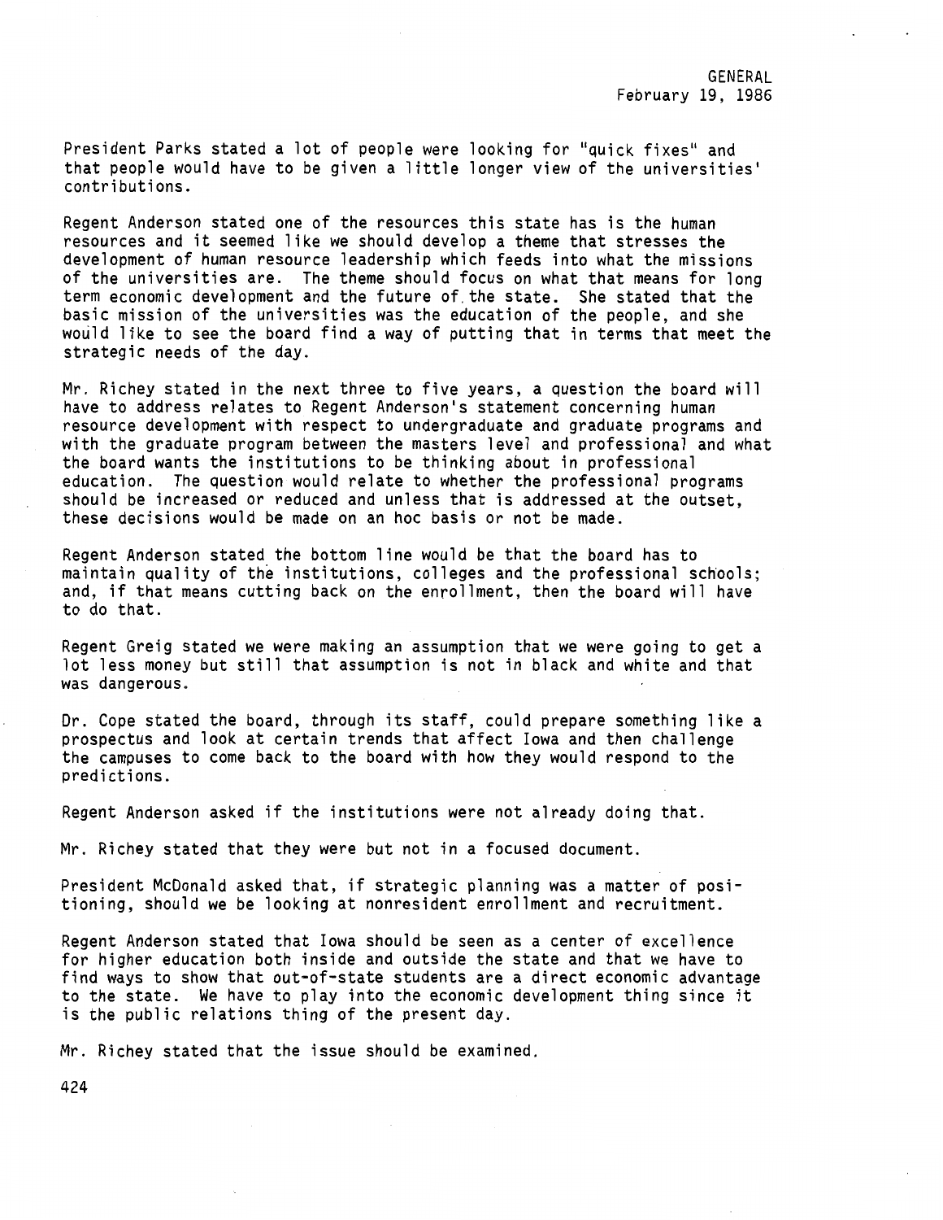President Parks stated a lot of people were looking for "quick fixes" and that people would have to be given a little longer view of the universities' contributions.

Regent Anderson stated one of the resources this state has is the human resources and it seemed like we should develop a theme that stresses the development of human resource leadership which feeds into what the missions of the universities are. The theme should focus on what that means for long term economic development and the future of the state. She stated that the basic mission of the universities was the education of the people, and she would like to see the board find a way of putting that in terms that meet the strategic needs of the day.

Mr. Richey stated in the next three to five years, a question the board will have to address relates to Regent Anderson's statement concerning human resource development with respect to undergraduate and graduate programs and with the graduate program between the masters level and professional and what the board wants the institutions to be thinking about in professional education. The question would relate to whether the professional programs should be increased or reduced and unless that is addressed at the outset, these decisions would be made on an hoc basis or not be made.

Regent Anderson stated the bottom line would be that the board has to maintain quality of the institutions, colleges and the professional schools; and, if that means cutting back on the enrollment, then the board will have to do that.

Regent Greig stated we were making an assumption that we were going to get a lot less money but still that assumption is not in black and white and that was dangerous.

Dr. Cope stated the board, through its staff, could prepare something like a prospectus and look at certain trends that affect Iowa and then challenge the campuses to come back to the board with how they would respond to the predictions.

Regent Anderson asked if the institutions were not already doing that.

Mr. Richey stated that they were but not in a focused document.

President McDonald asked that, if strategic planning was a matter of positioning, should we be looking at nonresident enrollment and recruitment.

Regent Anderson stated that Iowa should be seen as a center of excellence for higher education both inside and outside the state and that we have to find ways to show that out-of-state students are a direct economic advantage to the state. We have to play into the economic development thing since it is the public relations thing of the present day.

Mr. Richey stated that the issue should be examined.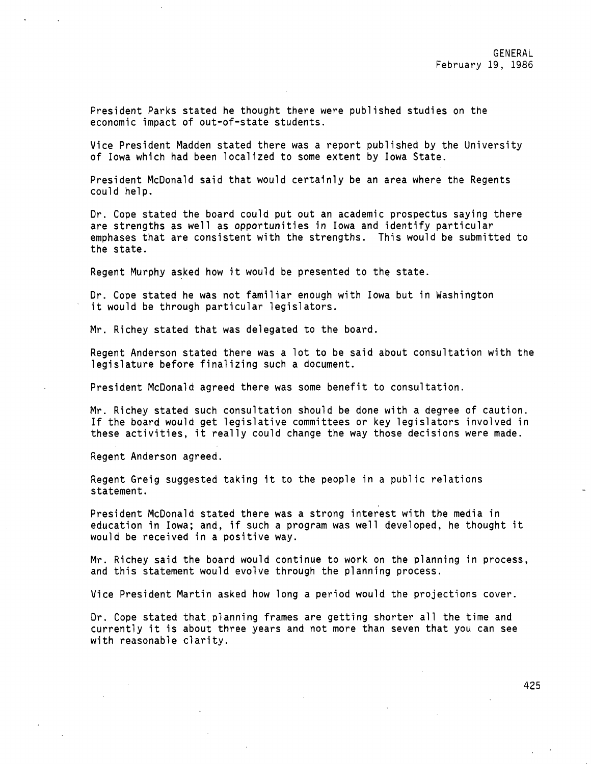President Parks stated he thought there were published studies on the economic impact of out-of-state students.

Vice President Madden stated there was a report published by the University of Iowa which had been localized to some extent by Iowa State.

President McDonald said that would certainly be an area where the Regents could help.

Dr. Cope stated the board could put out an academic prospectus saying there are strengths as well as opportunities in Iowa and identify particular emphases that are consistent with the strengths. This would be submitted to the state.

Regent Murphy asked how it would be presented to the state.

Dr. Cope stated he was not familiar enough with Iowa but in Washington it would be through particular legislators.

Mr. Richey stated that was delegated to the board.

Regent Anderson stated there was a lot to be said about consultation with the legislature before finalizing such a document.

President McDonald agreed there was some benefit to consultation.

Mr. Richey stated such consultation should be done with a degree of caution. If the board would get legislative committees or key legislators involved in these activities, it really could change the way those decisions were made.

Regent Anderson agreed.

Regent Greig suggested taking it to the people in a public relations statement.

President McDonald stated there was a strong interest with the media in education in Iowa; and, if such a program was well developed, he thought it would be received in a positive way.

Mr. Richey said the board would continue to work on the planning in process, and this statement would evolve through the planning process.

Vice President Martin asked how long a period would the projections cover.

Dr. Cope stated that planning frames are getting shorter all the time and currently it is about three years and not more than seven that you can see with reasonable clarity.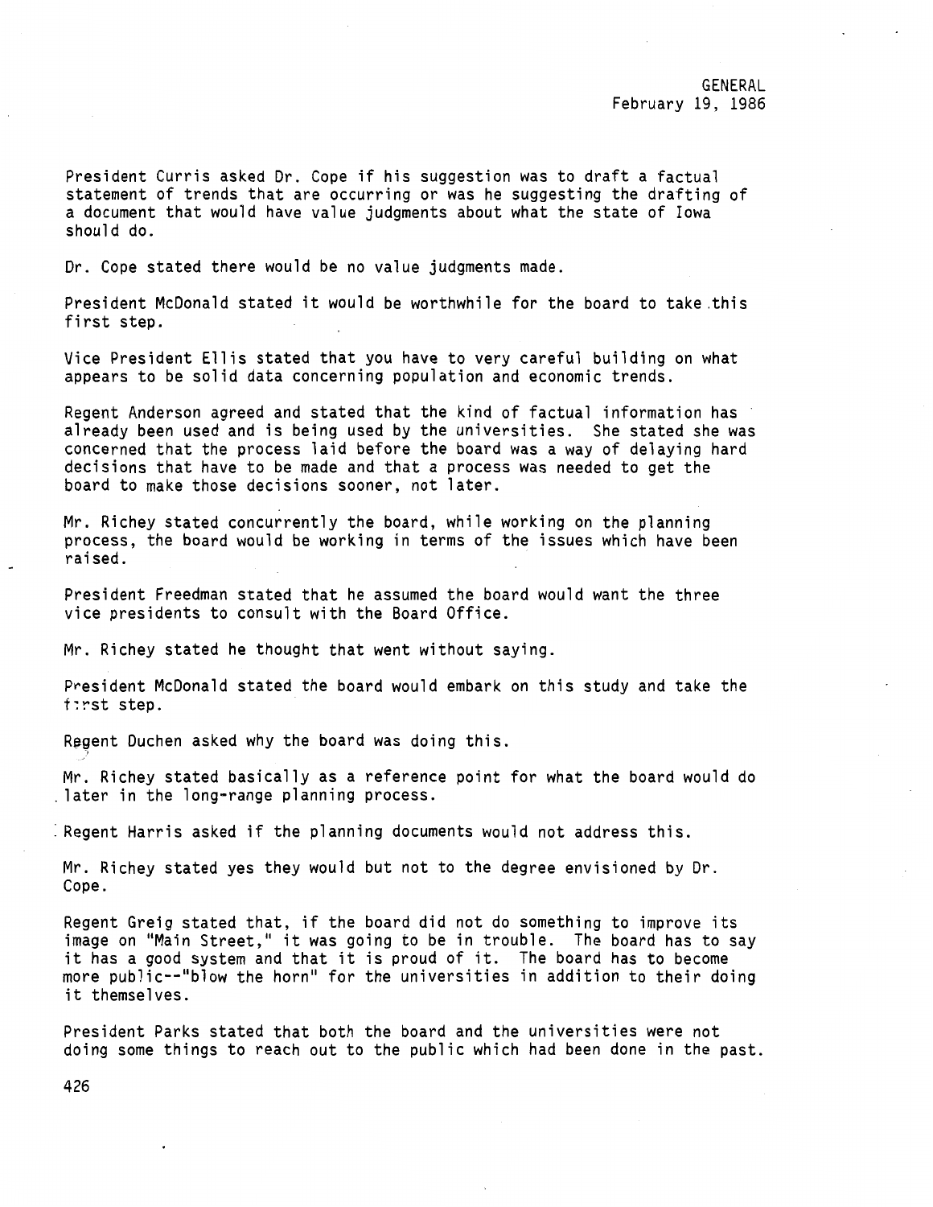President Curris asked Dr. Cope if his suggestion was to draft a factual statement of trends that are occurring or was he suggesting the drafting of a document that would have value judgments about what the state of Iowa should do.

Dr. Cope stated there would be no value judgments made.

President McDonald stated it would be worthwhile for the board to take this first step.

Vice President Ellis stated that you have to very careful building on what appears to be solid data concerning population and economic trends.

Regent Anderson agreed and stated that the kind of factual information has already been used and is being used by the universities. She stated she was concerned that the process laid before the board was a way of delaying hard decisions that have to be made and that a process was needed to get the board to make those decisions sooner, not later.

Mr. Richey stated concurrently the board, while working on the planning process, the board would be working in terms of the issues which have been raised.

President Freedman stated that he assumed the board would want the three vice presidents to consult with the Board Office.

Mr. Richey stated he thought that went without saying.

President McDonald stated the board would embark on this study and take the first step.

Regent Duchen asked why the board was doing this.

Mr. Richey stated basically as a reference point for what the board would do later in the long-range planning process.

Regent Harris asked if the planning documents would not address this.

Mr. Richey stated yes they would but not to the degree envisioned by Dr. Cope.

Regent Greig stated that, if the board did not do something to improve its image on "Main Street," it was going to be in trouble. The board has to say it has a good system and that it is proud of it. The board has to become more public--"blow the horn" for the universities in addition to their doing it themselves.

President Parks stated that both the board and the universities were not doing some things to reach out to the public which had been done in the past.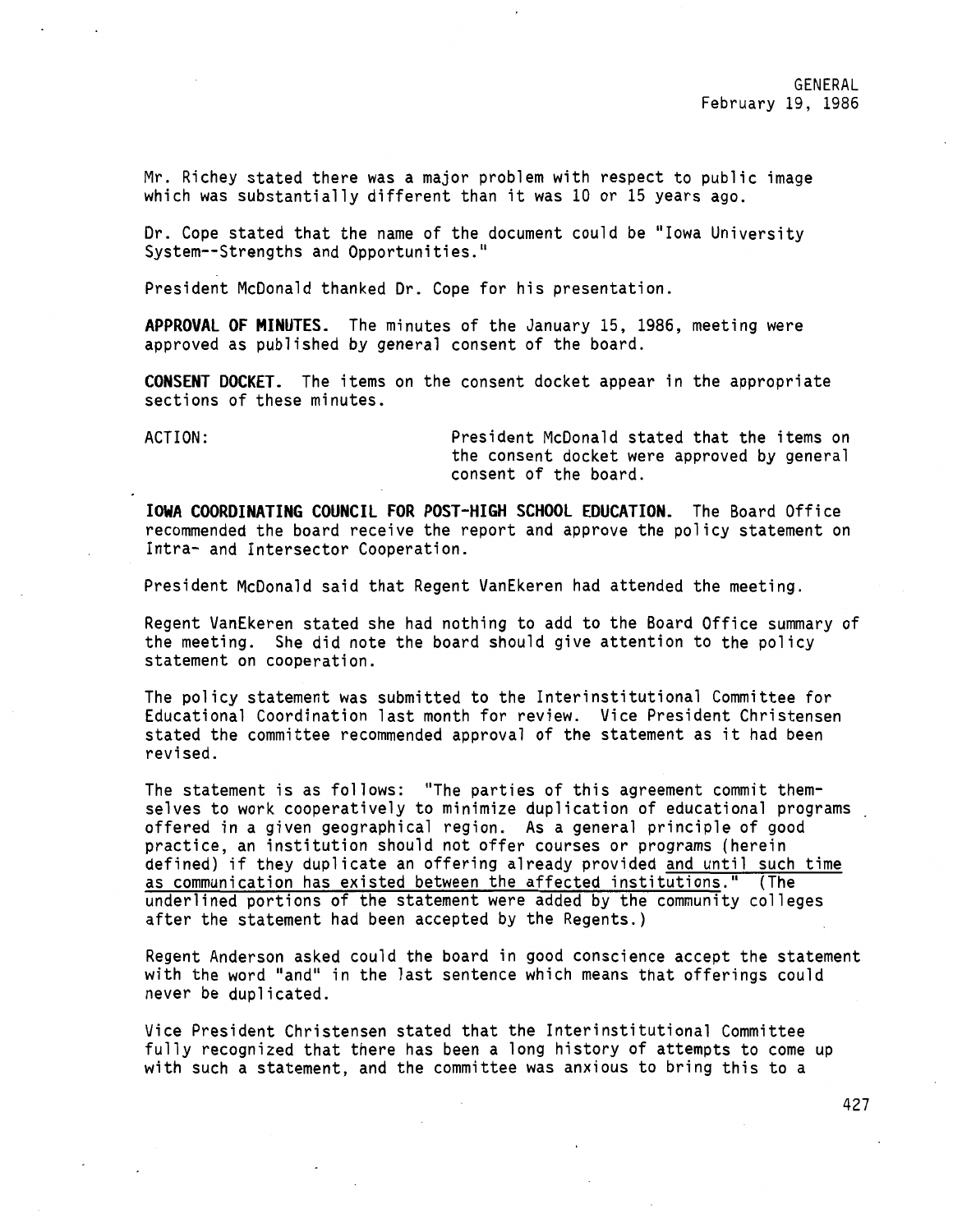Mr. Richey stated there was a major problem with respect to public image which was substantially different than it was 10 or 15 years ago.

Dr. Cope stated that the name of the document could be "Iowa University System--Strengths and Opportunities."

President McDonald thanked Dr. Cope for his presentation.

**APPROVAL OF MINUTES.** The minutes of the January 15, 1986, meeting were approved as published by general consent of the board.

**CONSENT DOCKET.** The items on the consent docket appear in the appropriate sections of these minutes.

ACTION: President McDonald stated that the items on the consent docket were approved by general consent of the board.

**IOWA COORDINATING COUNCIL FOR POST-HIGH SCHOOL EDUCATION.** The Board Office recommended the board receive the report and approve the policy statement on Intra- and Intersector Cooperation.

President McDonald said that Regent VanEkeren had attended the meeting.

Regent VanEkeren stated she had nothing to add to the Board Office summary of the meeting. She did note the board should give attention to the policy statement on cooperation.

The policy statement was submitted to the Interinstitutional Committee for Educational Coordination last month for review. Vice President Christensen stated the committee recommended approval of the statement as it had been revised.

The statement is as follows: "The parties of this agreement commit themselves to work cooperatively to minimize duplication of educational programs offered in a given geographical region. As a general principle of good practice, an institution should not offer courses or programs (herein defined) if they duplicate an offering already provided <u>and until such time as communication has existed between the affected institutions</u>." (The underlined portions of the statement were added by the community colleges after the statement had been accepted by the Regents.)

Regent Anderson asked could the board in good conscience accept the statement with the word "and" in the last sentence which means that offerings could never be duplicated.

Vice President Christensen stated that the Interinstitutional Committee fully recognized that there has been a long history of attempts to come up with such a statement, and the committee was anxious to bring this to a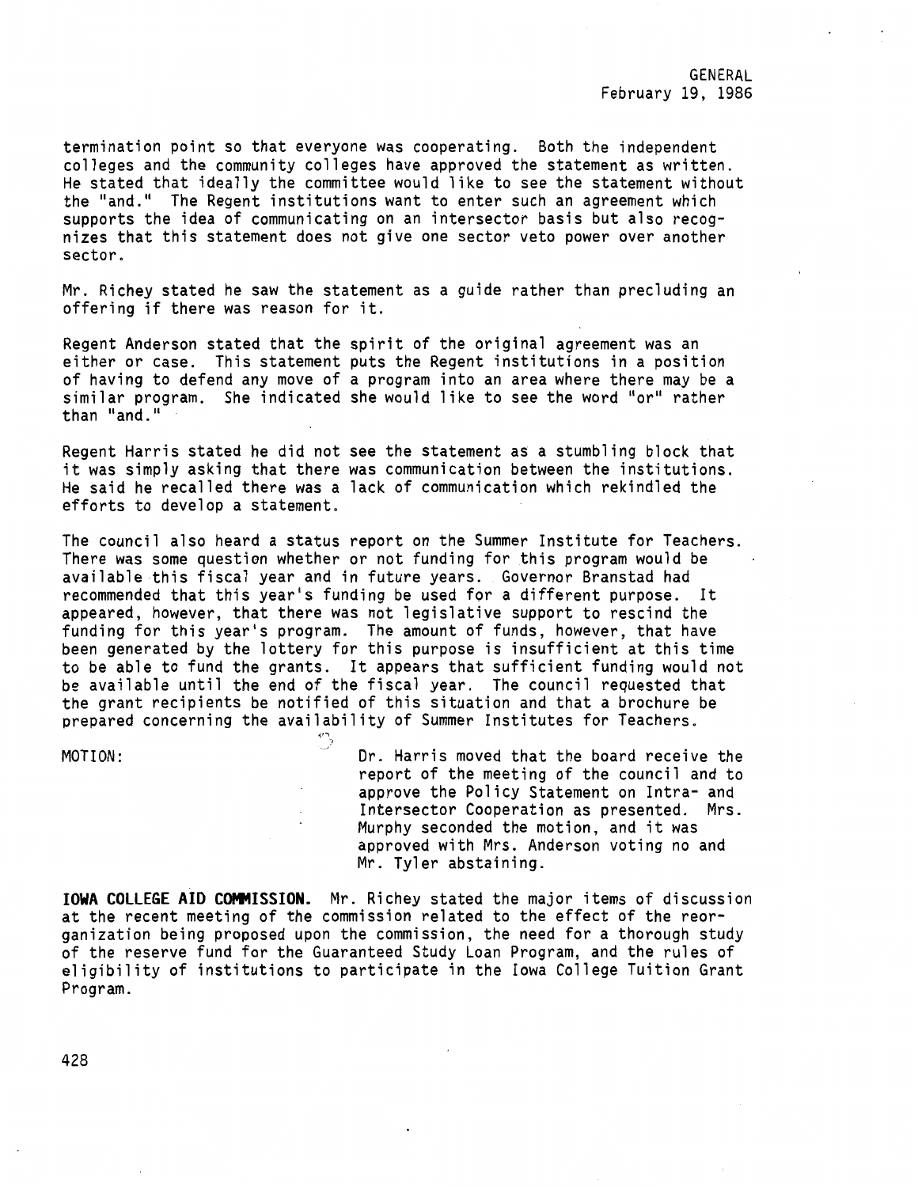termination point so that everyone was cooperating. Both the independent colleges and the community colleges have approved the statement as written. He stated that ideally the committee would like to see the statement without the "and." The Regent institutions want to enter such an agreement which supports the idea of communicating on an intersector basis but also recognizes that this statement does not give one sector veto power over another sector.

Mr. Richey stated he saw the statement as a guide rather than precluding an offering if there was reason for it.

Regent Anderson stated that the spirit of the original agreement was an either or case. This statement puts the Regent institutions in a position of having to defend any move of a program into an area where there may be a similar program. She indicated she would like to see the word "or" rather than "and."

Regent Harris stated he did not see the statement as a stumbling block that it was simply asking that there was communication between the institutions. He said he recalled there was a lack of communication which rekindled the efforts to develop a statement.

The council also heard a status report on the Summer Institute for Teachers. There was some question whether or not funding for this program would be available this fiscal year and in future years. Governor Branstad had recommended that this year's funding be used for a different purpose. It appeared, however, that there was not legislative support to rescind the funding for this year's program. The amount of funds, however, that have been generated by the lottery for this purpose is insufficient at this time to be able to fund the grants. It appears that sufficient funding would not be available until the end of the fiscal year. The council requested that the grant recipients be notified of this situation and that a brochure be prepared concerning the availability of Summer Institutes for Teachers.

MOTION: Dr. Harris moved that the board receive the report of the meeting of the council and to approve the Policy Statement on Intra- and Intersector Cooperation as presented. Mrs. Murphy seconded the motion, and it was approved with Mrs. Anderson voting no and Mr. Tyler abstaining.

**IOWA COLLEGE AID COMMISSION.** Mr. Richey stated the major items of discussion at the recent meeting of the commission related to the effect of the reorganization being proposed upon the commission, the need for a thorough study of the reserve fund for the Guaranteed Study Loan Program, and the rules of eligibility of institutions to participate in the Iowa College Tuition Grant Program.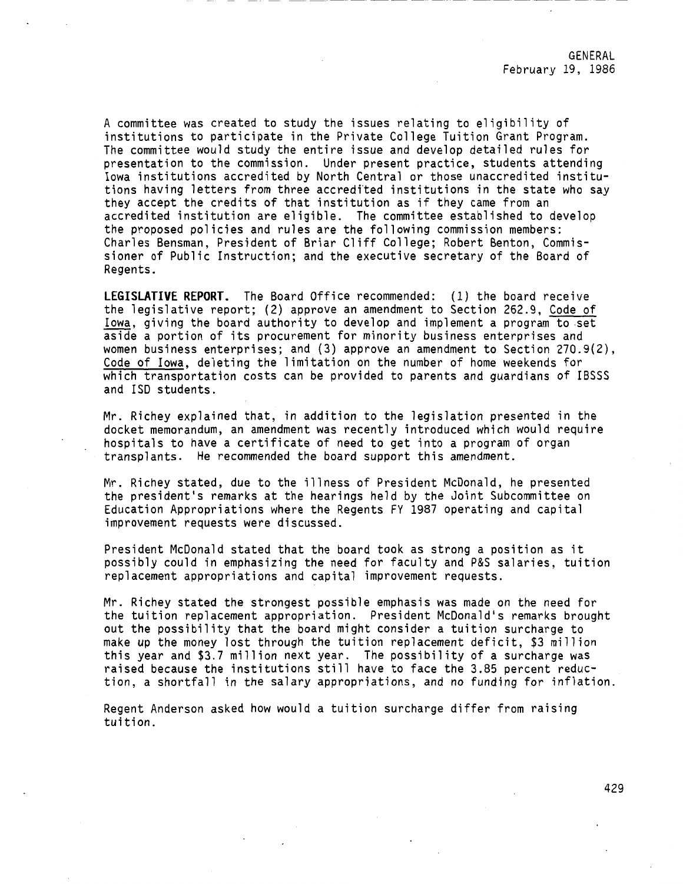A committee was created to study the issues relating to eligibility of institutions to participate in the Private College Tuition Grant Program. The committee would study the entire issue and develop detailed rules for presentation to the commission. Under present practice, students attending Iowa institutions accredited by North Central or those unaccredited institutions having letters from three accredited institutions in the state who say they accept the credits of that institution as if they came from an accredited institution are eligible. The committee established to develop the proposed policies and rules are the following commission members: Charles Bensman, President of Briar Cliff College; Robert Benton, Commissioner of Public Instruction; and the executive secretary of the Board of Regents.

**LEGISLATIVE REPORT.** The Board Office recommended: (1) the board receive the legislative report; (2) approve an amendment to Section 262.9, Code of Iowa, giving the board authority to develop and implement a program to set aside a portion of its procurement for minority business enterprises and women business enterprises; and (3) approve an amendment to Section 270.9(2), Code of Iowa, deleting the limitation on the number of home weekends for which transportation costs can be provided to parents and guardians of IBSSS and ISD students.

Mr. Richey explained that, in addition to the legislation presented in the docket memorandum, an amendment was recently introduced which would require hospitals to have a certificate of need to get into a program of organ transplants. He recommended the board support this amendment.

Mr. Richey stated, due to the illness of President McDonald, he presented the president's remarks at the hearings held by the Joint Subcommittee on Education Appropriations where the Regents FY 1987 operating and capital improvement requests were discussed.

President McDonald stated that the board took as strong a position as it possibly could in emphasizing the need for faculty and P&S salaries, tuition replacement appropriations and capital improvement requests.

Mr. Richey stated the strongest possible emphasis was made on the need for the tuition replacement appropriation. President McDonald's remarks brought out the possibility that the board might consider a tuition surcharge to make up the money lost through the tuition replacement deficit, $3 million this year and $3.7 million next year. The possibility of a surcharge was raised because the institutions still have to face the 3.85 percent reduction, a shortfall in the salary appropriations, and no funding for inflation.

Regent Anderson asked how would a tuition surcharge differ from raising tuition.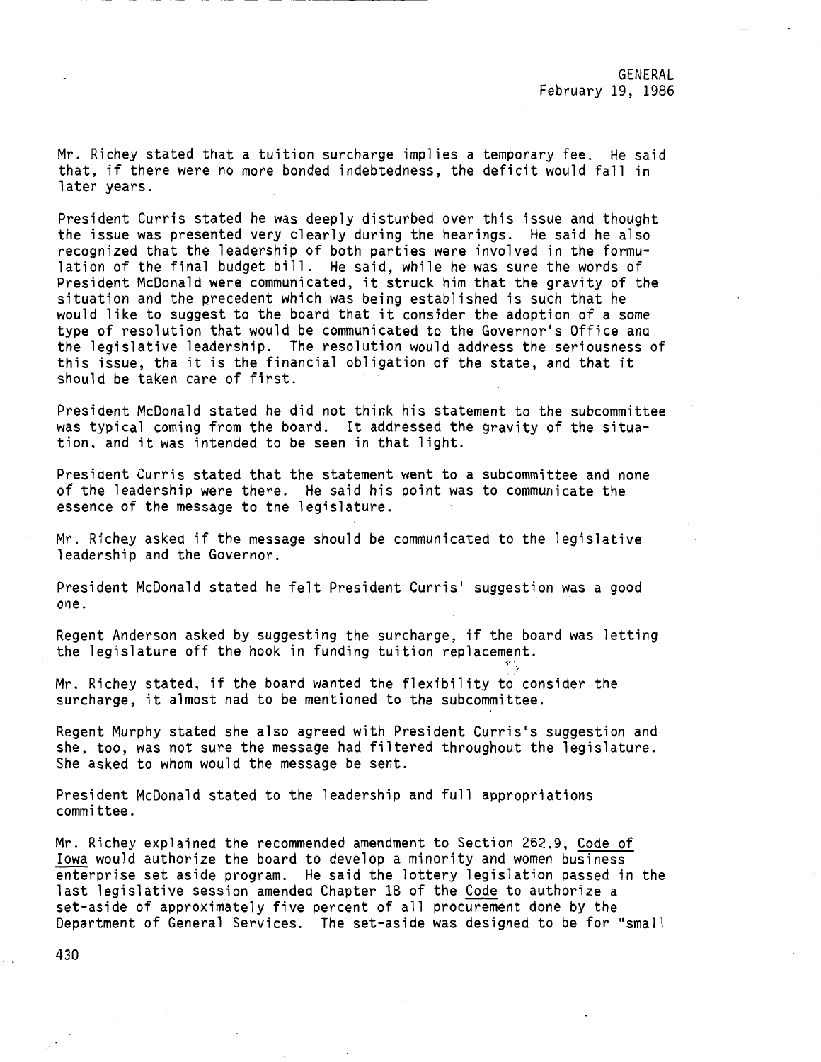Mr. Richey stated that a tuition surcharge implies a temporary fee. He said that, if there were no more bonded indebtedness, the deficit would fall in later years.

President Curris stated he was deeply disturbed over this issue and thought the issue was presented very clearly during the hearings. He said he also recognized that the leadership of both parties were involved in the formulation of the final budget bill. He said, while he was sure the words of President McDonald were communicated, it struck him that the gravity of the situation and the precedent which was being established is such that he would like to suggest to the board that it consider the adoption of a some type of resolution that would be communicated to the Governor's Office and the legislative leadership. The resolution would address the seriousness of this issue, tha it is the financial obligation of the state, and that it should be taken care of first.

President McDonald stated he did not think his statement to the subcommittee was typical coming from the board. It addressed the gravity of the situation. and it was intended to be seen in that light.

President Curris stated that the statement went to a subcommittee and none of the leadership were there. He said his point was to communicate the essence of the message to the legislature.

Mr. Richey asked if the message should be communicated to the legislative leadership and the Governor.

President McDonald stated he felt President Curris' suggestion was a good one.

Regent Anderson asked by suggesting the surcharge, if the board was letting the legislature off the hook in funding tuition replacement.

Mr. Richey stated, if the board wanted the flexibility to consider the surcharge, it almost had to be mentioned to the subcommittee.

Regent Murphy stated she also agreed with President Curris's suggestion and she, too, was not sure the message had filtered throughout the legislature. She asked to whom would the message be sent.

President McDonald stated to the leadership and full appropriations committee.

Mr. Richey explained the recommended amendment to Section 262.9, Code of Iowa would authorize the board to develop a minority and women business enterprise set aside program. He said the lottery legislation passed in the last legislative session amended Chapter 18 of the Code to authorize a set-aside of approximately five percent of all procurement done by the Department of General Services. The set-aside was designed to be for "small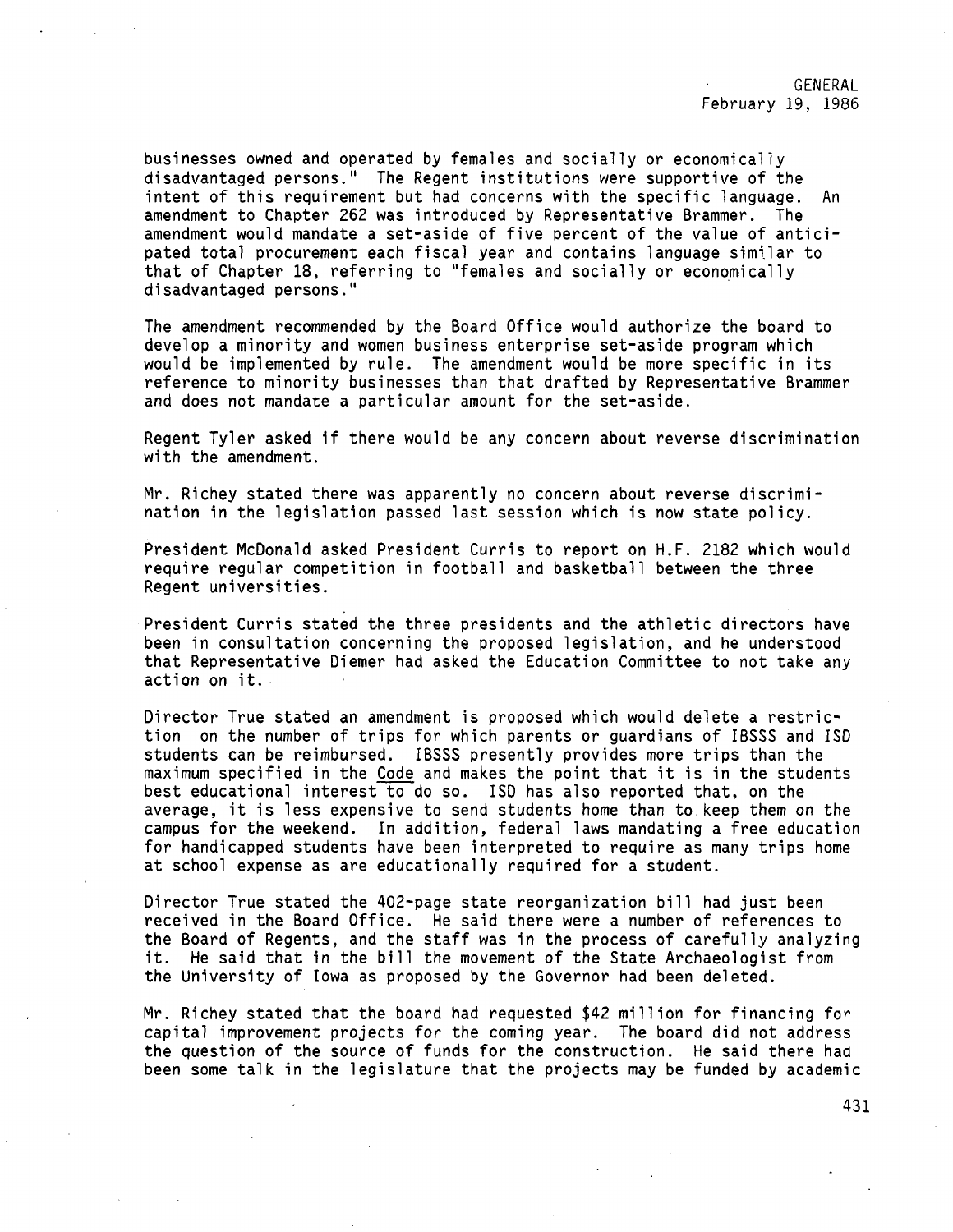businesses owned and operated by females and socially or economically disadvantaged persons." The Regent institutions were supportive of the intent of this requirement but had concerns with the specific language. An amendment to Chapter 262 was introduced by Representative Brammer. The amendment would mandate a set-aside of five percent of the value of anticipated total procurement each fiscal year and contains language similar to that of Chapter 18, referring to "females and socially or economically disadvantaged persons."

The amendment recommended by the Board Office would authorize the board to develop a minority and women business enterprise set-aside program which would be implemented by rule. The amendment would be more specific in its reference to minority businesses than that drafted by Representative Brammer and does not mandate a particular amount for the set-aside.

Regent Tyler asked if there would be any concern about reverse discrimination with the amendment.

Mr. Richey stated there was apparently no concern about reverse discrimination in the legislation passed last session which is now state policy.

President McDonald asked President Curris to report on H.F. 2182 which would require regular competition in football and basketball between the three Regent universities.

President Curris stated the three presidents and the athletic directors have been in consultation concerning the proposed legislation, and he understood that Representative Diemer had asked the Education Committee to not take any action on it.

Director True stated an amendment is proposed which would delete a restriction on the number of trips for which parents or guardians of IBSSS and ISD students can be reimbursed. IBSSS presently provides more trips than the maximum specified in the Code and makes the point that it is in the students best educational interest to do so. ISD has also reported that, on the average, it is less expensive to send students home than to keep them on the campus for the weekend. In addition, federal laws mandating a free education for handicapped students have been interpreted to require as many trips home at school expense as are educationally required for a student.

Director True stated the 402-page state reorganization bill had just been received in the Board Office. He said there were a number of references to the Board of Regents, and the staff was in the process of carefully analyzing it. He said that in the bill the movement of the State Archaeologist from the University of Iowa as proposed by the Governor had been deleted.

Mr. Richey stated that the board had requested $42 million for financing for capital improvement projects for the coming year. The board did not address the question of the source of funds for the construction. He said there had been some talk in the legislature that the projects may be funded by academic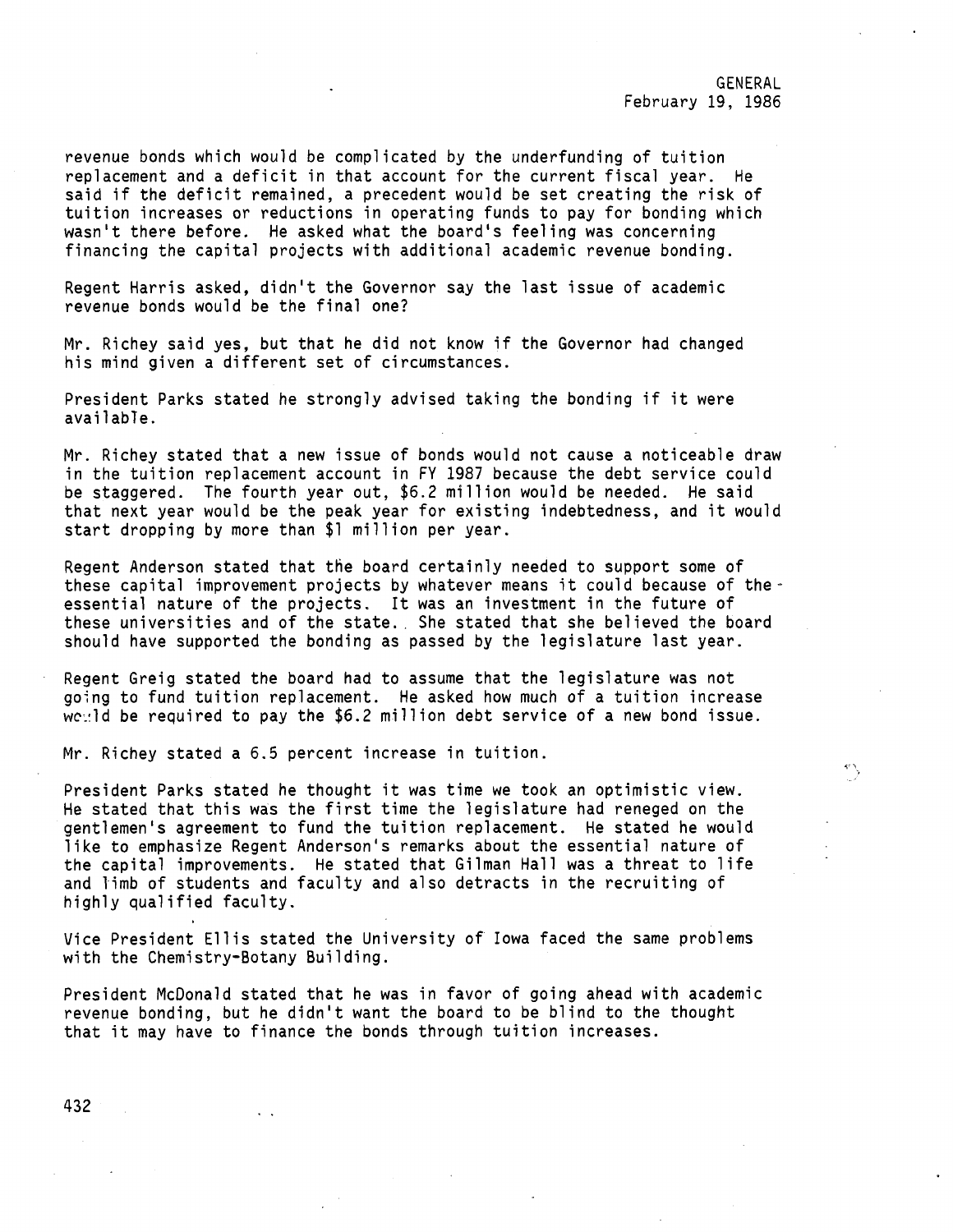revenue bonds which would be complicated by the underfunding of tuition replacement and a deficit in that account for the current fiscal year. He said if the deficit remained, a precedent would be set creating the risk of tuition increases or reductions in operating funds to pay for bonding which wasn't there before. He asked what the board's feeling was concerning financing the capital projects with additional academic revenue bonding.

Regent Harris asked, didn't the Governor say the last issue of academic revenue bonds would be the final one?

Mr. Richey said yes, but that he did not know if the Governor had changed his mind given a different set of circumstances.

President Parks stated he strongly advised taking the bonding if it were available.

Mr. Richey stated that a new issue of bonds would not cause a noticeable draw in the tuition replacement account in FY 1987 because the debt service could be staggered. The fourth year out, $6.2 million would be needed. He said that next year would be the peak year for existing indebtedness, and it would start dropping by more than $1 million per year.

Regent Anderson stated that the board certainly needed to support some of these capital improvement projects by whatever means it could because of the essential nature of the projects. It was an investment in the future of these universities and of the state. She stated that she believed the board should have supported the bonding as passed by the legislature last year.

Regent Greig stated the board had to assume that the legislature was not going to fund tuition replacement. He asked how much of a tuition increase would be required to pay the $6.2 million debt service of a new bond issue.

Mr. Richey stated a 6.5 percent increase in tuition.

President Parks stated he thought it was time we took an optimistic view. He stated that this was the first time the legislature had reneged on the gentlemen's agreement to fund the tuition replacement. He stated he would like to emphasize Regent Anderson's remarks about the essential nature of the capital improvements. He stated that Gilman Hall was a threat to life and limb of students and faculty and also detracts in the recruiting of highly qualified faculty.

Vice President Ellis stated the University of Iowa faced the same problems with the Chemistry-Botany Building.

President McDonald stated that he was in favor of going ahead with academic revenue bonding, but he didn't want the board to be blind to the thought that it may have to finance the bonds through tuition increases.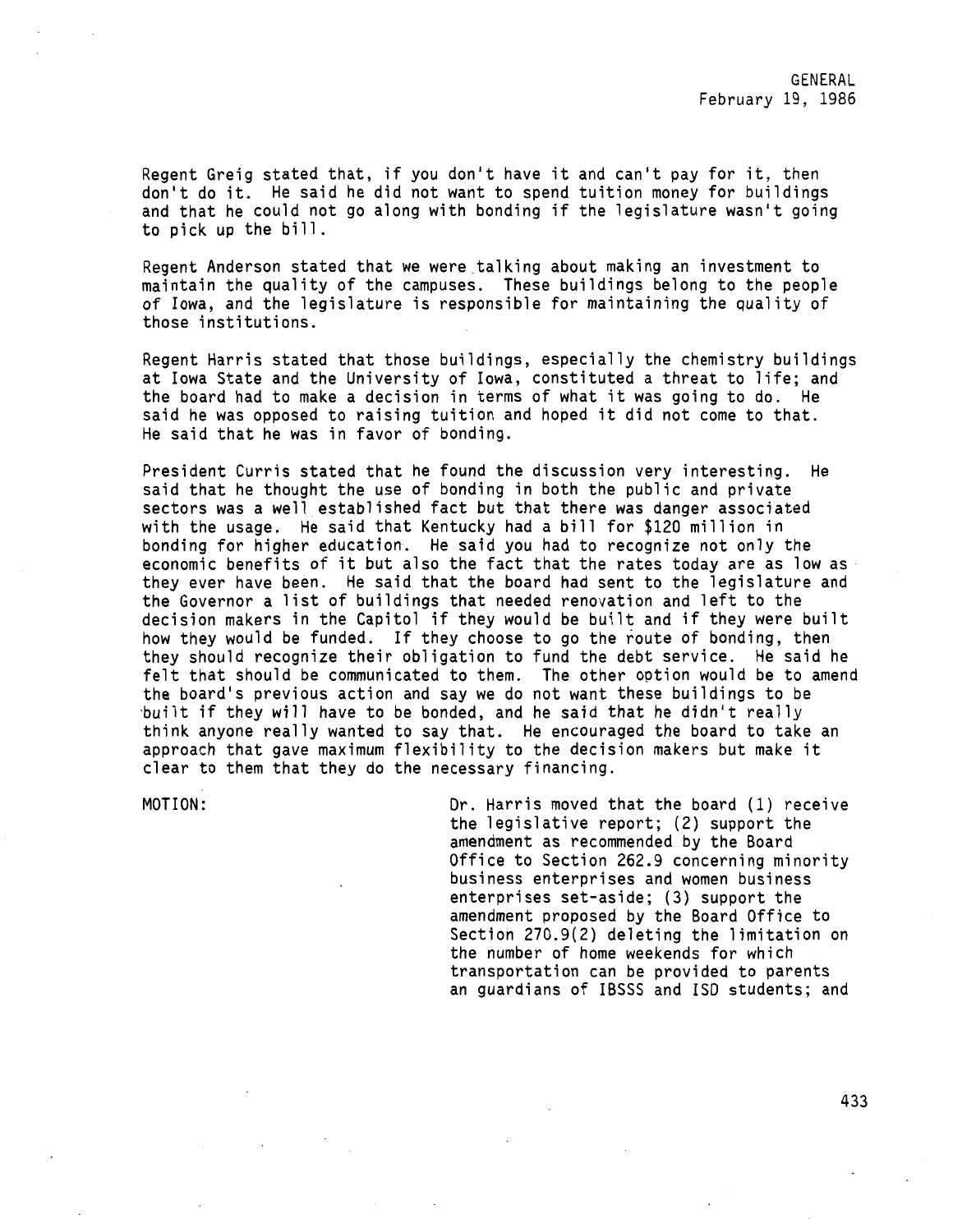Regent Greig stated that, if you don't have it and can't pay for it, then don't do it. He said he did not want to spend tuition money for buildings and that he could not go along with bonding if the legislature wasn't going to pick up the bill.

Regent Anderson stated that we were talking about making an investment to maintain the quality of the campuses. These buildings belong to the people of Iowa, and the legislature is responsible for maintaining the quality of those institutions.

Regent Harris stated that those buildings, especially the chemistry buildings at Iowa State and the University of Iowa, constituted a threat to life; and the board had to make a decision in terms of what it was going to do. He said he was opposed to raising tuition and hoped it did not come to that. He said that he was in favor of bonding.

President Curris stated that he found the discussion very interesting. He said that he thought the use of bonding in both the public and private sectors was a well established fact but that there was danger associated with the usage. He said that Kentucky had a bill for $120 million in bonding for higher education. He said you had to recognize not only the economic benefits of it but also the fact that the rates today are as low as they ever have been. He said that the board had sent to the legislature and the Governor a list of buildings that needed renovation and left to the decision makers in the Capitol if they would be built and if they were built how they would be funded. If they choose to go the route of bonding, then they should recognize their obligation to fund the debt service. He said he felt that should be communicated to them. The other option would be to amend the board's previous action and say we do not want these buildings to be built if they will have to be bonded, and he said that he didn't really think anyone really wanted to say that. He encouraged the board to take an approach that gave maximum flexibility to the decision makers but make it clear to them that they do the necessary financing.

MOTION: Dr. Harris moved that the board (1) receive the legislative report; (2) support the amendment as recommended by the Board Office to Section 262.9 concerning minority business enterprises and women business enterprises set-aside; (3) support the amendment proposed by the Board Office to Section 270.9(2) deleting the limitation on the number of home weekends for which transportation can be provided to parents an guardians of IBSSS and ISD students; and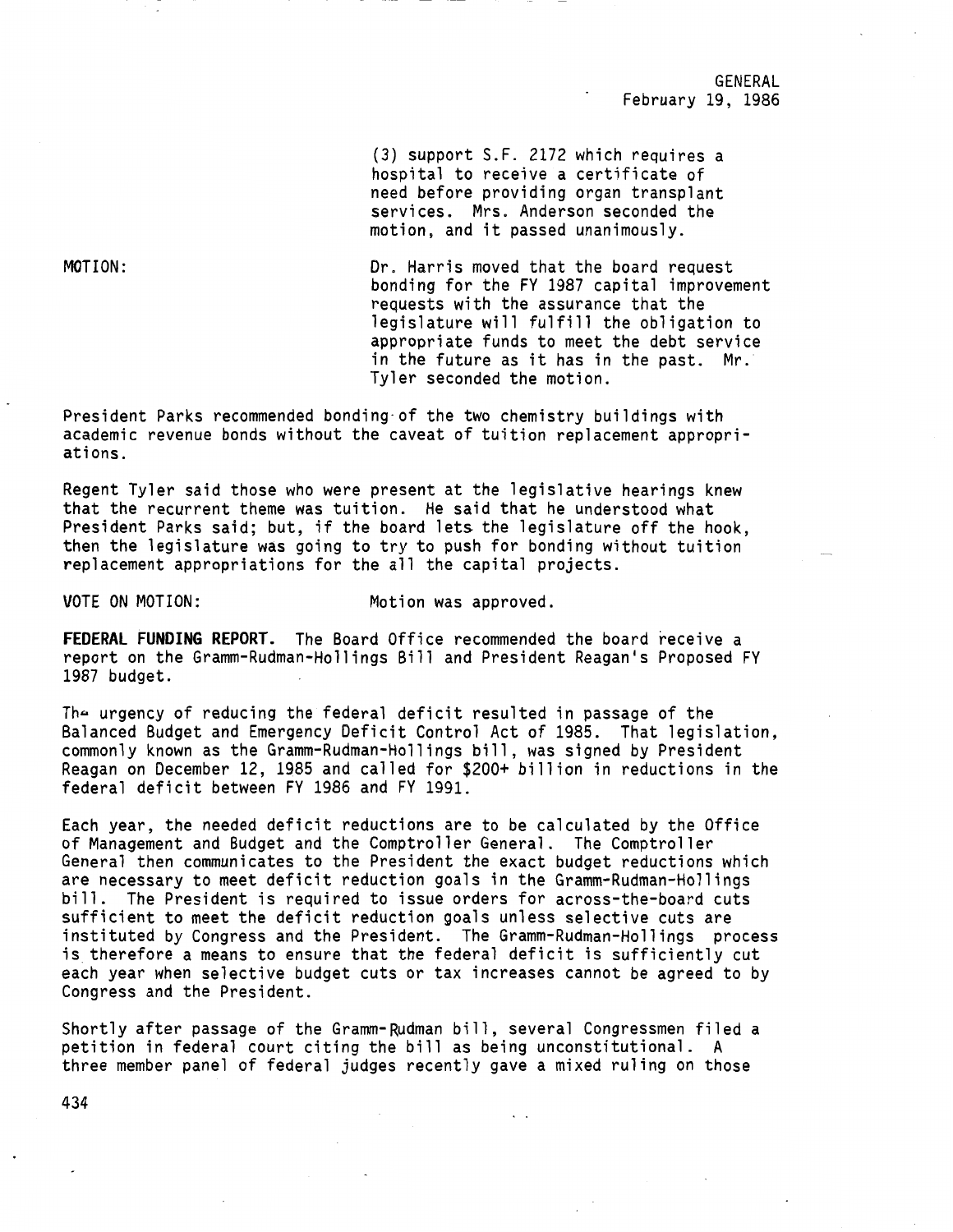GENERAL
February 19, 1986

(3) support S.F. 2172 which requires a hospital to receive a certificate of need before providing organ transplant services. Mrs. Anderson seconded the motion, and it passed unanimously.

MOTION: Dr. Harris moved that the board request bonding for the FY 1987 capital improvement requests with the assurance that the legislature will fulfill the obligation to appropriate funds to meet the debt service in the future as it has in the past. Mr. Tyler seconded the motion.

President Parks recommended bonding of the two chemistry buildings with academic revenue bonds without the caveat of tuition replacement appropriations.

Regent Tyler said those who were present at the legislative hearings knew that the recurrent theme was tuition. He said that he understood what President Parks said; but, if the board lets the legislature off the hook, then the legislature was going to try to push for bonding without tuition replacement appropriations for the all the capital projects.

VOTE ON MOTION: Motion was approved.

**FEDERAL FUNDING REPORT.** The Board Office recommended the board receive a report on the Gramm-Rudman-Hollings Bill and President Reagan's Proposed FY 1987 budget.

The urgency of reducing the federal deficit resulted in passage of the Balanced Budget and Emergency Deficit Control Act of 1985. That legislation, commonly known as the Gramm-Rudman-Hollings bill, was signed by President Reagan on December 12, 1985 and called for $200+ billion in reductions in the federal deficit between FY 1986 and FY 1991.

Each year, the needed deficit reductions are to be calculated by the Office of Management and Budget and the Comptroller General. The Comptroller General then communicates to the President the exact budget reductions which are necessary to meet deficit reduction goals in the Gramm-Rudman-Hollings bill. The President is required to issue orders for across-the-board cuts sufficient to meet the deficit reduction goals unless selective cuts are instituted by Congress and the President. The Gramm-Rudman-Hollings process is therefore a means to ensure that the federal deficit is sufficiently cut each year when selective budget cuts or tax increases cannot be agreed to by Congress and the President.

Shortly after passage of the Gramm-Rudman bill, several Congressmen filed a petition in federal court citing the bill as being unconstitutional. A three member panel of federal judges recently gave a mixed ruling on those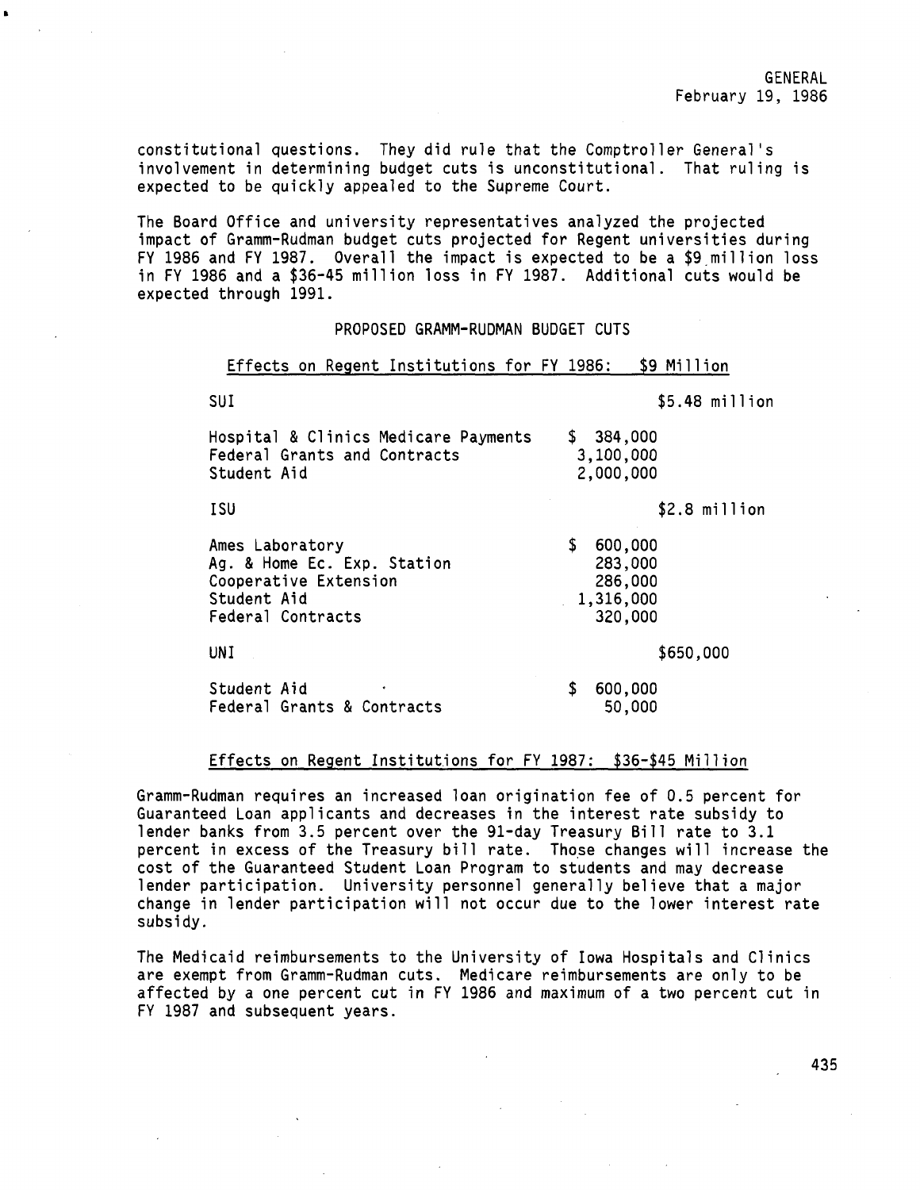constitutional questions. They did rule that the Comptroller General's involvement in determining budget cuts is unconstitutional. That ruling is expected to be quickly appealed to the Supreme Court.

The Board Office and university representatives analyzed the projected impact of Gramm-Rudman budget cuts projected for Regent universities during FY 1986 and FY 1987. Overall the impact is expected to be a $9 million loss in FY 1986 and a $36-45 million loss in FY 1987. Additional cuts would be expected through 1991.

PROPOSED GRAMM-RUDMAN BUDGET CUTS

Effects on Regent Institutions for FY 1986: $9 Million

| | | |
|---|---|---|
| SUI | | $5.48 million |
| Hospital & Clinics Medicare Payments | $ 384,000 | |
| Federal Grants and Contracts | 3,100,000 | |
| Student Aid | 2,000,000 | |
| ISU | | $2.8 million |
| Ames Laboratory | $ 600,000 | |
| Ag. & Home Ec. Exp. Station | 283,000 | |
| Cooperative Extension | 286,000 | |
| Student Aid | 1,316,000 | |
| Federal Contracts | 320,000 | |
| UNI | | $650,000 |
| Student Aid | $ 600,000 | |
| Federal Grants & Contracts | 50,000 | |

Effects on Regent Institutions for FY 1987: $36-$45 Million

Gramm-Rudman requires an increased loan origination fee of 0.5 percent for Guaranteed Loan applicants and decreases in the interest rate subsidy to lender banks from 3.5 percent over the 91-day Treasury Bill rate to 3.1 percent in excess of the Treasury bill rate. Those changes will increase the cost of the Guaranteed Student Loan Program to students and may decrease lender participation. University personnel generally believe that a major change in lender participation will not occur due to the lower interest rate subsidy.

The Medicaid reimbursements to the University of Iowa Hospitals and Clinics are exempt from Gramm-Rudman cuts. Medicare reimbursements are only to be affected by a one percent cut in FY 1986 and maximum of a two percent cut in FY 1987 and subsequent years.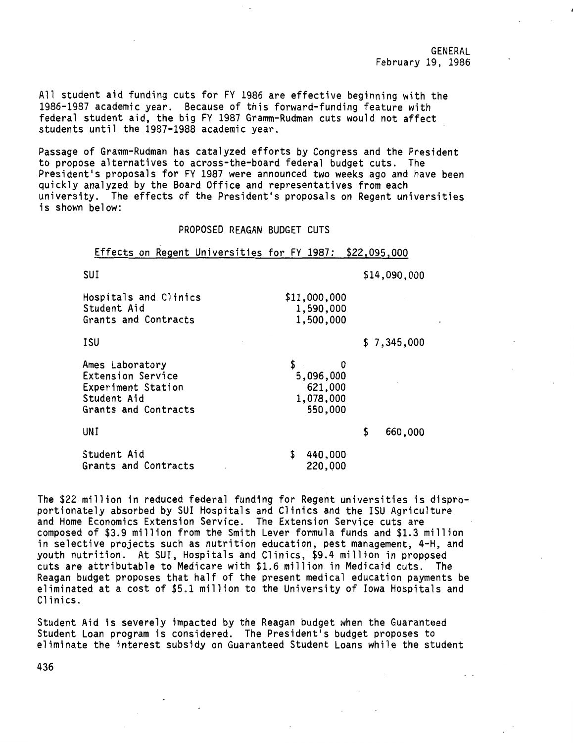All student aid funding cuts for FY 1986 are effective beginning with the 1986-1987 academic year. Because of this forward-funding feature with federal student aid, the big FY 1987 Gramm-Rudman cuts would not affect students until the 1987-1988 academic year.

Passage of Gramm-Rudman has catalyzed efforts by Congress and the President to propose alternatives to across-the-board federal budget cuts. The President's proposals for FY 1987 were announced two weeks ago and have been quickly analyzed by the Board Office and representatives from each university. The effects of the President's proposals on Regent universities is shown below:

PROPOSED REAGAN BUDGET CUTS

Effects on Regent Universities for FY 1987: $22,095,000

| | | |
|---|---|---|
| SUI | | $14,090,000 |
| Hospitals and Clinics | $11,000,000 | |
| Student Aid | 1,590,000 | |
| Grants and Contracts | 1,500,000 | |
| ISU | | $ 7,345,000 |
| Ames Laboratory | $ 0 | |
| Extension Service | 5,096,000 | |
| Experiment Station | 621,000 | |
| Student Aid | 1,078,000 | |
| Grants and Contracts | 550,000 | |
| UNI | | $ 660,000 |
| Student Aid | $ 440,000 | |
| Grants and Contracts | 220,000 | |

The $22 million in reduced federal funding for Regent universities is disproportionately absorbed by SUI Hospitals and Clinics and the ISU Agriculture and Home Economics Extension Service. The Extension Service cuts are composed of $3.9 million from the Smith Lever formula funds and $1.3 million in selective projects such as nutrition education, pest management, 4-H, and youth nutrition. At SUI, Hospitals and Clinics, $9.4 million in proposed cuts are attributable to Medicare with $1.6 million in Medicaid cuts. The Reagan budget proposes that half of the present medical education payments be eliminated at a cost of $5.1 million to the University of Iowa Hospitals and Clinics.

Student Aid is severely impacted by the Reagan budget when the Guaranteed Student Loan program is considered. The President's budget proposes to eliminate the interest subsidy on Guaranteed Student Loans while the student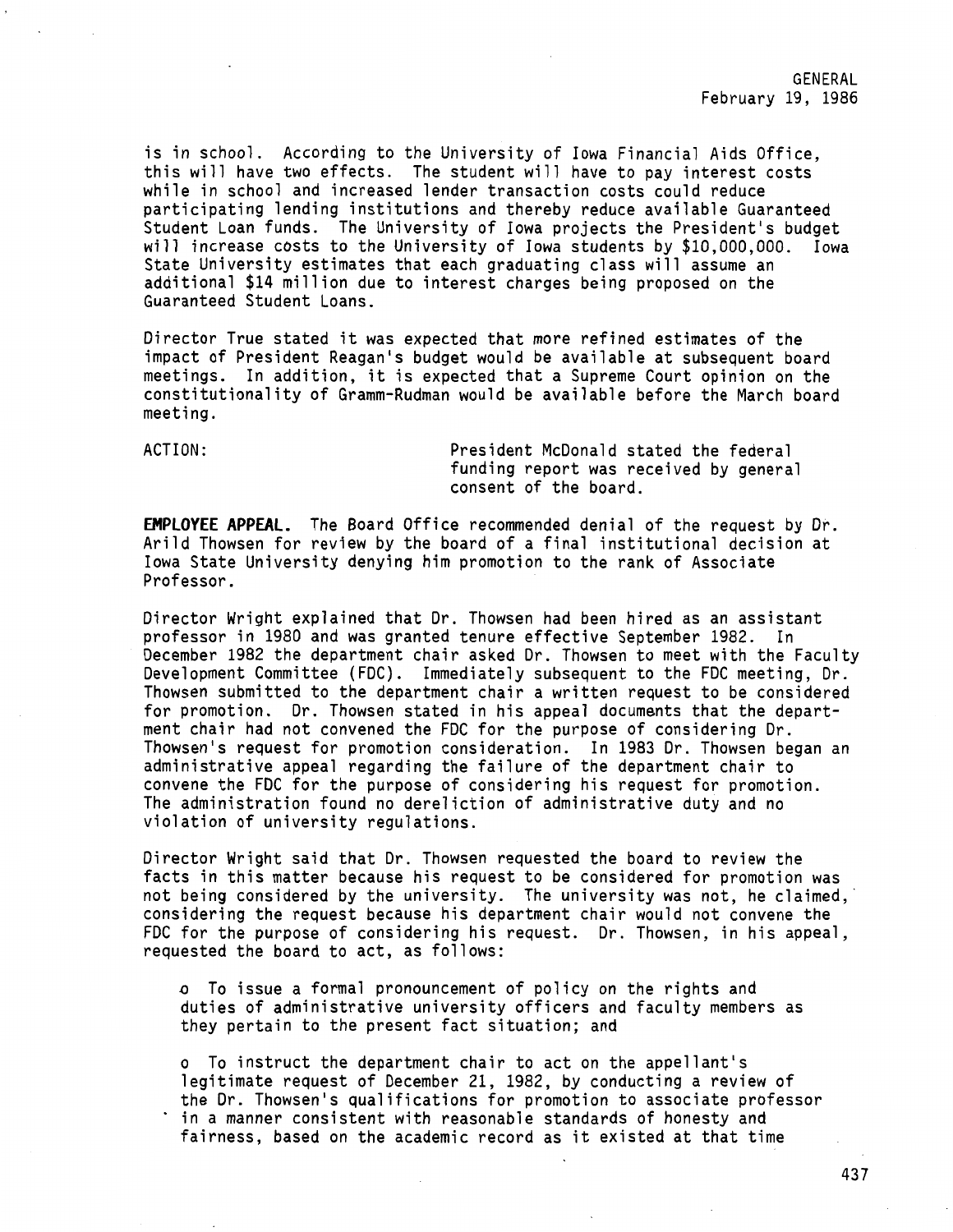is in school. According to the University of Iowa Financial Aids Office, this will have two effects. The student will have to pay interest costs while in school and increased lender transaction costs could reduce participating lending institutions and thereby reduce available Guaranteed Student Loan funds. The University of Iowa projects the President's budget will increase costs to the University of Iowa students by $10,000,000. Iowa State University estimates that each graduating class will assume an additional $14 million due to interest charges being proposed on the Guaranteed Student Loans.

Director True stated it was expected that more refined estimates of the impact of President Reagan's budget would be available at subsequent board meetings. In addition, it is expected that a Supreme Court opinion on the constitutionality of Gramm-Rudman would be available before the March board meeting.

ACTION: President McDonald stated the federal funding report was received by general consent of the board.

**EMPLOYEE APPEAL.** The Board Office recommended denial of the request by Dr. Arild Thowsen for review by the board of a final institutional decision at Iowa State University denying him promotion to the rank of Associate Professor.

Director Wright explained that Dr. Thowsen had been hired as an assistant professor in 1980 and was granted tenure effective September 1982. In December 1982 the department chair asked Dr. Thowsen to meet with the Faculty Development Committee (FDC). Immediately subsequent to the FDC meeting, Dr. Thowsen submitted to the department chair a written request to be considered for promotion. Dr. Thowsen stated in his appeal documents that the department chair had not convened the FDC for the purpose of considering Dr. Thowsen's request for promotion consideration. In 1983 Dr. Thowsen began an administrative appeal regarding the failure of the department chair to convene the FDC for the purpose of considering his request for promotion. The administration found no dereliction of administrative duty and no violation of university regulations.

Director Wright said that Dr. Thowsen requested the board to review the facts in this matter because his request to be considered for promotion was not being considered by the university. The university was not, he claimed, considering the request because his department chair would not convene the FDC for the purpose of considering his request. Dr. Thowsen, in his appeal, requested the board to act, as follows:

- To issue a formal pronouncement of policy on the rights and duties of administrative university officers and faculty members as they pertain to the present fact situation; and

- To instruct the department chair to act on the appellant's legitimate request of December 21, 1982, by conducting a review of the Dr. Thowsen's qualifications for promotion to associate professor in a manner consistent with reasonable standards of honesty and fairness, based on the academic record as it existed at that time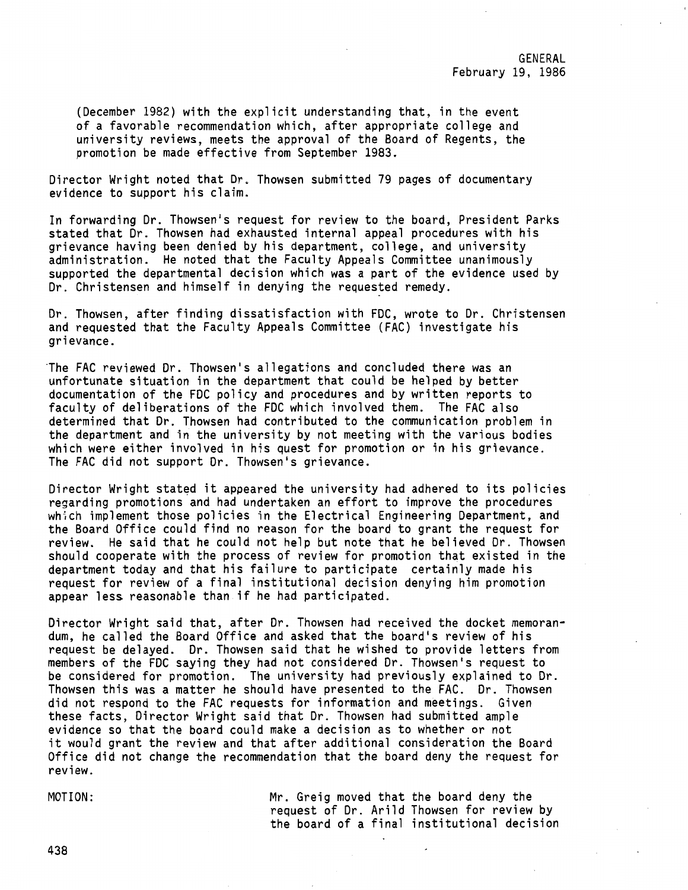(December 1982) with the explicit understanding that, in the event of a favorable recommendation which, after appropriate college and university reviews, meets the approval of the Board of Regents, the promotion be made effective from September 1983.

Director Wright noted that Dr. Thowsen submitted 79 pages of documentary evidence to support his claim.

In forwarding Dr. Thowsen's request for review to the board, President Parks stated that Dr. Thowsen had exhausted internal appeal procedures with his grievance having been denied by his department, college, and university administration. He noted that the Faculty Appeals Committee unanimously supported the departmental decision which was a part of the evidence used by Dr. Christensen and himself in denying the requested remedy.

Dr. Thowsen, after finding dissatisfaction with FDC, wrote to Dr. Christensen and requested that the Faculty Appeals Committee (FAC) investigate his grievance.

The FAC reviewed Dr. Thowsen's allegations and concluded there was an unfortunate situation in the department that could be helped by better documentation of the FDC policy and procedures and by written reports to faculty of deliberations of the FDC which involved them. The FAC also determined that Dr. Thowsen had contributed to the communication problem in the department and in the university by not meeting with the various bodies which were either involved in his quest for promotion or in his grievance. The FAC did not support Dr. Thowsen's grievance.

Director Wright stated it appeared the university had adhered to its policies regarding promotions and had undertaken an effort to improve the procedures which implement those policies in the Electrical Engineering Department, and the Board Office could find no reason for the board to grant the request for review. He said that he could not help but note that he believed Dr. Thowsen should cooperate with the process of review for promotion that existed in the department today and that his failure to participate certainly made his request for review of a final institutional decision denying him promotion appear less reasonable than if he had participated.

Director Wright said that, after Dr. Thowsen had received the docket memorandum, he called the Board Office and asked that the board's review of his request be delayed. Dr. Thowsen said that he wished to provide letters from members of the FDC saying they had not considered Dr. Thowsen's request to be considered for promotion. The university had previously explained to Dr. Thowsen this was a matter he should have presented to the FAC. Dr. Thowsen did not respond to the FAC requests for information and meetings. Given these facts, Director Wright said that Dr. Thowsen had submitted ample evidence so that the board could make a decision as to whether or not it would grant the review and that after additional consideration the Board Office did not change the recommendation that the board deny the request for review.

MOTION: Mr. Greig moved that the board deny the request of Dr. Arild Thowsen for review by the board of a final institutional decision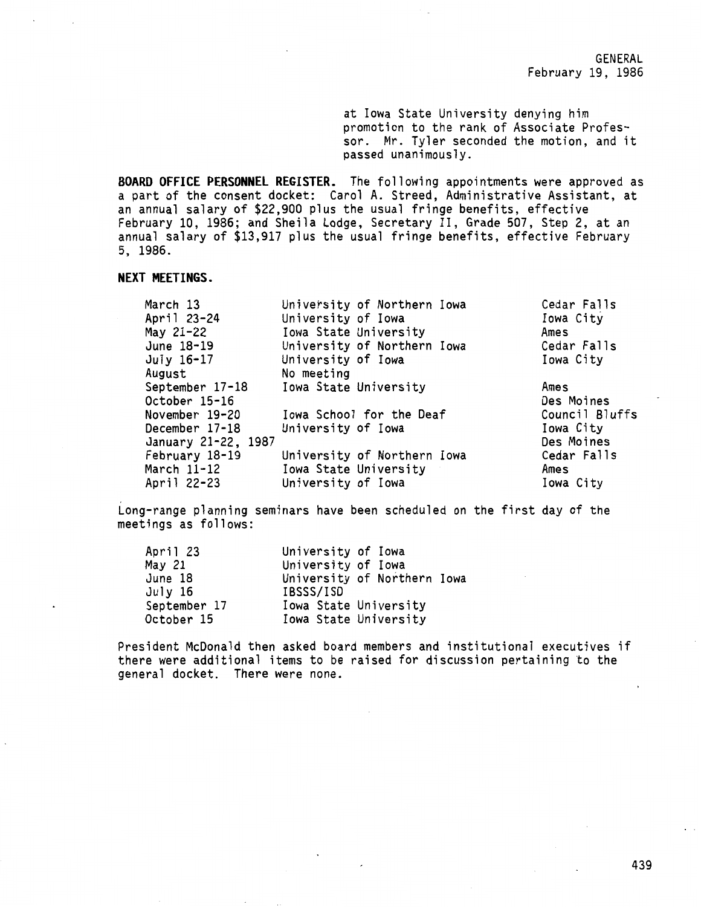at Iowa State University denying him promotion to the rank of Associate Professor. Mr. Tyler seconded the motion, and it passed unanimously.

**BOARD OFFICE PERSONNEL REGISTER.** The following appointments were approved as a part of the consent docket: Carol A. Streed, Administrative Assistant, at an annual salary of $22,900 plus the usual fringe benefits, effective February 10, 1986; and Sheila Lodge, Secretary II, Grade 507, Step 2, at an annual salary of $13,917 plus the usual fringe benefits, effective February 5, 1986.

**NEXT MEETINGS.**

| | | |
|---|---|---|
| March 13 | University of Northern Iowa | Cedar Falls |
| April 23-24 | University of Iowa | Iowa City |
| May 21-22 | Iowa State University | Ames |
| June 18-19 | University of Northern Iowa | Cedar Falls |
| July 16-17 | University of Iowa | Iowa City |
| August | No meeting | |
| September 17-18 | Iowa State University | Ames |
| October 15-16 | | Des Moines |
| November 19-20 | Iowa School for the Deaf | Council Bluffs |
| December 17-18 | University of Iowa | Iowa City |
| January 21-22, 1987 | | Des Moines |
| February 18-19 | University of Northern Iowa | Cedar Falls |
| March 11-12 | Iowa State University | Ames |
| April 22-23 | University of Iowa | Iowa City |

Long-range planning seminars have been scheduled on the first day of the meetings as follows:

| | |
|---|---|
| April 23 | University of Iowa |
| May 21 | University of Iowa |
| June 18 | University of Northern Iowa |
| July 16 | IBSSS/ISD |
| September 17 | Iowa State University |
| October 15 | Iowa State University |

President McDonald then asked board members and institutional executives if there were additional items to be raised for discussion pertaining to the general docket. There were none.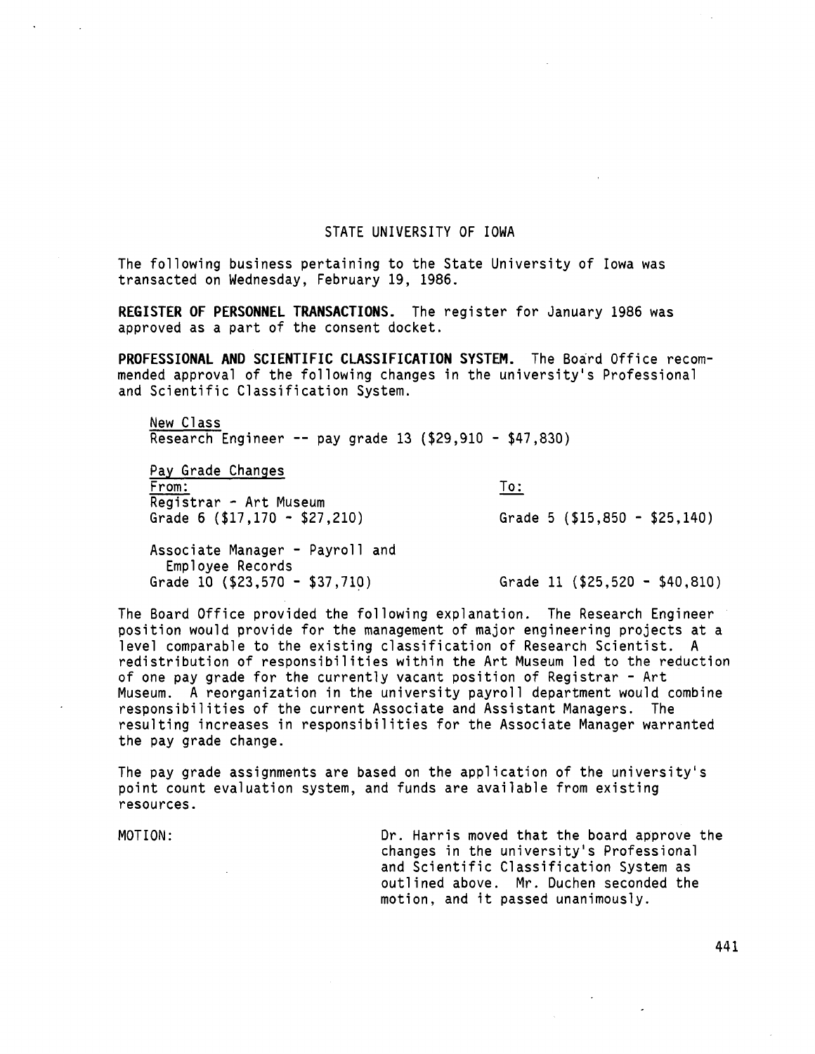## STATE UNIVERSITY OF IOWA

The following business pertaining to the State University of Iowa was transacted on Wednesday, February 19, 1986.

**REGISTER OF PERSONNEL TRANSACTIONS.** The register for January 1986 was approved as a part of the consent docket.

**PROFESSIONAL AND SCIENTIFIC CLASSIFICATION SYSTEM.** The Board Office recommended approval of the following changes in the university's Professional and Scientific Classification System.

New Class
Research Engineer -- pay grade 13 ($29,910 - $47,830)

Pay Grade Changes

| From: | To: |
|---|---|
| Registrar - Art Museum<br>Grade 6 ($17,170 - $27,210) | Grade 5 ($15,850 - $25,140) |
| Associate Manager - Payroll and Employee Records<br>Grade 10 ($23,570 - $37,710) | Grade 11 ($25,520 - $40,810) |

The Board Office provided the following explanation. The Research Engineer position would provide for the management of major engineering projects at a level comparable to the existing classification of Research Scientist. A redistribution of responsibilities within the Art Museum led to the reduction of one pay grade for the currently vacant position of Registrar - Art Museum. A reorganization in the university payroll department would combine responsibilities of the current Associate and Assistant Managers. The resulting increases in responsibilities for the Associate Manager warranted the pay grade change.

The pay grade assignments are based on the application of the university's point count evaluation system, and funds are available from existing resources.

MOTION: Dr. Harris moved that the board approve the changes in the university's Professional and Scientific Classification System as outlined above. Mr. Duchen seconded the motion, and it passed unanimously.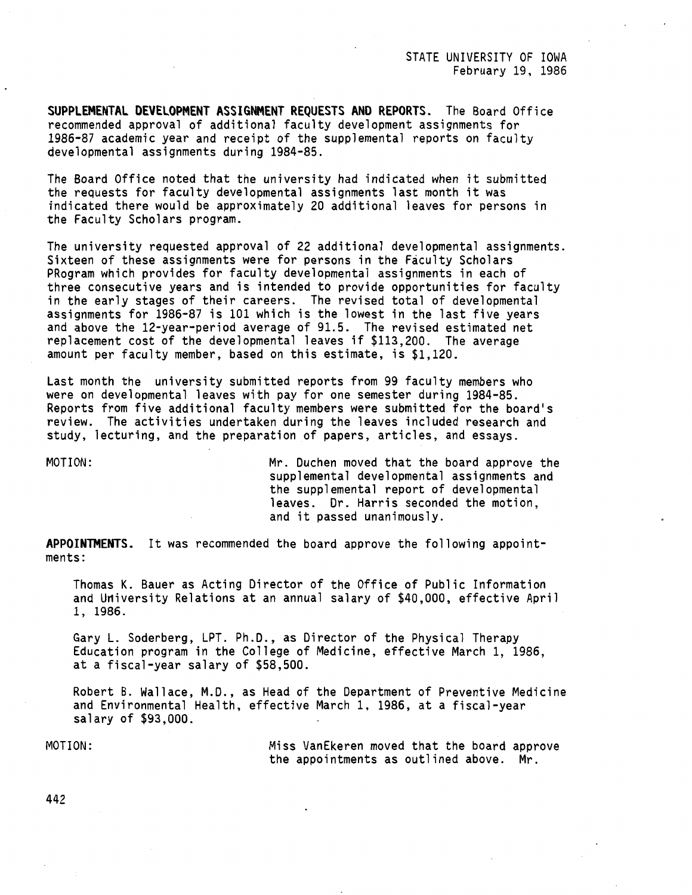STATE UNIVERSITY OF IOWA
February 19, 1986

**SUPPLEMENTAL DEVELOPMENT ASSIGNMENT REQUESTS AND REPORTS.** The Board Office recommended approval of additional faculty development assignments for 1986-87 academic year and receipt of the supplemental reports on faculty developmental assignments during 1984-85.

The Board Office noted that the university had indicated when it submitted the requests for faculty developmental assignments last month it was indicated there would be approximately 20 additional leaves for persons in the Faculty Scholars program.

The university requested approval of 22 additional developmental assignments. Sixteen of these assignments were for persons in the Faculty Scholars PRogram which provides for faculty developmental assignments in each of three consecutive years and is intended to provide opportunities for faculty in the early stages of their careers. The revised total of developmental assignments for 1986-87 is 101 which is the lowest in the last five years and above the 12-year-period average of 91.5. The revised estimated net replacement cost of the developmental leaves if $113,200. The average amount per faculty member, based on this estimate, is $1,120.

Last month the university submitted reports from 99 faculty members who were on developmental leaves with pay for one semester during 1984-85. Reports from five additional faculty members were submitted for the board's review. The activities undertaken during the leaves included research and study, lecturing, and the preparation of papers, articles, and essays.

MOTION: Mr. Duchen moved that the board approve the supplemental developmental assignments and the supplemental report of developmental leaves. Dr. Harris seconded the motion, and it passed unanimously.

**APPOINTMENTS.** It was recommended the board approve the following appointments:

Thomas K. Bauer as Acting Director of the Office of Public Information and University Relations at an annual salary of $40,000, effective April 1, 1986.

Gary L. Soderberg, LPT. Ph.D., as Director of the Physical Therapy Education program in the College of Medicine, effective March 1, 1986, at a fiscal-year salary of $58,500.

Robert B. Wallace, M.D., as Head of the Department of Preventive Medicine and Environmental Health, effective March 1, 1986, at a fiscal-year salary of $93,000.

MOTION: Miss VanEkeren moved that the board approve the appointments as outlined above. Mr.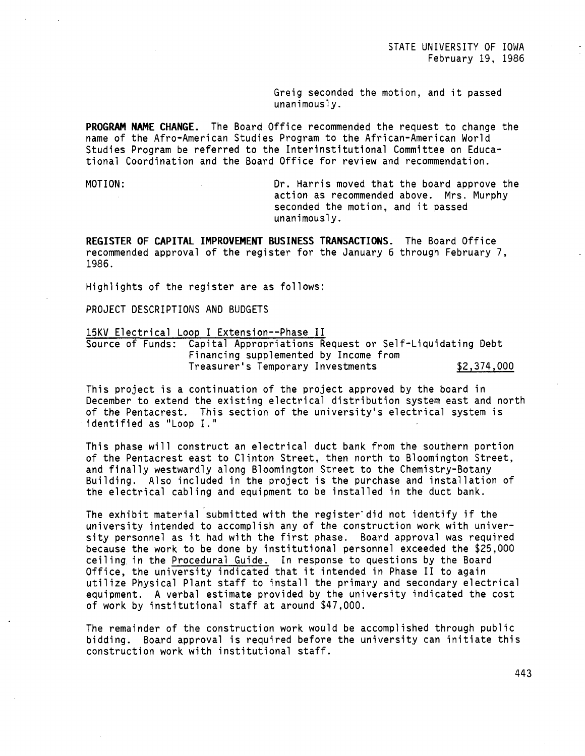Greig seconded the motion, and it passed unanimously.

**PROGRAM NAME CHANGE.** The Board Office recommended the request to change the name of the Afro-American Studies Program to the African-American World Studies Program be referred to the Interinstitutional Committee on Educational Coordination and the Board Office for review and recommendation.

MOTION: Dr. Harris moved that the board approve the action as recommended above. Mrs. Murphy seconded the motion, and it passed unanimously.

**REGISTER OF CAPITAL IMPROVEMENT BUSINESS TRANSACTIONS.** The Board Office recommended approval of the register for the January 6 through February 7, 1986.

Highlights of the register are as follows:

PROJECT DESCRIPTIONS AND BUDGETS

15KV Electrical Loop I Extension--Phase II

Source of Funds: Capital Appropriations Request or Self-Liquidating Debt Financing supplemented by Income from Treasurer's Temporary Investments $2,374,000

This project is a continuation of the project approved by the board in December to extend the existing electrical distribution system east and north of the Pentacrest. This section of the university's electrical system is identified as "Loop I."

This phase will construct an electrical duct bank from the southern portion of the Pentacrest east to Clinton Street, then north to Bloomington Street, and finally westwardly along Bloomington Street to the Chemistry-Botany Building. Also included in the project is the purchase and installation of the electrical cabling and equipment to be installed in the duct bank.

The exhibit material submitted with the register did not identify if the university intended to accomplish any of the construction work with university personnel as it had with the first phase. Board approval was required because the work to be done by institutional personnel exceeded the $25,000 ceiling in the Procedural Guide. In response to questions by the Board Office, the university indicated that it intended in Phase II to again utilize Physical Plant staff to install the primary and secondary electrical equipment. A verbal estimate provided by the university indicated the cost of work by institutional staff at around $47,000.

The remainder of the construction work would be accomplished through public bidding. Board approval is required before the university can initiate this construction work with institutional staff.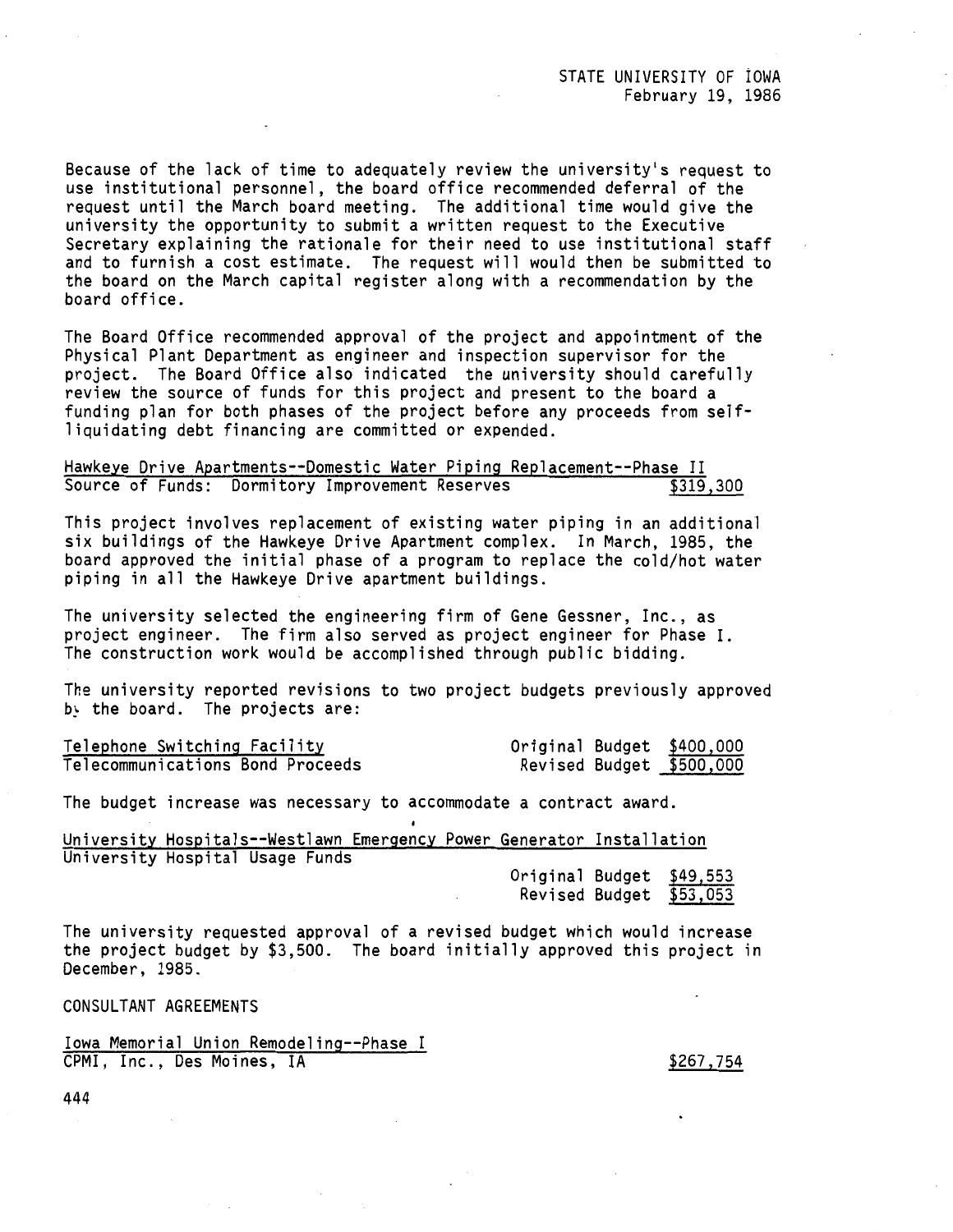Because of the lack of time to adequately review the university's request to use institutional personnel, the board office recommended deferral of the request until the March board meeting. The additional time would give the university the opportunity to submit a written request to the Executive Secretary explaining the rationale for their need to use institutional staff and to furnish a cost estimate. The request will would then be submitted to the board on the March capital register along with a recommendation by the board office.

The Board Office recommended approval of the project and appointment of the Physical Plant Department as engineer and inspection supervisor for the project. The Board Office also indicated the university should carefully review the source of funds for this project and present to the board a funding plan for both phases of the project before any proceeds from self-liquidating debt financing are committed or expended.

<u>Hawkeye Drive Apartments--Domestic Water Piping Replacement--Phase II</u>
Source of Funds: Dormitory Improvement Reserves $319,300

This project involves replacement of existing water piping in an additional six buildings of the Hawkeye Drive Apartment complex. In March, 1985, the board approved the initial phase of a program to replace the cold/hot water piping in all the Hawkeye Drive apartment buildings.

The university selected the engineering firm of Gene Gessner, Inc., as project engineer. The firm also served as project engineer for Phase I. The construction work would be accomplished through public bidding.

The university reported revisions to two project budgets previously approved by the board. The projects are:

<u>Telephone Switching Facility</u> Original Budget $400,000
Telecommunications Bond Proceeds Revised Budget $500,000

The budget increase was necessary to accommodate a contract award.

<u>University Hospitals--Westlawn Emergency Power Generator Installation</u>
University Hospital Usage Funds
Original Budget $49,553
Revised Budget $53,053

The university requested approval of a revised budget which would increase the project budget by $3,500. The board initially approved this project in December, 1985.

CONSULTANT AGREEMENTS

<u>Iowa Memorial Union Remodeling--Phase I</u>
CPMI, Inc., Des Moines, IA $267,754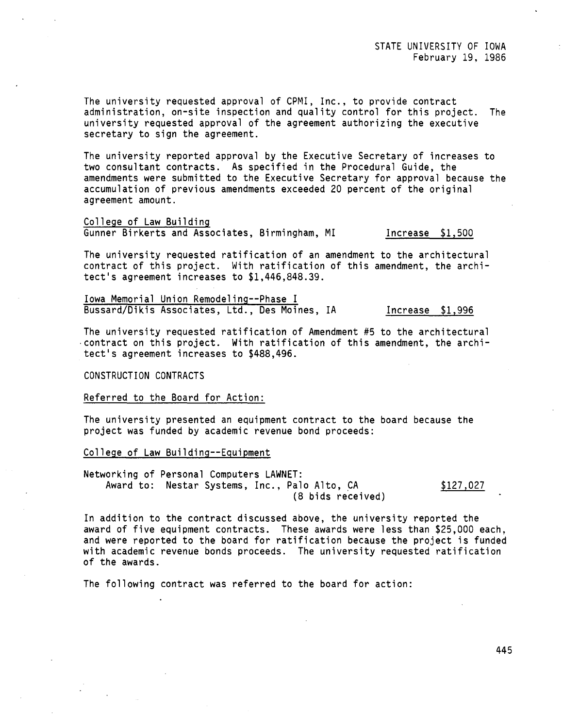The university requested approval of CPMI, Inc., to provide contract administration, on-site inspection and quality control for this project. The university requested approval of the agreement authorizing the executive secretary to sign the agreement.

The university reported approval by the Executive Secretary of increases to two consultant contracts. As specified in the Procedural Guide, the amendments were submitted to the Executive Secretary for approval because the accumulation of previous amendments exceeded 20 percent of the original agreement amount.

College of Law Building
Gunner Birkerts and Associates, Birmingham, MI Increase $1,500

The university requested ratification of an amendment to the architectural contract of this project. With ratification of this amendment, the architect's agreement increases to $1,446,848.39.

Iowa Memorial Union Remodeling--Phase I
Bussard/Dikis Associates, Ltd., Des Moines, IA Increase $1,996

The university requested ratification of Amendment #5 to the architectural contract on this project. With ratification of this amendment, the architect's agreement increases to $488,496.

CONSTRUCTION CONTRACTS

Referred to the Board for Action:

The university presented an equipment contract to the board because the project was funded by academic revenue bond proceeds:

College of Law Building--Equipment

Networking of Personal Computers LAWNET:
Award to: Nestar Systems, Inc., Palo Alto, CA $127,027
(8 bids received)

In addition to the contract discussed above, the university reported the award of five equipment contracts. These awards were less than $25,000 each, and were reported to the board for ratification because the project is funded with academic revenue bonds proceeds. The university requested ratification of the awards.

The following contract was referred to the board for action: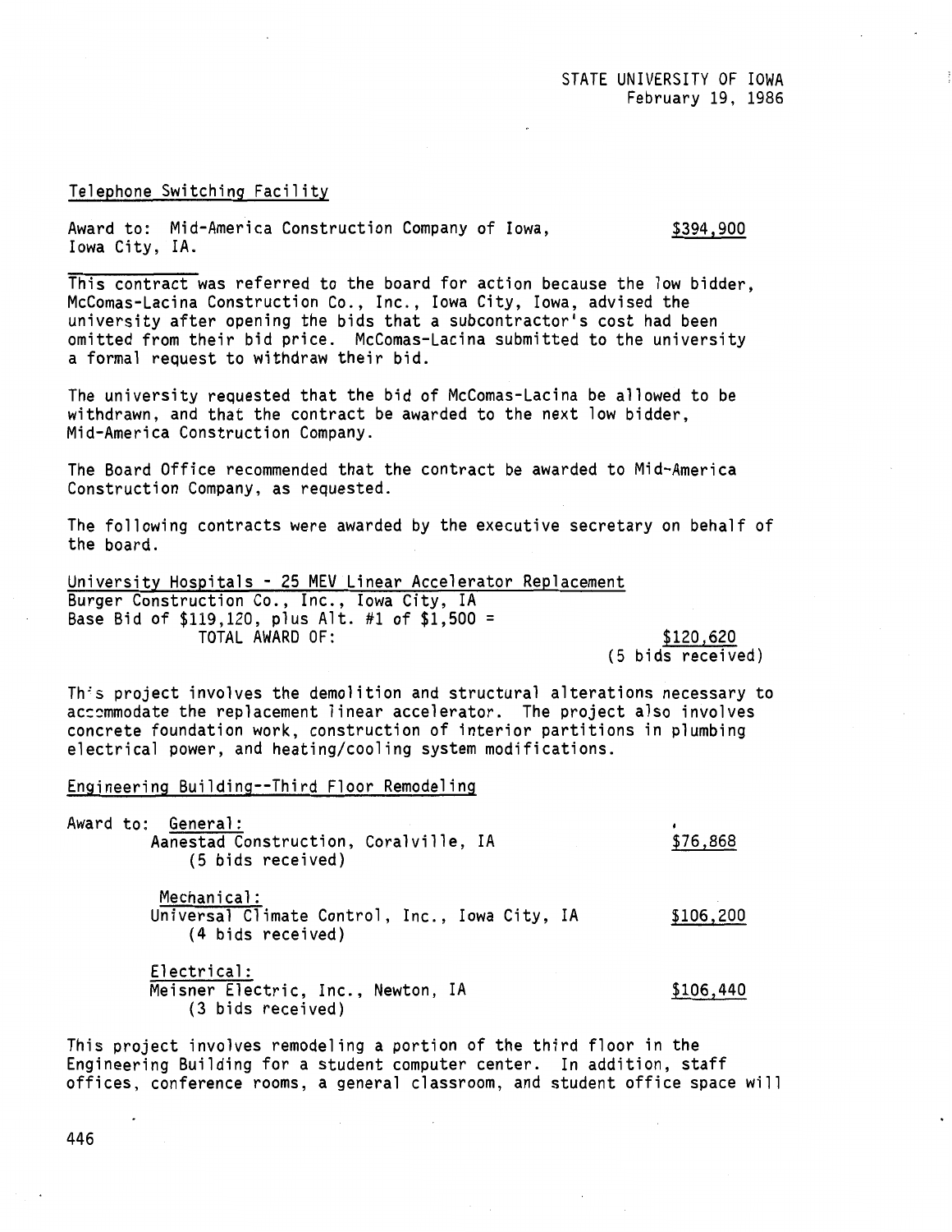STATE UNIVERSITY OF IOWA
February 19, 1986

Telephone Switching Facility

Award to: Mid-America Construction Company of Iowa, Iowa City, IA. — $394,900

This contract was referred to the board for action because the low bidder, McComas-Lacina Construction Co., Inc., Iowa City, Iowa, advised the university after opening the bids that a subcontractor's cost had been omitted from their bid price. McComas-Lacina submitted to the university a formal request to withdraw their bid.

The university requested that the bid of McComas-Lacina be allowed to be withdrawn, and that the contract be awarded to the next low bidder, Mid-America Construction Company.

The Board Office recommended that the contract be awarded to Mid-America Construction Company, as requested.

The following contracts were awarded by the executive secretary on behalf of the board.

University Hospitals - 25 MEV Linear Accelerator Replacement
Burger Construction Co., Inc., Iowa City, IA
Base Bid of $119,120, plus Alt. #1 of $1,500 =
TOTAL AWARD OF: $120,620
(5 bids received)

This project involves the demolition and structural alterations necessary to accommodate the replacement linear accelerator. The project also involves concrete foundation work, construction of interior partitions in plumbing electrical power, and heating/cooling system modifications.

Engineering Building--Third Floor Remodeling

Award to:

General:
Aanestad Construction, Coralville, IA — $76,868
(5 bids received)

Mechanical:
Universal Climate Control, Inc., Iowa City, IA — $106,200
(4 bids received)

Electrical:
Meisner Electric, Inc., Newton, IA — $106,440
(3 bids received)

This project involves remodeling a portion of the third floor in the Engineering Building for a student computer center. In addition, staff offices, conference rooms, a general classroom, and student office space will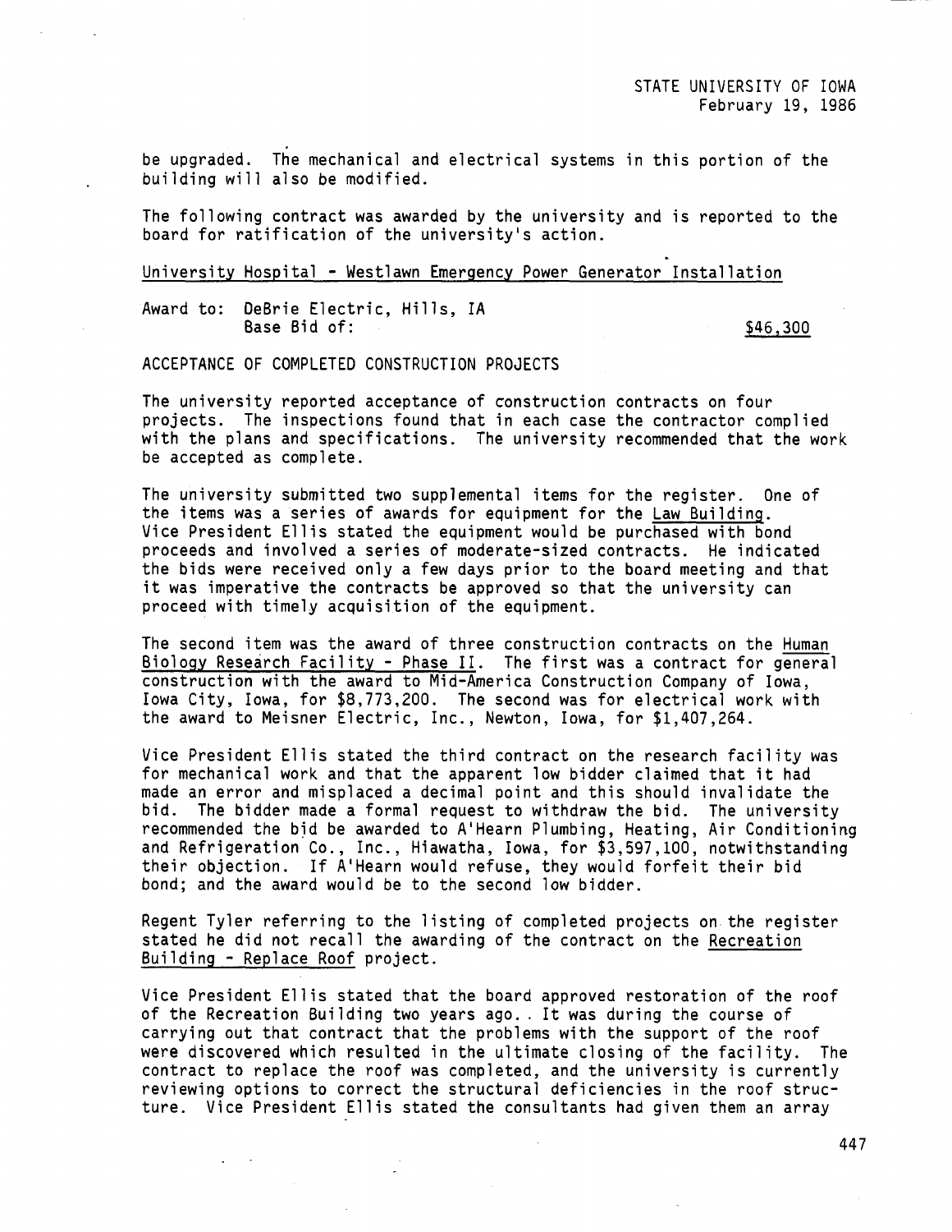be upgraded. The mechanical and electrical systems in this portion of the building will also be modified.

The following contract was awarded by the university and is reported to the board for ratification of the university's action.

University Hospital - Westlawn Emergency Power Generator Installation

Award to: DeBrie Electric, Hills, IA
Base Bid of: $46,300

ACCEPTANCE OF COMPLETED CONSTRUCTION PROJECTS

The university reported acceptance of construction contracts on four projects. The inspections found that in each case the contractor complied with the plans and specifications. The university recommended that the work be accepted as complete.

The university submitted two supplemental items for the register. One of the items was a series of awards for equipment for the Law Building. Vice President Ellis stated the equipment would be purchased with bond proceeds and involved a series of moderate-sized contracts. He indicated the bids were received only a few days prior to the board meeting and that it was imperative the contracts be approved so that the university can proceed with timely acquisition of the equipment.

The second item was the award of three construction contracts on the Human Biology Research Facility - Phase II. The first was a contract for general construction with the award to Mid-America Construction Company of Iowa, Iowa City, Iowa, for $8,773,200. The second was for electrical work with the award to Meisner Electric, Inc., Newton, Iowa, for $1,407,264.

Vice President Ellis stated the third contract on the research facility was for mechanical work and that the apparent low bidder claimed that it had made an error and misplaced a decimal point and this should invalidate the bid. The bidder made a formal request to withdraw the bid. The university recommended the bid be awarded to A'Hearn Plumbing, Heating, Air Conditioning and Refrigeration Co., Inc., Hiawatha, Iowa, for $3,597,100, notwithstanding their objection. If A'Hearn would refuse, they would forfeit their bid bond; and the award would be to the second low bidder.

Regent Tyler referring to the listing of completed projects on the register stated he did not recall the awarding of the contract on the Recreation Building - Replace Roof project.

Vice President Ellis stated that the board approved restoration of the roof of the Recreation Building two years ago. It was during the course of carrying out that contract that the problems with the support of the roof were discovered which resulted in the ultimate closing of the facility. The contract to replace the roof was completed, and the university is currently reviewing options to correct the structural deficiencies in the roof structure. Vice President Ellis stated the consultants had given them an array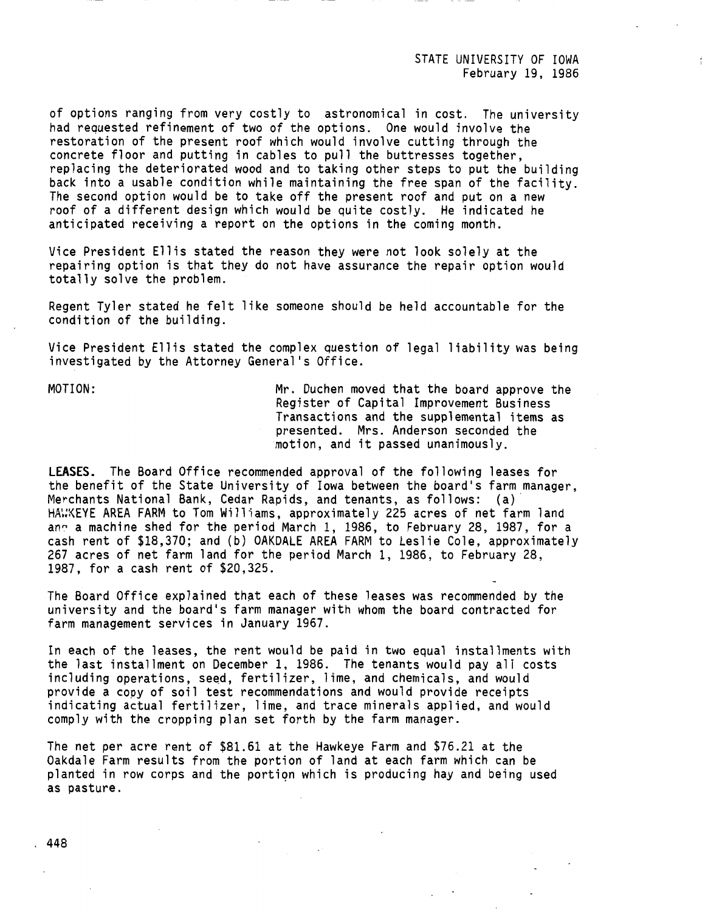of options ranging from very costly to astronomical in cost. The university had requested refinement of two of the options. One would involve the restoration of the present roof which would involve cutting through the concrete floor and putting in cables to pull the buttresses together, replacing the deteriorated wood and to taking other steps to put the building back into a usable condition while maintaining the free span of the facility. The second option would be to take off the present roof and put on a new roof of a different design which would be quite costly. He indicated he anticipated receiving a report on the options in the coming month.

Vice President Ellis stated the reason they were not look solely at the repairing option is that they do not have assurance the repair option would totally solve the problem.

Regent Tyler stated he felt like someone should be held accountable for the condition of the building.

Vice President Ellis stated the complex question of legal liability was being investigated by the Attorney General's Office.

MOTION: Mr. Duchen moved that the board approve the Register of Capital Improvement Business Transactions and the supplemental items as presented. Mrs. Anderson seconded the motion, and it passed unanimously.

**LEASES.** The Board Office recommended approval of the following leases for the benefit of the State University of Iowa between the board's farm manager, Merchants National Bank, Cedar Rapids, and tenants, as follows: (a) HAWKEYE AREA FARM to Tom Williams, approximately 225 acres of net farm land and a machine shed for the period March 1, 1986, to February 28, 1987, for a cash rent of $18,370; and (b) OAKDALE AREA FARM to Leslie Cole, approximately 267 acres of net farm land for the period March 1, 1986, to February 28, 1987, for a cash rent of $20,325.

The Board Office explained that each of these leases was recommended by the university and the board's farm manager with whom the board contracted for farm management services in January 1967.

In each of the leases, the rent would be paid in two equal installments with the last installment on December 1, 1986. The tenants would pay all costs including operations, seed, fertilizer, lime, and chemicals, and would provide a copy of soil test recommendations and would provide receipts indicating actual fertilizer, lime, and trace minerals applied, and would comply with the cropping plan set forth by the farm manager.

The net per acre rent of $81.61 at the Hawkeye Farm and $76.21 at the Oakdale Farm results from the portion of land at each farm which can be planted in row corps and the portion which is producing hay and being used as pasture.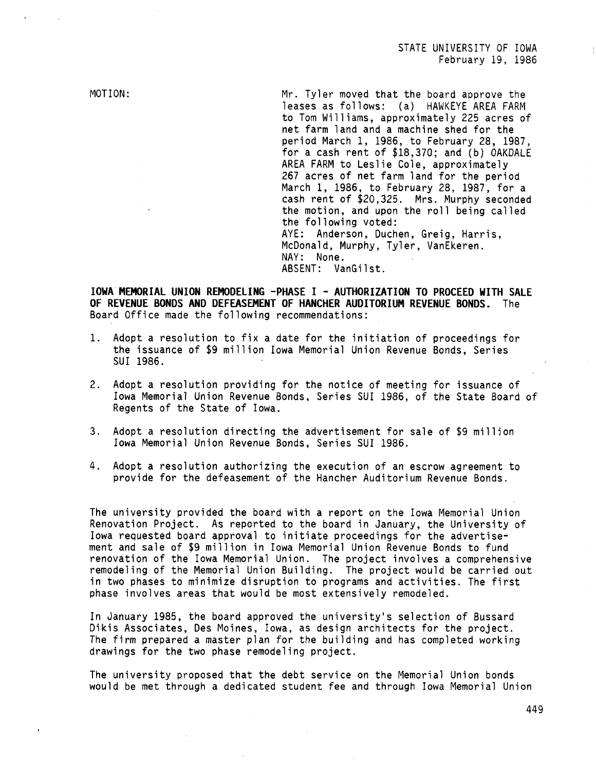MOTION: Mr. Tyler moved that the board approve the leases as follows: (a) HAWKEYE AREA FARM to Tom Williams, approximately 225 acres of net farm land and a machine shed for the period March 1, 1986, to February 28, 1987, for a cash rent of $18,370; and (b) OAKDALE AREA FARM to Leslie Cole, approximately 267 acres of net farm land for the period March 1, 1986, to February 28, 1987, for a cash rent of $20,325. Mrs. Murphy seconded the motion, and upon the roll being called the following voted:
AYE: Anderson, Duchen, Greig, Harris, McDonald, Murphy, Tyler, VanEkeren.
NAY: None.
ABSENT: VanGilst.

**IOWA MEMORIAL UNION REMODELING -PHASE I - AUTHORIZATION TO PROCEED WITH SALE OF REVENUE BONDS AND DEFEASEMENT OF HANCHER AUDITORIUM REVENUE BONDS.** The Board Office made the following recommendations:

1. Adopt a resolution to fix a date for the initiation of proceedings for the issuance of $9 million Iowa Memorial Union Revenue Bonds, Series SUI 1986.

2. Adopt a resolution providing for the notice of meeting for issuance of Iowa Memorial Union Revenue Bonds, Series SUI 1986, of the State Board of Regents of the State of Iowa.

3. Adopt a resolution directing the advertisement for sale of $9 million Iowa Memorial Union Revenue Bonds, Series SUI 1986.

4. Adopt a resolution authorizing the execution of an escrow agreement to provide for the defeasement of the Hancher Auditorium Revenue Bonds.

The university provided the board with a report on the Iowa Memorial Union Renovation Project. As reported to the board in January, the University of Iowa requested board approval to initiate proceedings for the advertisement and sale of $9 million in Iowa Memorial Union Revenue Bonds to fund renovation of the Iowa Memorial Union. The project involves a comprehensive remodeling of the Memorial Union Building. The project would be carried out in two phases to minimize disruption to programs and activities. The first phase involves areas that would be most extensively remodeled.

In January 1985, the board approved the university's selection of Bussard Dikis Associates, Des Moines, Iowa, as design architects for the project. The firm prepared a master plan for the building and has completed working drawings for the two phase remodeling project.

The university proposed that the debt service on the Memorial Union bonds would be met through a dedicated student fee and through Iowa Memorial Union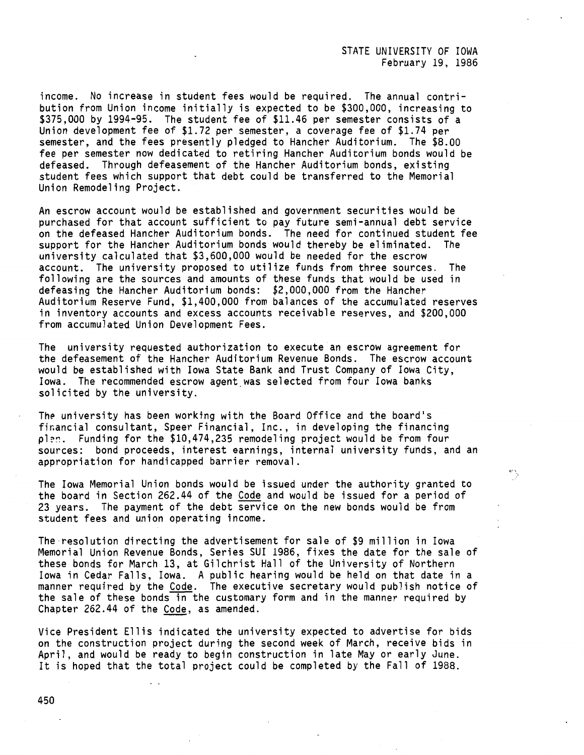income. No increase in student fees would be required. The annual contribution from Union income initially is expected to be $300,000, increasing to $375,000 by 1994-95. The student fee of $11.46 per semester consists of a Union development fee of $1.72 per semester, a coverage fee of $1.74 per semester, and the fees presently pledged to Hancher Auditorium. The $8.00 fee per semester now dedicated to retiring Hancher Auditorium bonds would be defeased. Through defeasement of the Hancher Auditorium bonds, existing student fees which support that debt could be transferred to the Memorial Union Remodeling Project.

An escrow account would be established and government securities would be purchased for that account sufficient to pay future semi-annual debt service on the defeased Hancher Auditorium bonds. The need for continued student fee support for the Hancher Auditorium bonds would thereby be eliminated. The university calculated that $3,600,000 would be needed for the escrow account. The university proposed to utilize funds from three sources. The following are the sources and amounts of these funds that would be used in defeasing the Hancher Auditorium bonds: $2,000,000 from the Hancher Auditorium Reserve Fund, $1,400,000 from balances of the accumulated reserves in inventory accounts and excess accounts receivable reserves, and $200,000 from accumulated Union Development Fees.

The university requested authorization to execute an escrow agreement for the defeasement of the Hancher Auditorium Revenue Bonds. The escrow account would be established with Iowa State Bank and Trust Company of Iowa City, Iowa. The recommended escrow agent was selected from four Iowa banks solicited by the university.

The university has been working with the Board Office and the board's financial consultant, Speer Financial, Inc., in developing the financing plan. Funding for the $10,474,235 remodeling project would be from four sources: bond proceeds, interest earnings, internal university funds, and an appropriation for handicapped barrier removal.

The Iowa Memorial Union bonds would be issued under the authority granted to the board in Section 262.44 of the Code and would be issued for a period of 23 years. The payment of the debt service on the new bonds would be from student fees and union operating income.

The resolution directing the advertisement for sale of $9 million in Iowa Memorial Union Revenue Bonds, Series SUI 1986, fixes the date for the sale of these bonds for March 13, at Gilchrist Hall of the University of Northern Iowa in Cedar Falls, Iowa. A public hearing would be held on that date in a manner required by the Code. The executive secretary would publish notice of the sale of these bonds in the customary form and in the manner required by Chapter 262.44 of the Code, as amended.

Vice President Ellis indicated the university expected to advertise for bids on the construction project during the second week of March, receive bids in April, and would be ready to begin construction in late May or early June. It is hoped that the total project could be completed by the Fall of 1988.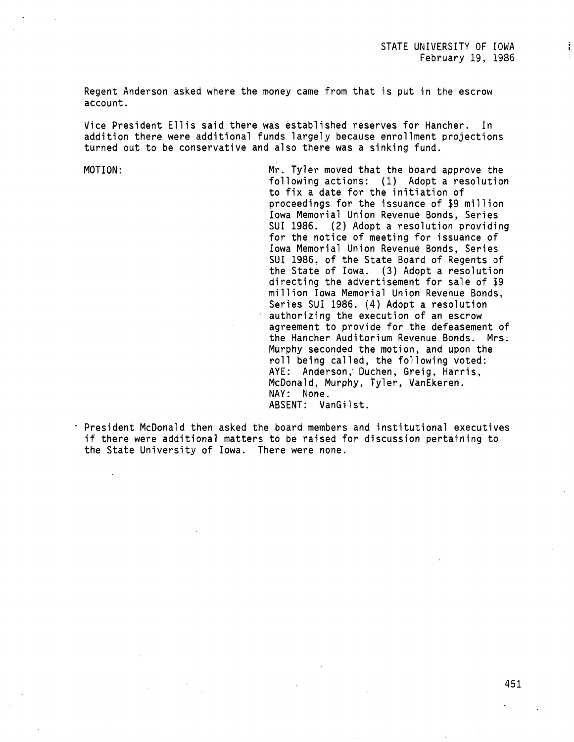Regent Anderson asked where the money came from that is put in the escrow account.

Vice President Ellis said there was established reserves for Hancher. In addition there were additional funds largely because enrollment projections turned out to be conservative and also there was a sinking fund.

MOTION:

Mr. Tyler moved that the board approve the following actions: (1) Adopt a resolution to fix a date for the initiation of proceedings for the issuance of $9 million Iowa Memorial Union Revenue Bonds, Series SUI 1986. (2) Adopt a resolution providing for the notice of meeting for issuance of Iowa Memorial Union Revenue Bonds, Series SUI 1986, of the State Board of Regents of the State of Iowa. (3) Adopt a resolution directing the advertisement for sale of $9 million Iowa Memorial Union Revenue Bonds, Series SUI 1986. (4) Adopt a resolution authorizing the execution of an escrow agreement to provide for the defeasement of the Hancher Auditorium Revenue Bonds. Mrs. Murphy seconded the motion, and upon the roll being called, the following voted:
AYE: Anderson, Duchen, Greig, Harris, McDonald, Murphy, Tyler, VanEkeren.
NAY: None.
ABSENT: VanGilst.

President McDonald then asked the board members and institutional executives if there were additional matters to be raised for discussion pertaining to the State University of Iowa. There were none.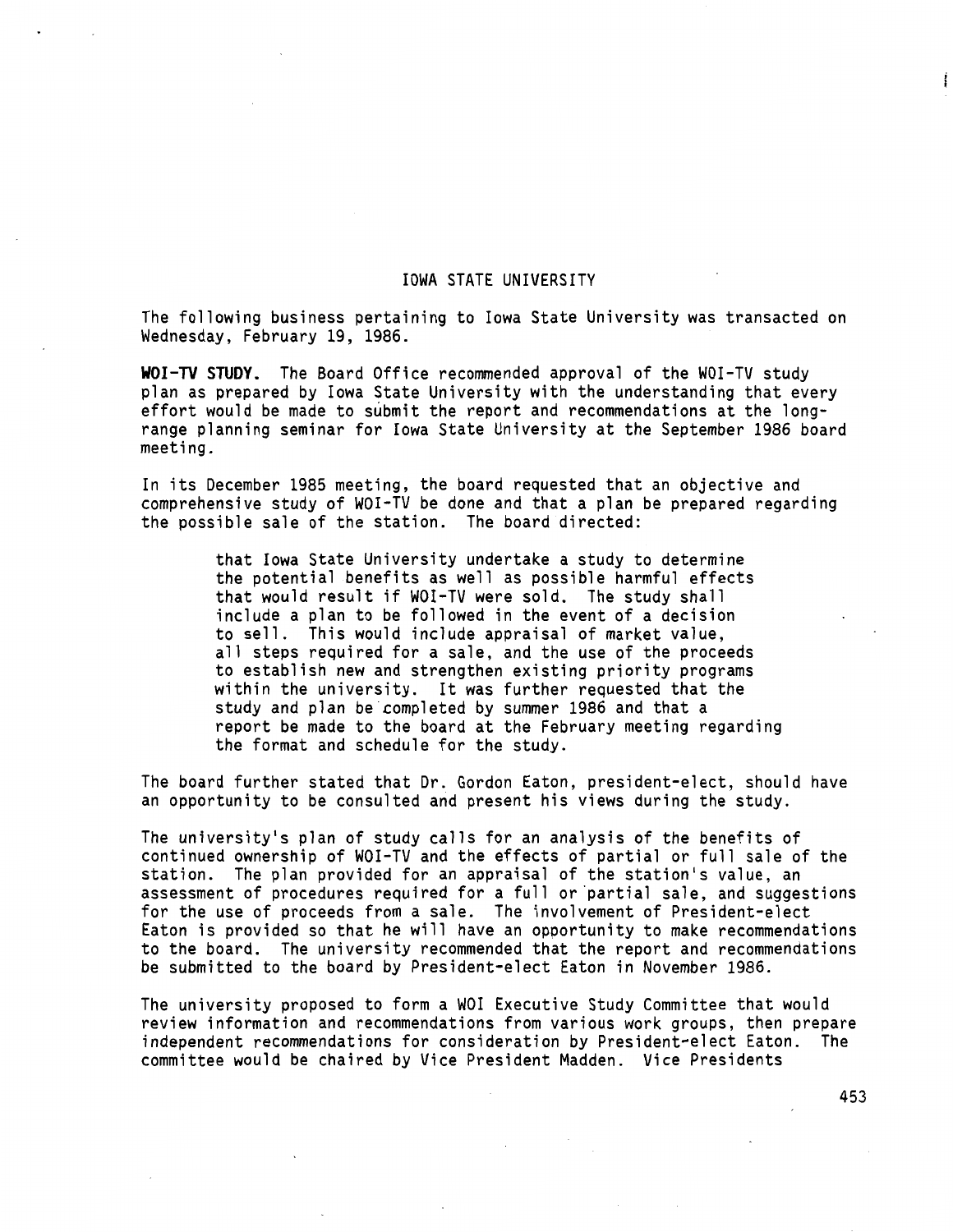IOWA STATE UNIVERSITY

The following business pertaining to Iowa State University was transacted on Wednesday, February 19, 1986.

**WOI-TV STUDY.** The Board Office recommended approval of the WOI-TV study plan as prepared by Iowa State University with the understanding that every effort would be made to submit the report and recommendations at the long-range planning seminar for Iowa State University at the September 1986 board meeting.

In its December 1985 meeting, the board requested that an objective and comprehensive study of WOI-TV be done and that a plan be prepared regarding the possible sale of the station. The board directed:

> that Iowa State University undertake a study to determine the potential benefits as well as possible harmful effects that would result if WOI-TV were sold. The study shall include a plan to be followed in the event of a decision to sell. This would include appraisal of market value, all steps required for a sale, and the use of the proceeds to establish new and strengthen existing priority programs within the university. It was further requested that the study and plan be completed by summer 1986 and that a report be made to the board at the February meeting regarding the format and schedule for the study.

The board further stated that Dr. Gordon Eaton, president-elect, should have an opportunity to be consulted and present his views during the study.

The university's plan of study calls for an analysis of the benefits of continued ownership of WOI-TV and the effects of partial or full sale of the station. The plan provided for an appraisal of the station's value, an assessment of procedures required for a full or partial sale, and suggestions for the use of proceeds from a sale. The involvement of President-elect Eaton is provided so that he will have an opportunity to make recommendations to the board. The university recommended that the report and recommendations be submitted to the board by President-elect Eaton in November 1986.

The university proposed to form a WOI Executive Study Committee that would review information and recommendations from various work groups, then prepare independent recommendations for consideration by President-elect Eaton. The committee would be chaired by Vice President Madden. Vice Presidents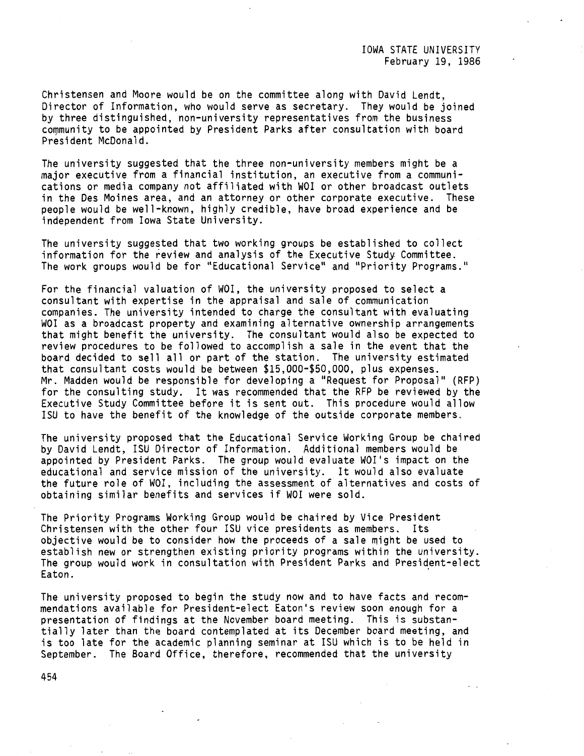Christensen and Moore would be on the committee along with David Lendt, Director of Information, who would serve as secretary. They would be joined by three distinguished, non-university representatives from the business community to be appointed by President Parks after consultation with board President McDonald.

The university suggested that the three non-university members might be a major executive from a financial institution, an executive from a communications or media company not affiliated with WOI or other broadcast outlets in the Des Moines area, and an attorney or other corporate executive. These people would be well-known, highly credible, have broad experience and be independent from Iowa State University.

The university suggested that two working groups be established to collect information for the review and analysis of the Executive Study Committee. The work groups would be for "Educational Service" and "Priority Programs."

For the financial valuation of WOI, the university proposed to select a consultant with expertise in the appraisal and sale of communication companies. The university intended to charge the consultant with evaluating WOI as a broadcast property and examining alternative ownership arrangements that might benefit the university. The consultant would also be expected to review procedures to be followed to accomplish a sale in the event that the board decided to sell all or part of the station. The university estimated that consultant costs would be between $15,000-$50,000, plus expenses. Mr. Madden would be responsible for developing a "Request for Proposal" (RFP) for the consulting study. It was recommended that the RFP be reviewed by the Executive Study Committee before it is sent out. This procedure would allow ISU to have the benefit of the knowledge of the outside corporate members.

The university proposed that the Educational Service Working Group be chaired by David Lendt, ISU Director of Information. Additional members would be appointed by President Parks. The group would evaluate WOI's impact on the educational and service mission of the university. It would also evaluate the future role of WOI, including the assessment of alternatives and costs of obtaining similar benefits and services if WOI were sold.

The Priority Programs Working Group would be chaired by Vice President Christensen with the other four ISU vice presidents as members. Its objective would be to consider how the proceeds of a sale might be used to establish new or strengthen existing priority programs within the university. The group would work in consultation with President Parks and President-elect Eaton.

The university proposed to begin the study now and to have facts and recommendations available for President-elect Eaton's review soon enough for a presentation of findings at the November board meeting. This is substantially later than the board contemplated at its December board meeting, and is too late for the academic planning seminar at ISU which is to be held in September. The Board Office, therefore, recommended that the university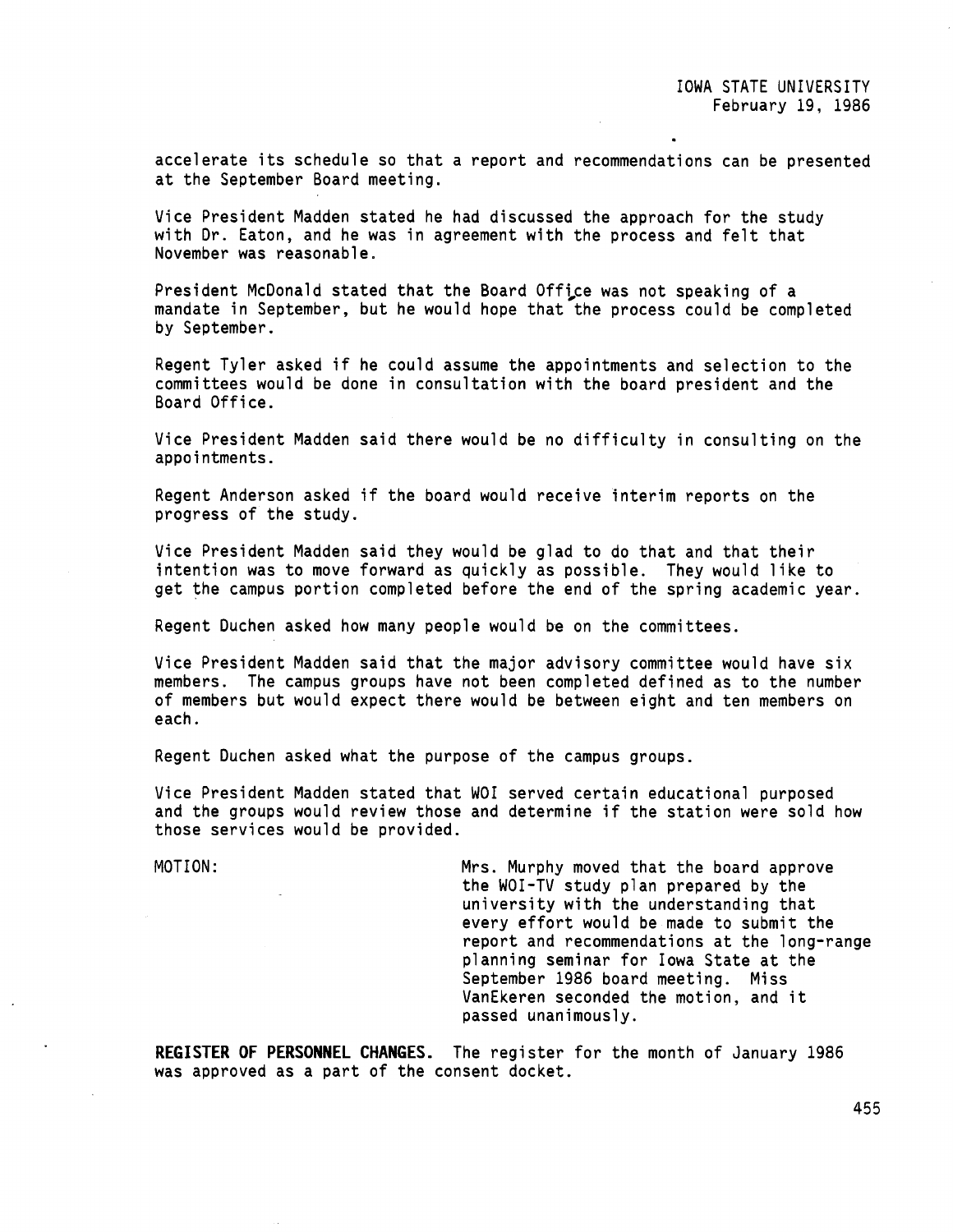accelerate its schedule so that a report and recommendations can be presented at the September Board meeting.

Vice President Madden stated he had discussed the approach for the study with Dr. Eaton, and he was in agreement with the process and felt that November was reasonable.

President McDonald stated that the Board Office was not speaking of a mandate in September, but he would hope that the process could be completed by September.

Regent Tyler asked if he could assume the appointments and selection to the committees would be done in consultation with the board president and the Board Office.

Vice President Madden said there would be no difficulty in consulting on the appointments.

Regent Anderson asked if the board would receive interim reports on the progress of the study.

Vice President Madden said they would be glad to do that and that their intention was to move forward as quickly as possible. They would like to get the campus portion completed before the end of the spring academic year.

Regent Duchen asked how many people would be on the committees.

Vice President Madden said that the major advisory committee would have six members. The campus groups have not been completed defined as to the number of members but would expect there would be between eight and ten members on each.

Regent Duchen asked what the purpose of the campus groups.

Vice President Madden stated that WOI served certain educational purposed and the groups would review those and determine if the station were sold how those services would be provided.

MOTION: Mrs. Murphy moved that the board approve the WOI-TV study plan prepared by the university with the understanding that every effort would be made to submit the report and recommendations at the long-range planning seminar for Iowa State at the September 1986 board meeting. Miss VanEkeren seconded the motion, and it passed unanimously.

**REGISTER OF PERSONNEL CHANGES.** The register for the month of January 1986 was approved as a part of the consent docket.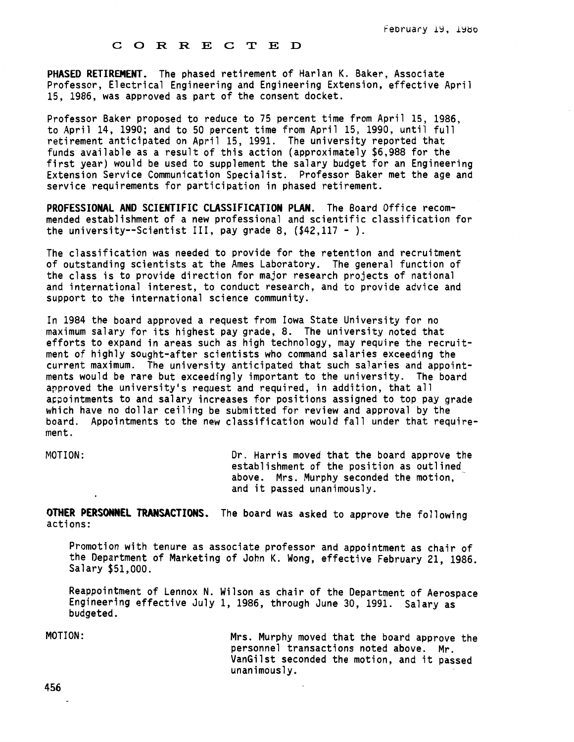C O R R E C T E D

**PHASED RETIREMENT.** The phased retirement of Harlan K. Baker, Associate Professor, Electrical Engineering and Engineering Extension, effective April 15, 1986, was approved as part of the consent docket.

Professor Baker proposed to reduce to 75 percent time from April 15, 1986, to April 14, 1990; and to 50 percent time from April 15, 1990, until full retirement anticipated on April 15, 1991. The university reported that funds available as a result of this action (approximately $6,988 for the first year) would be used to supplement the salary budget for an Engineering Extension Service Communication Specialist. Professor Baker met the age and service requirements for participation in phased retirement.

**PROFESSIONAL AND SCIENTIFIC CLASSIFICATION PLAN.** The Board Office recommended establishment of a new professional and scientific classification for the university--Scientist III, pay grade 8, ($42,117 - ).

The classification was needed to provide for the retention and recruitment of outstanding scientists at the Ames Laboratory. The general function of the class is to provide direction for major research projects of national and international interest, to conduct research, and to provide advice and support to the international science community.

In 1984 the board approved a request from Iowa State University for no maximum salary for its highest pay grade, 8. The university noted that efforts to expand in areas such as high technology, may require the recruitment of highly sought-after scientists who command salaries exceeding the current maximum. The university anticipated that such salaries and appointments would be rare but exceedingly important to the university. The board approved the university's request and required, in addition, that all appointments to and salary increases for positions assigned to top pay grade which have no dollar ceiling be submitted for review and approval by the board. Appointments to the new classification would fall under that requirement.

MOTION: Dr. Harris moved that the board approve the establishment of the position as outlined above. Mrs. Murphy seconded the motion, and it passed unanimously.

**OTHER PERSONNEL TRANSACTIONS.** The board was asked to approve the following actions:

Promotion with tenure as associate professor and appointment as chair of the Department of Marketing of John K. Wong, effective February 21, 1986. Salary $51,000.

Reappointment of Lennox N. Wilson as chair of the Department of Aerospace Engineering effective July 1, 1986, through June 30, 1991. Salary as budgeted.

MOTION: Mrs. Murphy moved that the board approve the personnel transactions noted above. Mr. VanGilst seconded the motion, and it passed unanimously.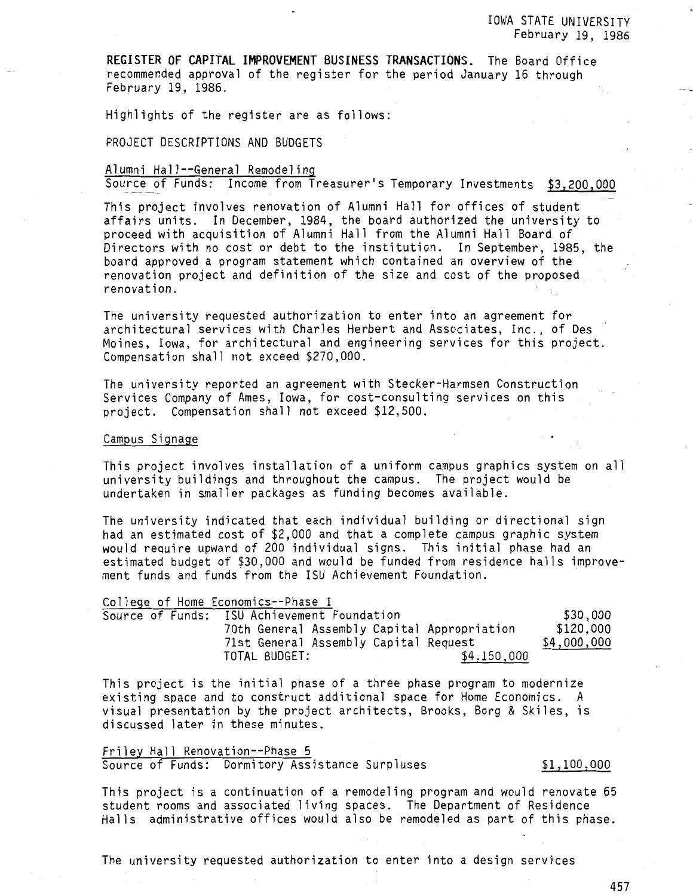**REGISTER OF CAPITAL IMPROVEMENT BUSINESS TRANSACTIONS.** The Board Office recommended approval of the register for the period January 16 through February 19, 1986.

Highlights of the register are as follows:

PROJECT DESCRIPTIONS AND BUDGETS

Alumni Hall--General Remodeling
Source of Funds: Income from Treasurer's Temporary Investments $3,200,000

This project involves renovation of Alumni Hall for offices of student affairs units. In December, 1984, the board authorized the university to proceed with acquisition of Alumni Hall from the Alumni Hall Board of Directors with no cost or debt to the institution. In September, 1985, the board approved a program statement which contained an overview of the renovation project and definition of the size and cost of the proposed renovation.

The university requested authorization to enter into an agreement for architectural services with Charles Herbert and Associates, Inc., of Des Moines, Iowa, for architectural and engineering services for this project. Compensation shall not exceed $270,000.

The university reported an agreement with Stecker-Harmsen Construction Services Company of Ames, Iowa, for cost-consulting services on this project. Compensation shall not exceed $12,500.

Campus Signage

This project involves installation of a uniform campus graphics system on all university buildings and throughout the campus. The project would be undertaken in smaller packages as funding becomes available.

The university indicated that each individual building or directional sign had an estimated cost of $2,000 and that a complete campus graphic system would require upward of 200 individual signs. This initial phase had an estimated budget of $30,000 and would be funded from residence halls improvement funds and funds from the ISU Achievement Foundation.

College of Home Economics--Phase I

| Source of Funds: | | |
|---|---|---|
| ISU Achievement Foundation | | $30,000 |
| 70th General Assembly Capital Appropriation | | $120,000 |
| 71st General Assembly Capital Request | | $4,000,000 |
| TOTAL BUDGET: | $4,150,000 | |

This project is the initial phase of a three phase program to modernize existing space and to construct additional space for Home Economics. A visual presentation by the project architects, Brooks, Borg & Skiles, is discussed later in these minutes.

Friley Hall Renovation--Phase 5
Source of Funds: Dormitory Assistance Surpluses $1,100,000

This project is a continuation of a remodeling program and would renovate 65 student rooms and associated living spaces. The Department of Residence Halls administrative offices would also be remodeled as part of this phase.

The university requested authorization to enter into a design services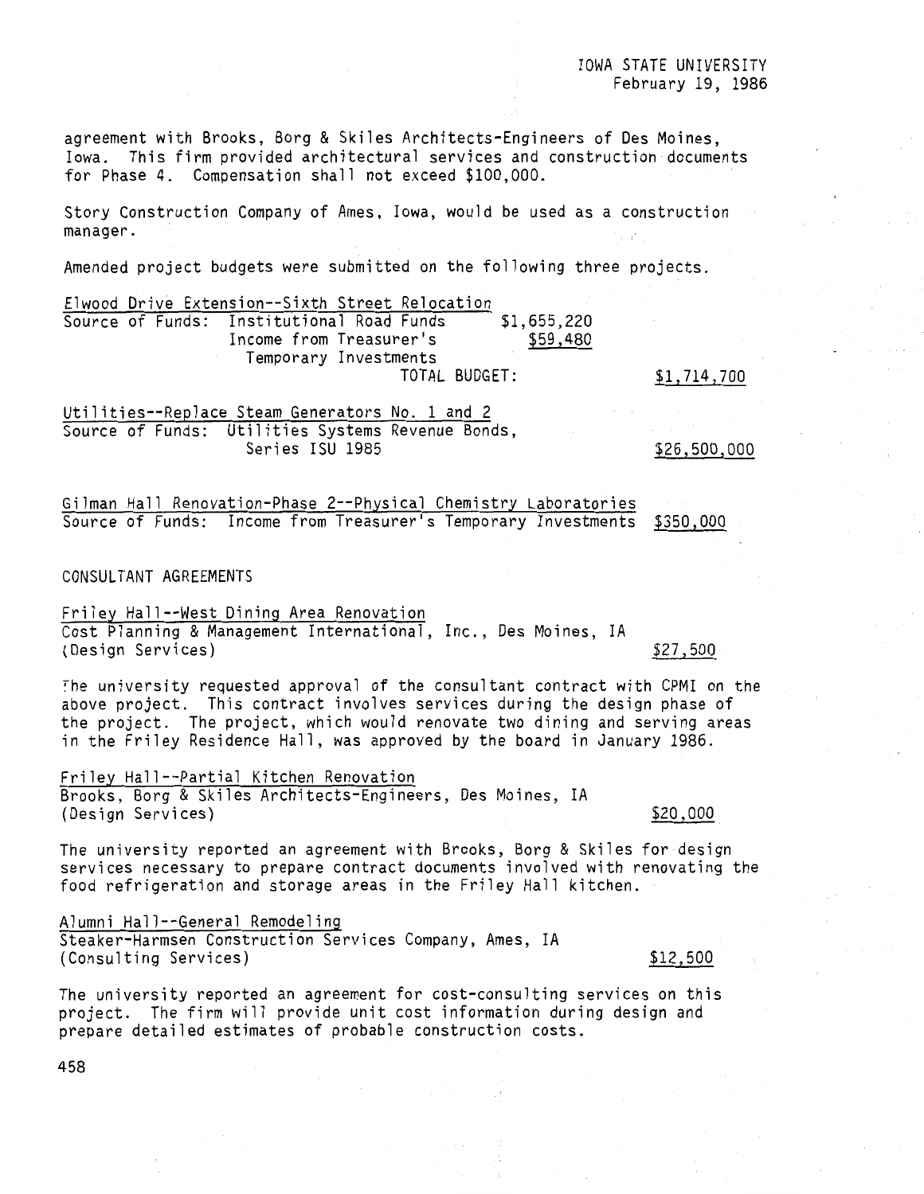agreement with Brooks, Borg & Skiles Architects-Engineers of Des Moines, Iowa. This firm provided architectural services and construction documents for Phase 4. Compensation shall not exceed $100,000.

Story Construction Company of Ames, Iowa, would be used as a construction manager.

Amended project budgets were submitted on the following three projects.

Elwood Drive Extension--Sixth Street Relocation

| Source of Funds: | | | |
|---|---|---|---|
| | Institutional Road Funds | $1,655,220 | |
| | Income from Treasurer's Temporary Investments | $59,480 | |
| | TOTAL BUDGET: | | $1,714,700 |

Utilities--Replace Steam Generators No. 1 and 2

Source of Funds: Utilities Systems Revenue Bonds, Series ISU 1985 — $26,500,000

Gilman Hall Renovation-Phase 2--Physical Chemistry Laboratories

Source of Funds: Income from Treasurer's Temporary Investments — $350,000

CONSULTANT AGREEMENTS

Friley Hall--West Dining Area Renovation

Cost Planning & Management International, Inc., Des Moines, IA (Design Services) — $27,500

The university requested approval of the consultant contract with CPMI on the above project. This contract involves services during the design phase of the project. The project, which would renovate two dining and serving areas in the Friley Residence Hall, was approved by the board in January 1986.

Friley Hall--Partial Kitchen Renovation

Brooks, Borg & Skiles Architects-Engineers, Des Moines, IA (Design Services) — $20,000

The university reported an agreement with Brooks, Borg & Skiles for design services necessary to prepare contract documents involved with renovating the food refrigeration and storage areas in the Friley Hall kitchen.

Alumni Hall--General Remodeling

Steaker-Harmsen Construction Services Company, Ames, IA (Consulting Services) — $12,500

The university reported an agreement for cost-consulting services on this project. The firm will provide unit cost information during design and prepare detailed estimates of probable construction costs.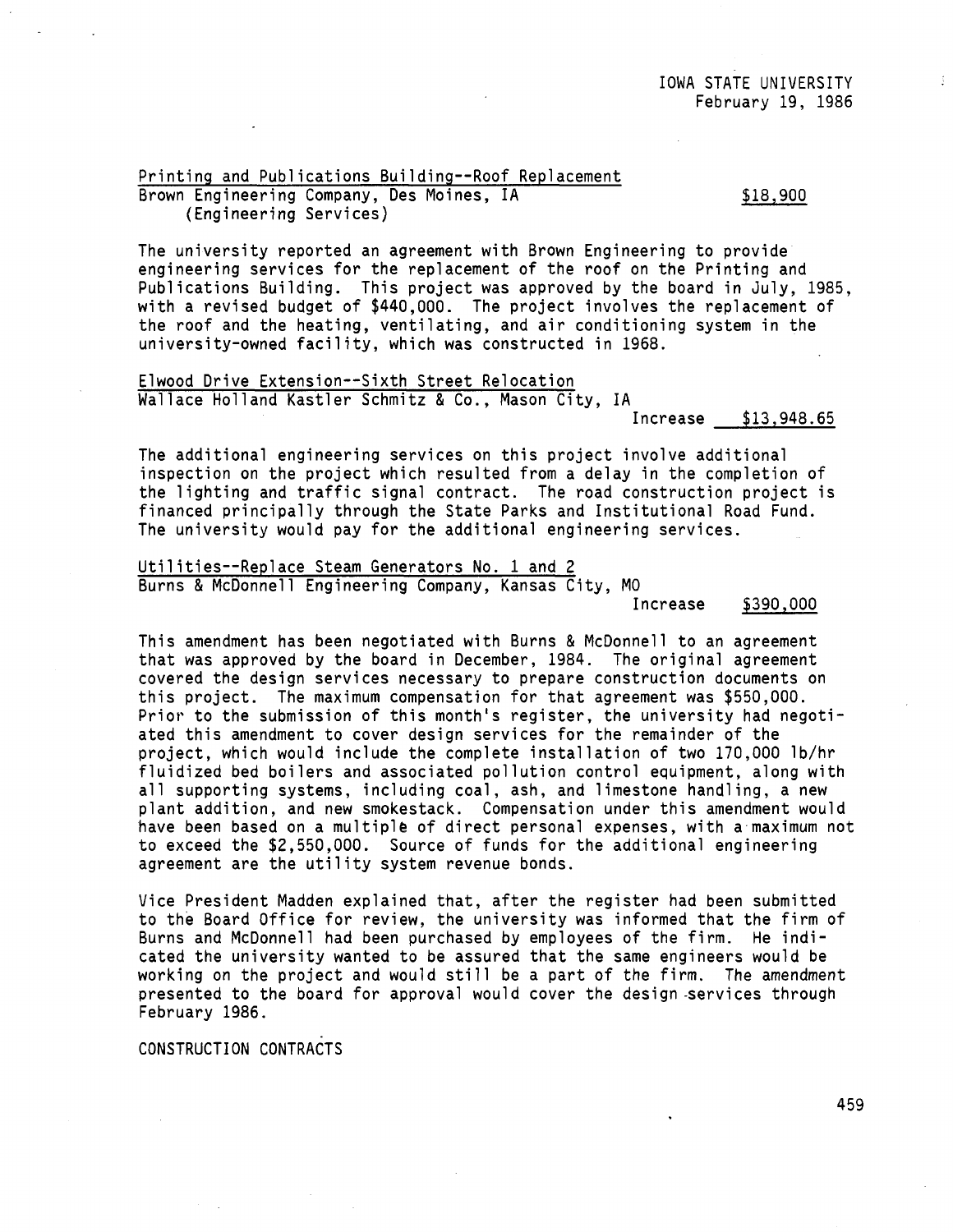Printing and Publications Building--Roof Replacement
Brown Engineering Company, Des Moines, IA $18,900
(Engineering Services)

The university reported an agreement with Brown Engineering to provide engineering services for the replacement of the roof on the Printing and Publications Building. This project was approved by the board in July, 1985, with a revised budget of $440,000. The project involves the replacement of the roof and the heating, ventilating, and air conditioning system in the university-owned facility, which was constructed in 1968.

Elwood Drive Extension--Sixth Street Relocation
Wallace Holland Kastler Schmitz & Co., Mason City, IA
Increase $13,948.65

The additional engineering services on this project involve additional inspection on the project which resulted from a delay in the completion of the lighting and traffic signal contract. The road construction project is financed principally through the State Parks and Institutional Road Fund. The university would pay for the additional engineering services.

Utilities--Replace Steam Generators No. 1 and 2
Burns & McDonnell Engineering Company, Kansas City, MO
Increase $390,000

This amendment has been negotiated with Burns & McDonnell to an agreement that was approved by the board in December, 1984. The original agreement covered the design services necessary to prepare construction documents on this project. The maximum compensation for that agreement was $550,000. Prior to the submission of this month's register, the university had negotiated this amendment to cover design services for the remainder of the project, which would include the complete installation of two 170,000 lb/hr fluidized bed boilers and associated pollution control equipment, along with all supporting systems, including coal, ash, and limestone handling, a new plant addition, and new smokestack. Compensation under this amendment would have been based on a multiple of direct personal expenses, with a maximum not to exceed the $2,550,000. Source of funds for the additional engineering agreement are the utility system revenue bonds.

Vice President Madden explained that, after the register had been submitted to the Board Office for review, the university was informed that the firm of Burns and McDonnell had been purchased by employees of the firm. He indicated the university wanted to be assured that the same engineers would be working on the project and would still be a part of the firm. The amendment presented to the board for approval would cover the design services through February 1986.

CONSTRUCTION CONTRACTS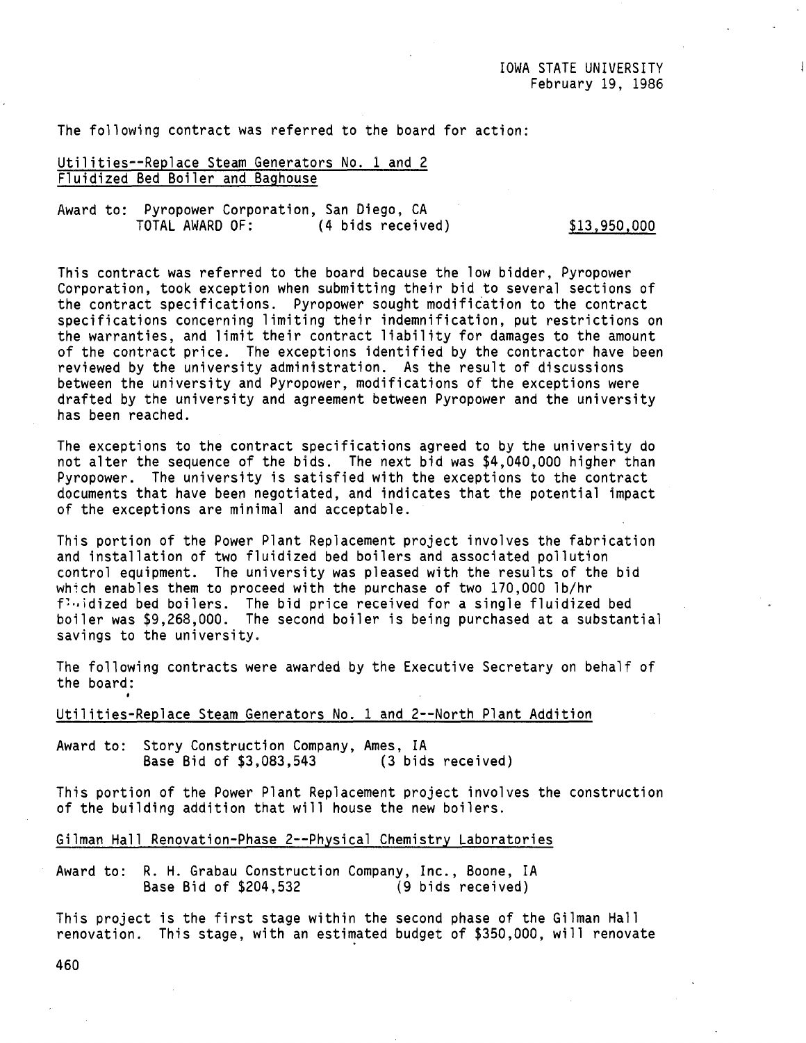IOWA STATE UNIVERSITY
February 19, 1986

The following contract was referred to the board for action:

Utilities--Replace Steam Generators No. 1 and 2
Fluidized Bed Boiler and Baghouse

Award to: Pyropower Corporation, San Diego, CA
TOTAL AWARD OF: (4 bids received) $13,950,000

This contract was referred to the board because the low bidder, Pyropower Corporation, took exception when submitting their bid to several sections of the contract specifications. Pyropower sought modification to the contract specifications concerning limiting their indemnification, put restrictions on the warranties, and limit their contract liability for damages to the amount of the contract price. The exceptions identified by the contractor have been reviewed by the university administration. As the result of discussions between the university and Pyropower, modifications of the exceptions were drafted by the university and agreement between Pyropower and the university has been reached.

The exceptions to the contract specifications agreed to by the university do not alter the sequence of the bids. The next bid was $4,040,000 higher than Pyropower. The university is satisfied with the exceptions to the contract documents that have been negotiated, and indicates that the potential impact of the exceptions are minimal and acceptable.

This portion of the Power Plant Replacement project involves the fabrication and installation of two fluidized bed boilers and associated pollution control equipment. The university was pleased with the results of the bid which enables them to proceed with the purchase of two 170,000 lb/hr fluidized bed boilers. The bid price received for a single fluidized bed boiler was $9,268,000. The second boiler is being purchased at a substantial savings to the university.

The following contracts were awarded by the Executive Secretary on behalf of the board:

Utilities-Replace Steam Generators No. 1 and 2--North Plant Addition

Award to: Story Construction Company, Ames, IA
Base Bid of $3,083,543 (3 bids received)

This portion of the Power Plant Replacement project involves the construction of the building addition that will house the new boilers.

Gilman Hall Renovation-Phase 2--Physical Chemistry Laboratories

Award to: R. H. Grabau Construction Company, Inc., Boone, IA
Base Bid of $204,532 (9 bids received)

This project is the first stage within the second phase of the Gilman Hall renovation. This stage, with an estimated budget of $350,000, will renovate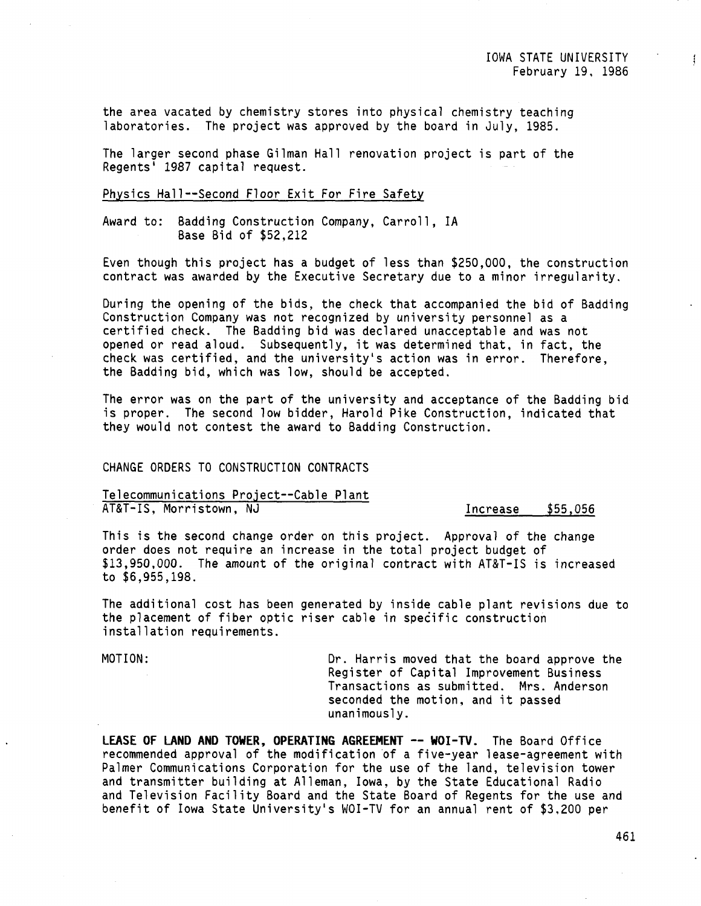the area vacated by chemistry stores into physical chemistry teaching laboratories. The project was approved by the board in July, 1985.

The larger second phase Gilman Hall renovation project is part of the Regents' 1987 capital request.

Physics Hall--Second Floor Exit For Fire Safety

Award to: Badding Construction Company, Carroll, IA
Base Bid of $52,212

Even though this project has a budget of less than $250,000, the construction contract was awarded by the Executive Secretary due to a minor irregularity.

During the opening of the bids, the check that accompanied the bid of Badding Construction Company was not recognized by university personnel as a certified check. The Badding bid was declared unacceptable and was not opened or read aloud. Subsequently, it was determined that, in fact, the check was certified, and the university's action was in error. Therefore, the Badding bid, which was low, should be accepted.

The error was on the part of the university and acceptance of the Badding bid is proper. The second low bidder, Harold Pike Construction, indicated that they would not contest the award to Badding Construction.

CHANGE ORDERS TO CONSTRUCTION CONTRACTS

Telecommunications Project--Cable Plant
AT&T-IS, Morristown, NJ — Increase $55,056

This is the second change order on this project. Approval of the change order does not require an increase in the total project budget of $13,950,000. The amount of the original contract with AT&T-IS is increased to $6,955,198.

The additional cost has been generated by inside cable plant revisions due to the placement of fiber optic riser cable in specific construction installation requirements.

MOTION: Dr. Harris moved that the board approve the Register of Capital Improvement Business Transactions as submitted. Mrs. Anderson seconded the motion, and it passed unanimously.

**LEASE OF LAND AND TOWER, OPERATING AGREEMENT -- WOI-TV.** The Board Office recommended approval of the modification of a five-year lease-agreement with Palmer Communications Corporation for the use of the land, television tower and transmitter building at Alleman, Iowa, by the State Educational Radio and Television Facility Board and the State Board of Regents for the use and benefit of Iowa State University's WOI-TV for an annual rent of $3,200 per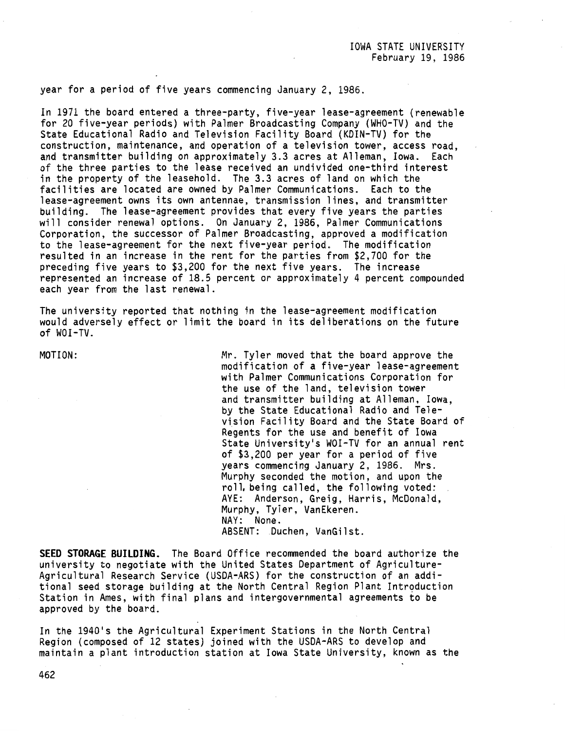year for a period of five years commencing January 2, 1986.

In 1971 the board entered a three-party, five-year lease-agreement (renewable for 20 five-year periods) with Palmer Broadcasting Company (WHO-TV) and the State Educational Radio and Television Facility Board (KDIN-TV) for the construction, maintenance, and operation of a television tower, access road, and transmitter building on approximately 3.3 acres at Alleman, Iowa. Each of the three parties to the lease received an undivided one-third interest in the property of the leasehold. The 3.3 acres of land on which the facilities are located are owned by Palmer Communications. Each to the lease-agreement owns its own antennae, transmission lines, and transmitter building. The lease-agreement provides that every five years the parties will consider renewal options. On January 2, 1986, Palmer Communications Corporation, the successor of Palmer Broadcasting, approved a modification to the lease-agreement for the next five-year period. The modification resulted in an increase in the rent for the parties from $2,700 for the preceding five years to $3,200 for the next five years. The increase represented an increase of 18.5 percent or approximately 4 percent compounded each year from the last renewal.

The university reported that nothing in the lease-agreement modification would adversely effect or limit the board in its deliberations on the future of WOI-TV.

MOTION: Mr. Tyler moved that the board approve the modification of a five-year lease-agreement with Palmer Communications Corporation for the use of the land, television tower and transmitter building at Alleman, Iowa, by the State Educational Radio and Television Facility Board and the State Board of Regents for the use and benefit of Iowa State University's WOI-TV for an annual rent of $3,200 per year for a period of five years commencing January 2, 1986. Mrs. Murphy seconded the motion, and upon the roll being called, the following voted:
AYE: Anderson, Greig, Harris, McDonald, Murphy, Tyler, VanEkeren.
NAY: None.
ABSENT: Duchen, VanGilst.

**SEED STORAGE BUILDING.** The Board Office recommended the board authorize the university to negotiate with the United States Department of Agriculture-Agricultural Research Service (USDA-ARS) for the construction of an additional seed storage building at the North Central Region Plant Introduction Station in Ames, with final plans and intergovernmental agreements to be approved by the board.

In the 1940's the Agricultural Experiment Stations in the North Central Region (composed of 12 states) joined with the USDA-ARS to develop and maintain a plant introduction station at Iowa State University, known as the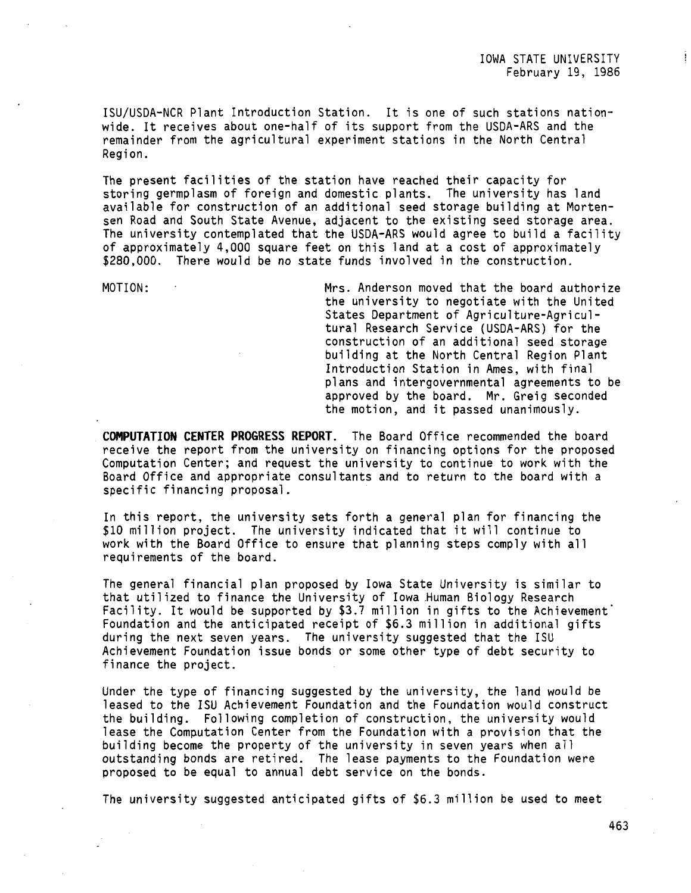ISU/USDA-NCR Plant Introduction Station. It is one of such stations nationwide. It receives about one-half of its support from the USDA-ARS and the remainder from the agricultural experiment stations in the North Central Region.

The present facilities of the station have reached their capacity for storing germplasm of foreign and domestic plants. The university has land available for construction of an additional seed storage building at Mortensen Road and South State Avenue, adjacent to the existing seed storage area. The university contemplated that the USDA-ARS would agree to build a facility of approximately 4,000 square feet on this land at a cost of approximately $280,000. There would be no state funds involved in the construction.

MOTION: Mrs. Anderson moved that the board authorize the university to negotiate with the United States Department of Agriculture-Agricultural Research Service (USDA-ARS) for the construction of an additional seed storage building at the North Central Region Plant Introduction Station in Ames, with final plans and intergovernmental agreements to be approved by the board. Mr. Greig seconded the motion, and it passed unanimously.

**COMPUTATION CENTER PROGRESS REPORT.** The Board Office recommended the board receive the report from the university on financing options for the proposed Computation Center; and request the university to continue to work with the Board Office and appropriate consultants and to return to the board with a specific financing proposal.

In this report, the university sets forth a general plan for financing the $10 million project. The university indicated that it will continue to work with the Board Office to ensure that planning steps comply with all requirements of the board.

The general financial plan proposed by Iowa State University is similar to that utilized to finance the University of Iowa Human Biology Research Facility. It would be supported by $3.7 million in gifts to the Achievement Foundation and the anticipated receipt of $6.3 million in additional gifts during the next seven years. The university suggested that the ISU Achievement Foundation issue bonds or some other type of debt security to finance the project.

Under the type of financing suggested by the university, the land would be leased to the ISU Achievement Foundation and the Foundation would construct the building. Following completion of construction, the university would lease the Computation Center from the Foundation with a provision that the building become the property of the university in seven years when all outstanding bonds are retired. The lease payments to the Foundation were proposed to be equal to annual debt service on the bonds.

The university suggested anticipated gifts of $6.3 million be used to meet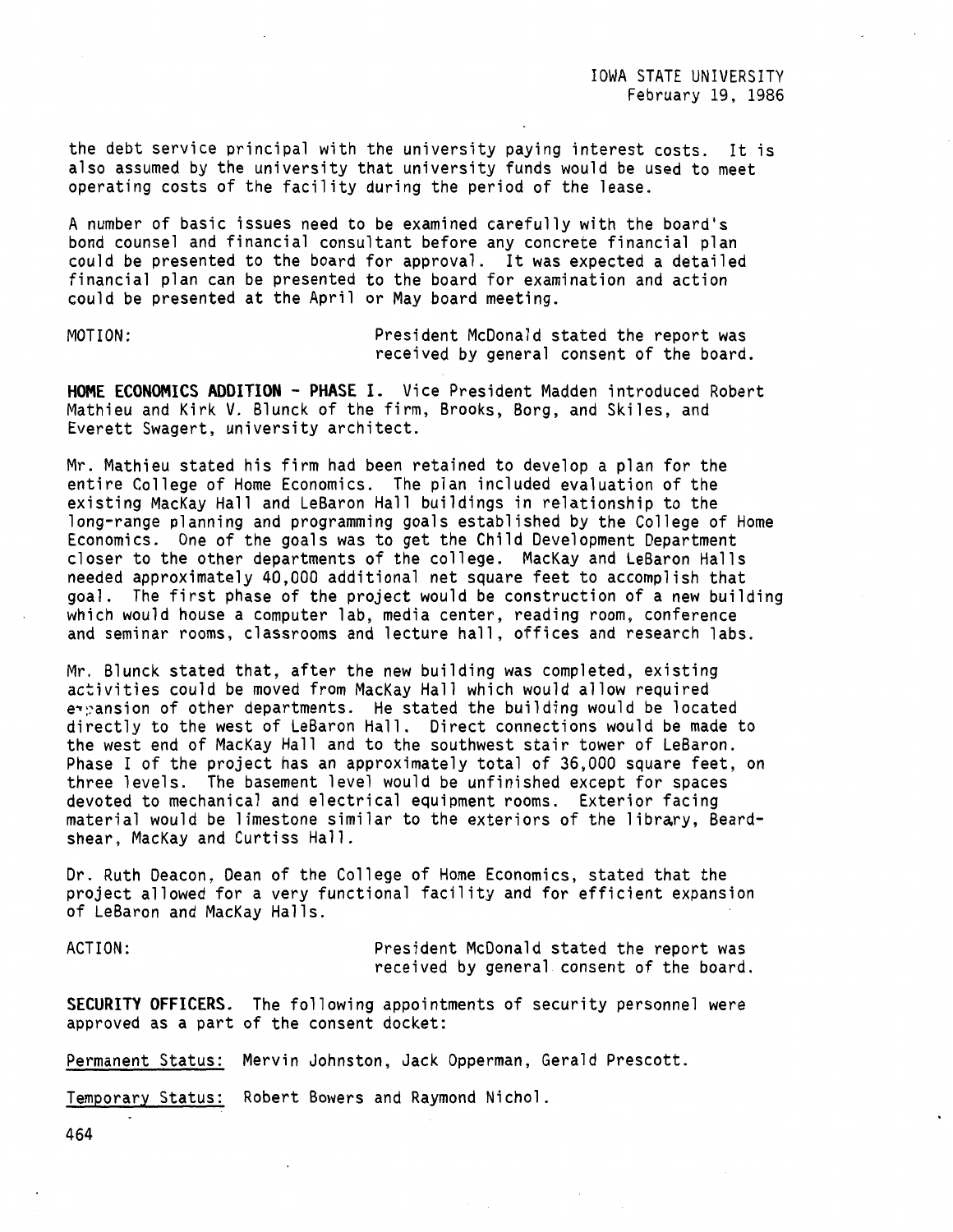the debt service principal with the university paying interest costs. It is also assumed by the university that university funds would be used to meet operating costs of the facility during the period of the lease.

A number of basic issues need to be examined carefully with the board's bond counsel and financial consultant before any concrete financial plan could be presented to the board for approval. It was expected a detailed financial plan can be presented to the board for examination and action could be presented at the April or May board meeting.

MOTION: President McDonald stated the report was received by general consent of the board.

**HOME ECONOMICS ADDITION - PHASE I.** Vice President Madden introduced Robert Mathieu and Kirk V. Blunck of the firm, Brooks, Borg, and Skiles, and Everett Swagert, university architect.

Mr. Mathieu stated his firm had been retained to develop a plan for the entire College of Home Economics. The plan included evaluation of the existing MacKay Hall and LeBaron Hall buildings in relationship to the long-range planning and programming goals established by the College of Home Economics. One of the goals was to get the Child Development Department closer to the other departments of the college. MacKay and LeBaron Halls needed approximately 40,000 additional net square feet to accomplish that goal. The first phase of the project would be construction of a new building which would house a computer lab, media center, reading room, conference and seminar rooms, classrooms and lecture hall, offices and research labs.

Mr. Blunck stated that, after the new building was completed, existing activities could be moved from MacKay Hall which would allow required expansion of other departments. He stated the building would be located directly to the west of LeBaron Hall. Direct connections would be made to the west end of MacKay Hall and to the southwest stair tower of LeBaron. Phase I of the project has an approximately total of 36,000 square feet, on three levels. The basement level would be unfinished except for spaces devoted to mechanical and electrical equipment rooms. Exterior facing material would be limestone similar to the exteriors of the library, Beardshear, MacKay and Curtiss Hall.

Dr. Ruth Deacon, Dean of the College of Home Economics, stated that the project allowed for a very functional facility and for efficient expansion of LeBaron and MacKay Halls.

ACTION: President McDonald stated the report was received by general consent of the board.

**SECURITY OFFICERS.** The following appointments of security personnel were approved as a part of the consent docket:

<u>Permanent Status:</u> Mervin Johnston, Jack Opperman, Gerald Prescott.

<u>Temporary Status:</u> Robert Bowers and Raymond Nichol.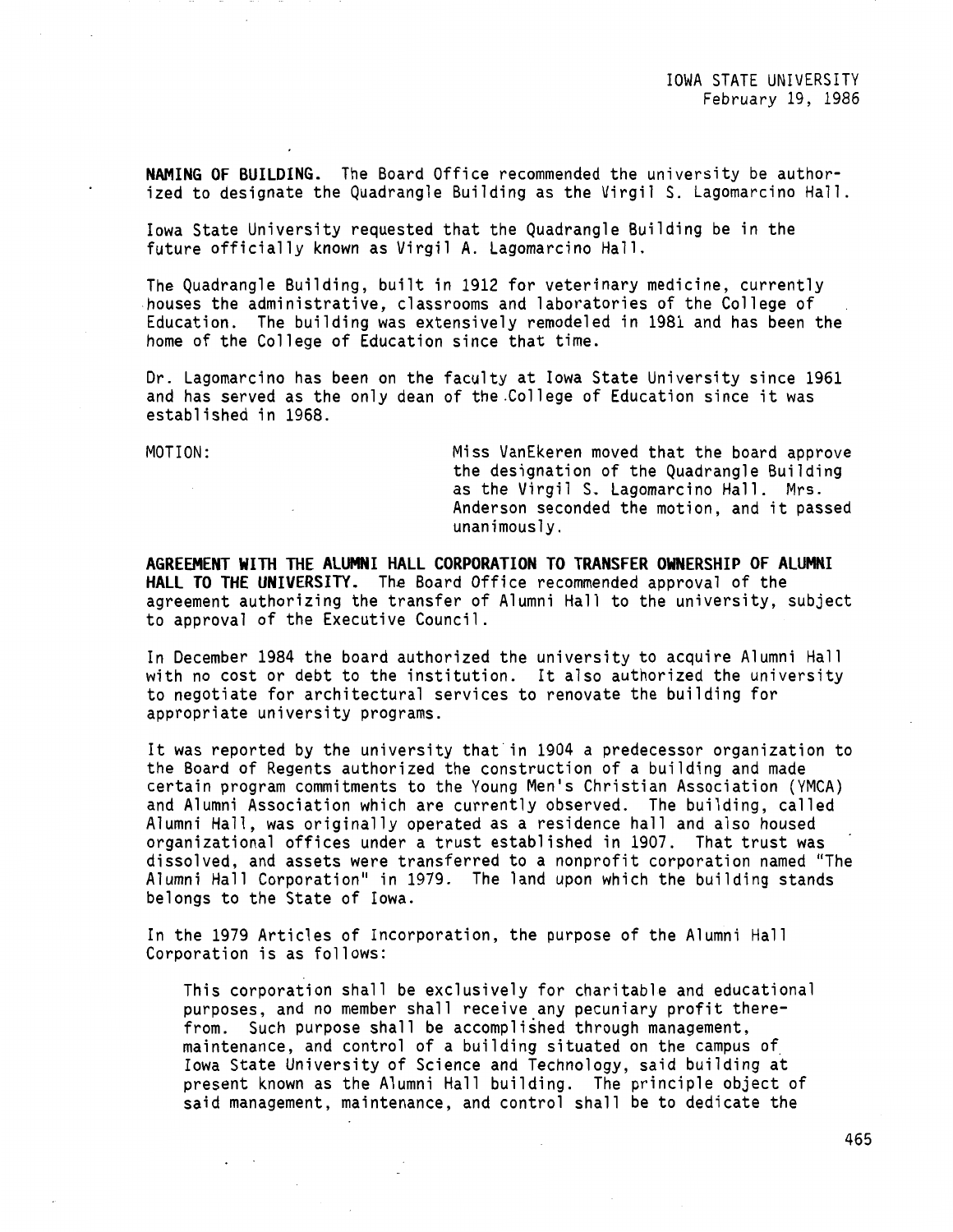**NAMING OF BUILDING.** The Board Office recommended the university be authorized to designate the Quadrangle Building as the Virgil S. Lagomarcino Hall.

Iowa State University requested that the Quadrangle Building be in the future officially known as Virgil A. Lagomarcino Hall.

The Quadrangle Building, built in 1912 for veterinary medicine, currently houses the administrative, classrooms and laboratories of the College of Education. The building was extensively remodeled in 1981 and has been the home of the College of Education since that time.

Dr. Lagomarcino has been on the faculty at Iowa State University since 1961 and has served as the only dean of the College of Education since it was established in 1968.

MOTION: Miss VanEkeren moved that the board approve the designation of the Quadrangle Building as the Virgil S. Lagomarcino Hall. Mrs. Anderson seconded the motion, and it passed unanimously.

**AGREEMENT WITH THE ALUMNI HALL CORPORATION TO TRANSFER OWNERSHIP OF ALUMNI HALL TO THE UNIVERSITY.** The Board Office recommended approval of the agreement authorizing the transfer of Alumni Hall to the university, subject to approval of the Executive Council.

In December 1984 the board authorized the university to acquire Alumni Hall with no cost or debt to the institution. It also authorized the university to negotiate for architectural services to renovate the building for appropriate university programs.

It was reported by the university that in 1904 a predecessor organization to the Board of Regents authorized the construction of a building and made certain program commitments to the Young Men's Christian Association (YMCA) and Alumni Association which are currently observed. The building, called Alumni Hall, was originally operated as a residence hall and also housed organizational offices under a trust established in 1907. That trust was dissolved, and assets were transferred to a nonprofit corporation named "The Alumni Hall Corporation" in 1979. The land upon which the building stands belongs to the State of Iowa.

In the 1979 Articles of Incorporation, the purpose of the Alumni Hall Corporation is as follows:

> This corporation shall be exclusively for charitable and educational purposes, and no member shall receive any pecuniary profit therefrom. Such purpose shall be accomplished through management, maintenance, and control of a building situated on the campus of Iowa State University of Science and Technology, said building at present known as the Alumni Hall building. The principle object of said management, maintenance, and control shall be to dedicate the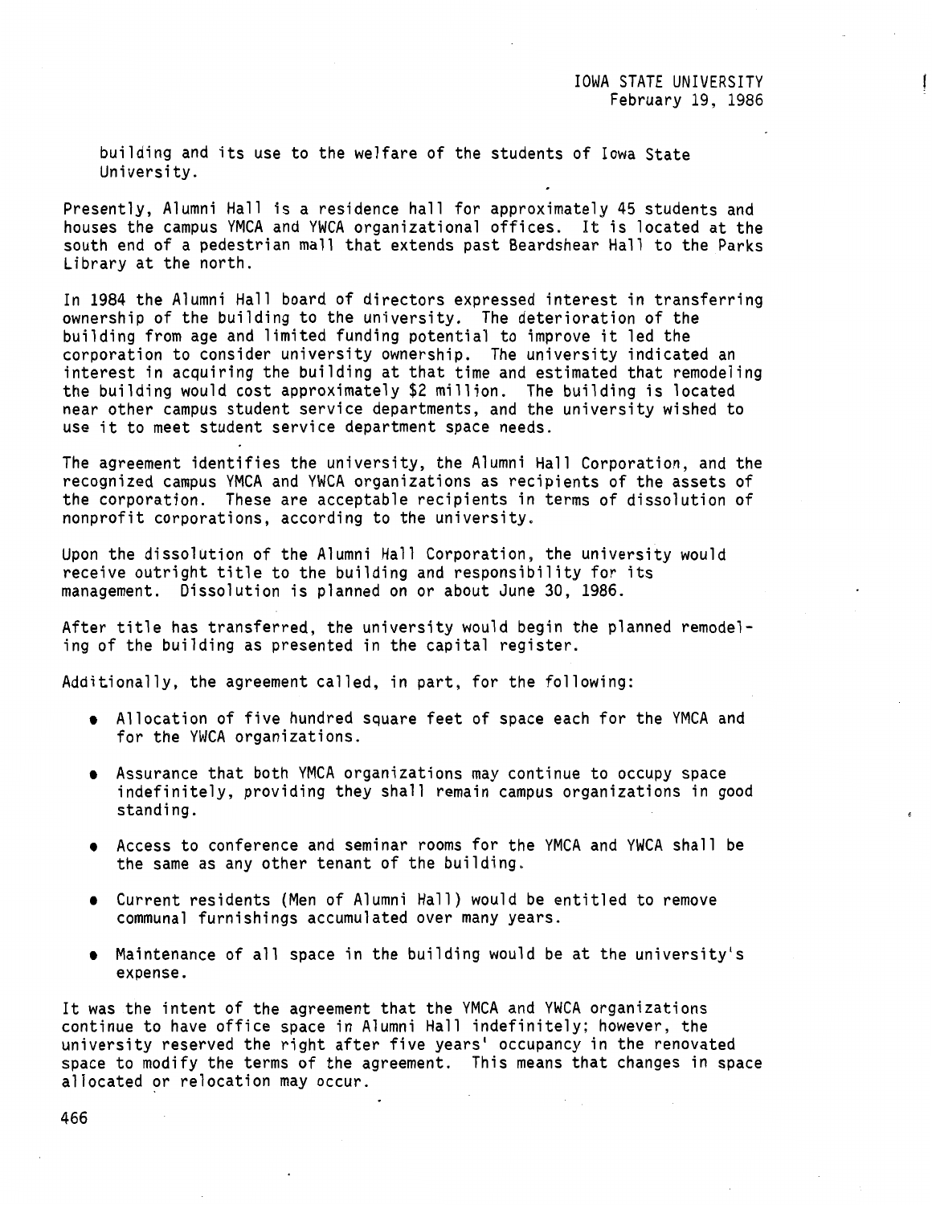building and its use to the welfare of the students of Iowa State University.

Presently, Alumni Hall is a residence hall for approximately 45 students and houses the campus YMCA and YWCA organizational offices. It is located at the south end of a pedestrian mall that extends past Beardshear Hall to the Parks Library at the north.

In 1984 the Alumni Hall board of directors expressed interest in transferring ownership of the building to the university. The deterioration of the building from age and limited funding potential to improve it led the corporation to consider university ownership. The university indicated an interest in acquiring the building at that time and estimated that remodeling the building would cost approximately $2 million. The building is located near other campus student service departments, and the university wished to use it to meet student service department space needs.

The agreement identifies the university, the Alumni Hall Corporation, and the recognized campus YMCA and YWCA organizations as recipients of the assets of the corporation. These are acceptable recipients in terms of dissolution of nonprofit corporations, according to the university.

Upon the dissolution of the Alumni Hall Corporation, the university would receive outright title to the building and responsibility for its management. Dissolution is planned on or about June 30, 1986.

After title has transferred, the university would begin the planned remodeling of the building as presented in the capital register.

Additionally, the agreement called, in part, for the following:

- Allocation of five hundred square feet of space each for the YMCA and for the YWCA organizations.
- Assurance that both YMCA organizations may continue to occupy space indefinitely, providing they shall remain campus organizations in good standing.
- Access to conference and seminar rooms for the YMCA and YWCA shall be the same as any other tenant of the building.
- Current residents (Men of Alumni Hall) would be entitled to remove communal furnishings accumulated over many years.
- Maintenance of all space in the building would be at the university's expense.

It was the intent of the agreement that the YMCA and YWCA organizations continue to have office space in Alumni Hall indefinitely; however, the university reserved the right after five years' occupancy in the renovated space to modify the terms of the agreement. This means that changes in space allocated or relocation may occur.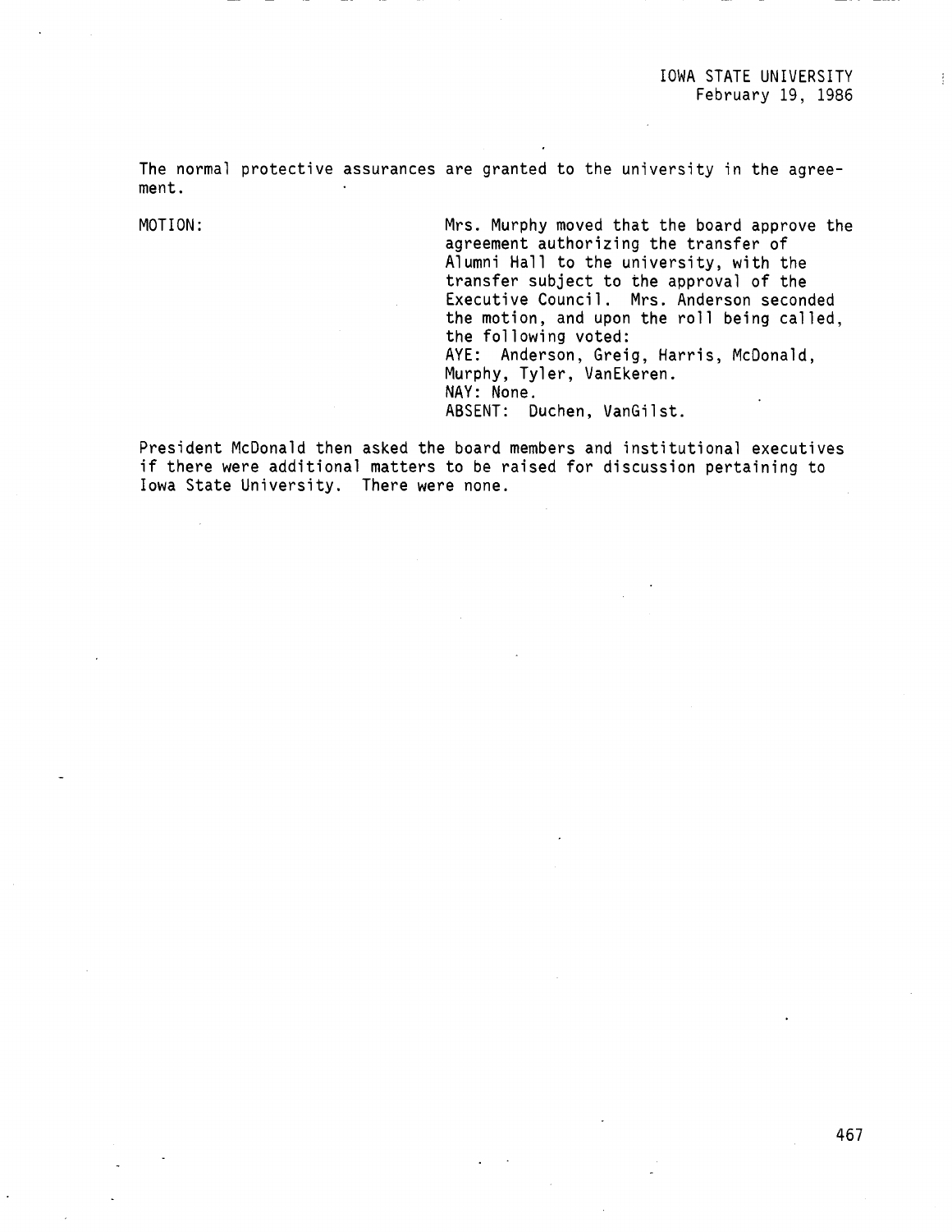The normal protective assurances are granted to the university in the agreement.

MOTION: Mrs. Murphy moved that the board approve the agreement authorizing the transfer of Alumni Hall to the university, with the transfer subject to the approval of the Executive Council. Mrs. Anderson seconded the motion, and upon the roll being called, the following voted:
AYE: Anderson, Greig, Harris, McDonald, Murphy, Tyler, VanEkeren.
NAY: None.
ABSENT: Duchen, VanGilst.

President McDonald then asked the board members and institutional executives if there were additional matters to be raised for discussion pertaining to Iowa State University. There were none.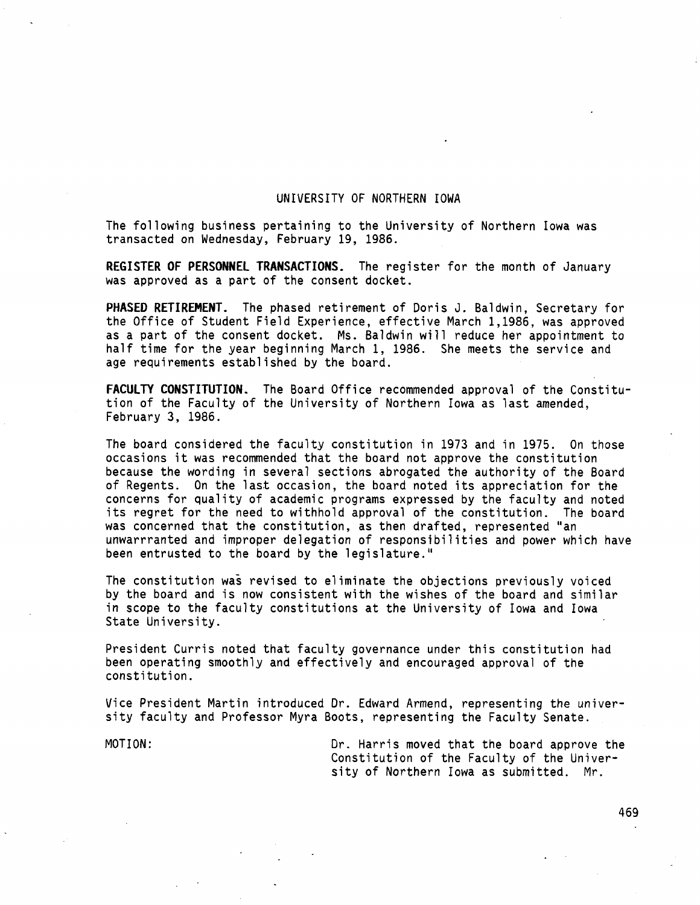## UNIVERSITY OF NORTHERN IOWA

The following business pertaining to the University of Northern Iowa was transacted on Wednesday, February 19, 1986.

**REGISTER OF PERSONNEL TRANSACTIONS.** The register for the month of January was approved as a part of the consent docket.

**PHASED RETIREMENT.** The phased retirement of Doris J. Baldwin, Secretary for the Office of Student Field Experience, effective March 1,1986, was approved as a part of the consent docket. Ms. Baldwin will reduce her appointment to half time for the year beginning March 1, 1986. She meets the service and age requirements established by the board.

**FACULTY CONSTITUTION.** The Board Office recommended approval of the Constitution of the Faculty of the University of Northern Iowa as last amended, February 3, 1986.

The board considered the faculty constitution in 1973 and in 1975. On those occasions it was recommended that the board not approve the constitution because the wording in several sections abrogated the authority of the Board of Regents. On the last occasion, the board noted its appreciation for the concerns for quality of academic programs expressed by the faculty and noted its regret for the need to withhold approval of the constitution. The board was concerned that the constitution, as then drafted, represented "an unwarrranted and improper delegation of responsibilities and power which have been entrusted to the board by the legislature."

The constitution was revised to eliminate the objections previously voiced by the board and is now consistent with the wishes of the board and similar in scope to the faculty constitutions at the University of Iowa and Iowa State University.

President Curris noted that faculty governance under this constitution had been operating smoothly and effectively and encouraged approval of the constitution.

Vice President Martin introduced Dr. Edward Armend, representing the university faculty and Professor Myra Boots, representing the Faculty Senate.

MOTION: Dr. Harris moved that the board approve the Constitution of the Faculty of the University of Northern Iowa as submitted. Mr.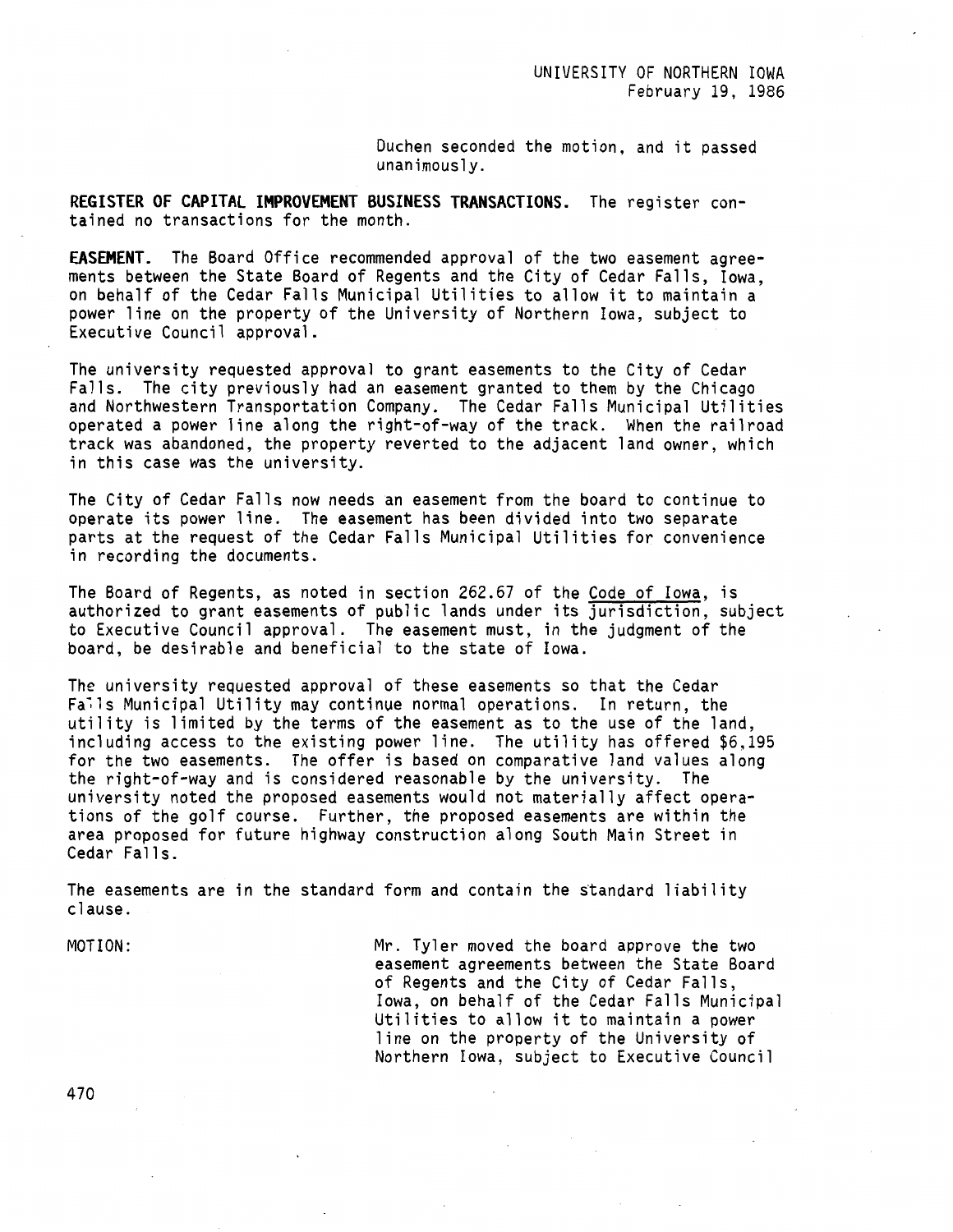Duchen seconded the motion, and it passed unanimously.

**REGISTER OF CAPITAL IMPROVEMENT BUSINESS TRANSACTIONS.** The register contained no transactions for the month.

**EASEMENT.** The Board Office recommended approval of the two easement agreements between the State Board of Regents and the City of Cedar Falls, Iowa, on behalf of the Cedar Falls Municipal Utilities to allow it to maintain a power line on the property of the University of Northern Iowa, subject to Executive Council approval.

The university requested approval to grant easements to the City of Cedar Falls. The city previously had an easement granted to them by the Chicago and Northwestern Transportation Company. The Cedar Falls Municipal Utilities operated a power line along the right-of-way of the track. When the railroad track was abandoned, the property reverted to the adjacent land owner, which in this case was the university.

The City of Cedar Falls now needs an easement from the board to continue to operate its power line. The easement has been divided into two separate parts at the request of the Cedar Falls Municipal Utilities for convenience in recording the documents.

The Board of Regents, as noted in section 262.67 of the Code of Iowa, is authorized to grant easements of public lands under its jurisdiction, subject to Executive Council approval. The easement must, in the judgment of the board, be desirable and beneficial to the state of Iowa.

The university requested approval of these easements so that the Cedar Falls Municipal Utility may continue normal operations. In return, the utility is limited by the terms of the easement as to the use of the land, including access to the existing power line. The utility has offered $6,195 for the two easements. The offer is based on comparative land values along the right-of-way and is considered reasonable by the university. The university noted the proposed easements would not materially affect operations of the golf course. Further, the proposed easements are within the area proposed for future highway construction along South Main Street in Cedar Falls.

The easements are in the standard form and contain the standard liability clause.

MOTION: Mr. Tyler moved the board approve the two easement agreements between the State Board of Regents and the City of Cedar Falls, Iowa, on behalf of the Cedar Falls Municipal Utilities to allow it to maintain a power line on the property of the University of Northern Iowa, subject to Executive Council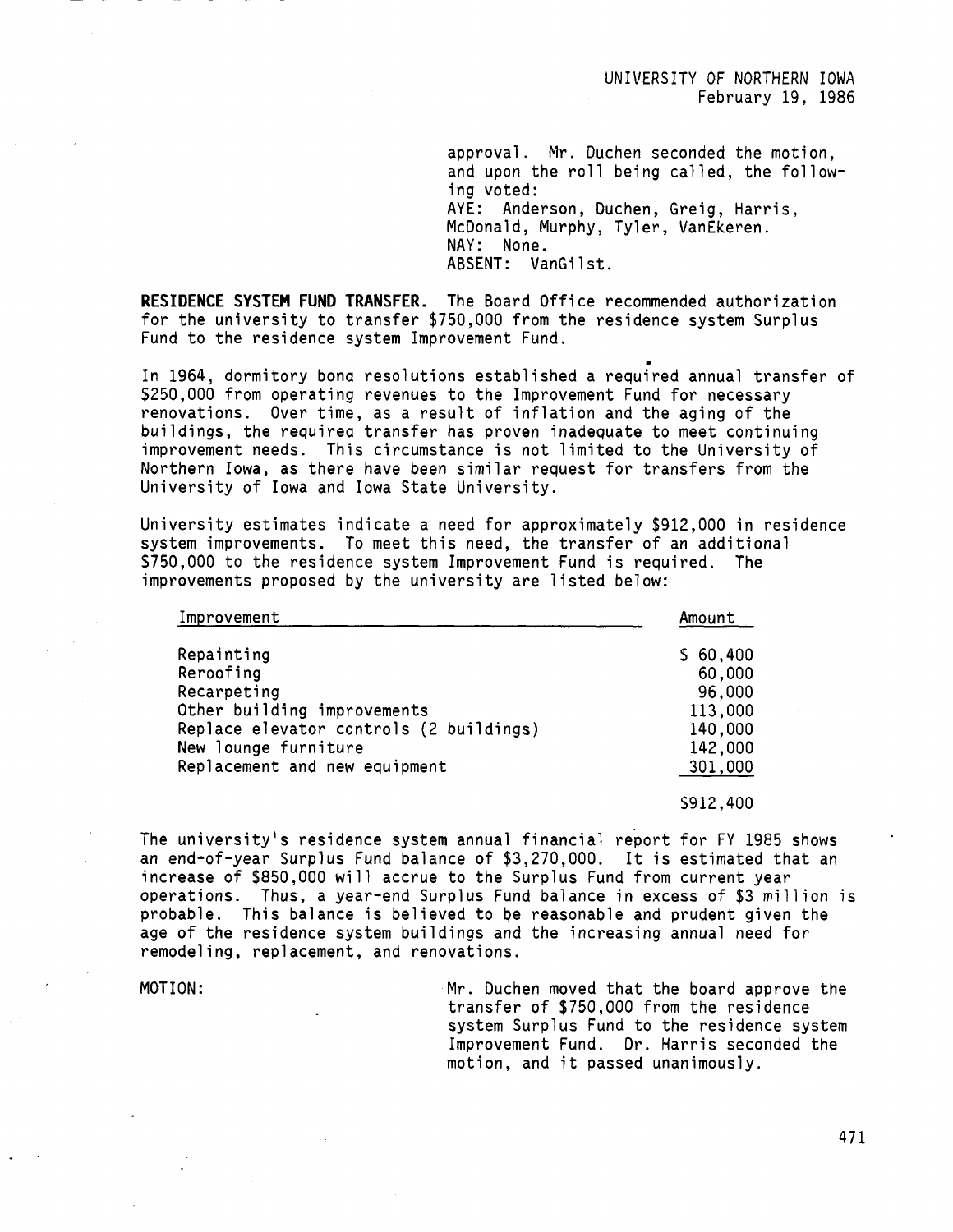approval. Mr. Duchen seconded the motion, and upon the roll being called, the following voted:
AYE: Anderson, Duchen, Greig, Harris, McDonald, Murphy, Tyler, VanEkeren.
NAY: None.
ABSENT: VanGilst.

**RESIDENCE SYSTEM FUND TRANSFER.** The Board Office recommended authorization for the university to transfer $750,000 from the residence system Surplus Fund to the residence system Improvement Fund.

In 1964, dormitory bond resolutions established a required annual transfer of $250,000 from operating revenues to the Improvement Fund for necessary renovations. Over time, as a result of inflation and the aging of the buildings, the required transfer has proven inadequate to meet continuing improvement needs. This circumstance is not limited to the University of Northern Iowa, as there have been similar request for transfers from the University of Iowa and Iowa State University.

University estimates indicate a need for approximately $912,000 in residence system improvements. To meet this need, the transfer of an additional $750,000 to the residence system Improvement Fund is required. The improvements proposed by the university are listed below:

| Improvement | Amount |
|---|---|
| Repainting | $ 60,400 |
| Reroofing | 60,000 |
| Recarpeting | 96,000 |
| Other building improvements | 113,000 |
| Replace elevator controls (2 buildings) | 140,000 |
| New lounge furniture | 142,000 |
| Replacement and new equipment | 301,000 |
| | $912,400 |

The university's residence system annual financial report for FY 1985 shows an end-of-year Surplus Fund balance of $3,270,000. It is estimated that an increase of $850,000 will accrue to the Surplus Fund from current year operations. Thus, a year-end Surplus Fund balance in excess of $3 million is probable. This balance is believed to be reasonable and prudent given the age of the residence system buildings and the increasing annual need for remodeling, replacement, and renovations.

MOTION: Mr. Duchen moved that the board approve the transfer of $750,000 from the residence system Surplus Fund to the residence system Improvement Fund. Dr. Harris seconded the motion, and it passed unanimously.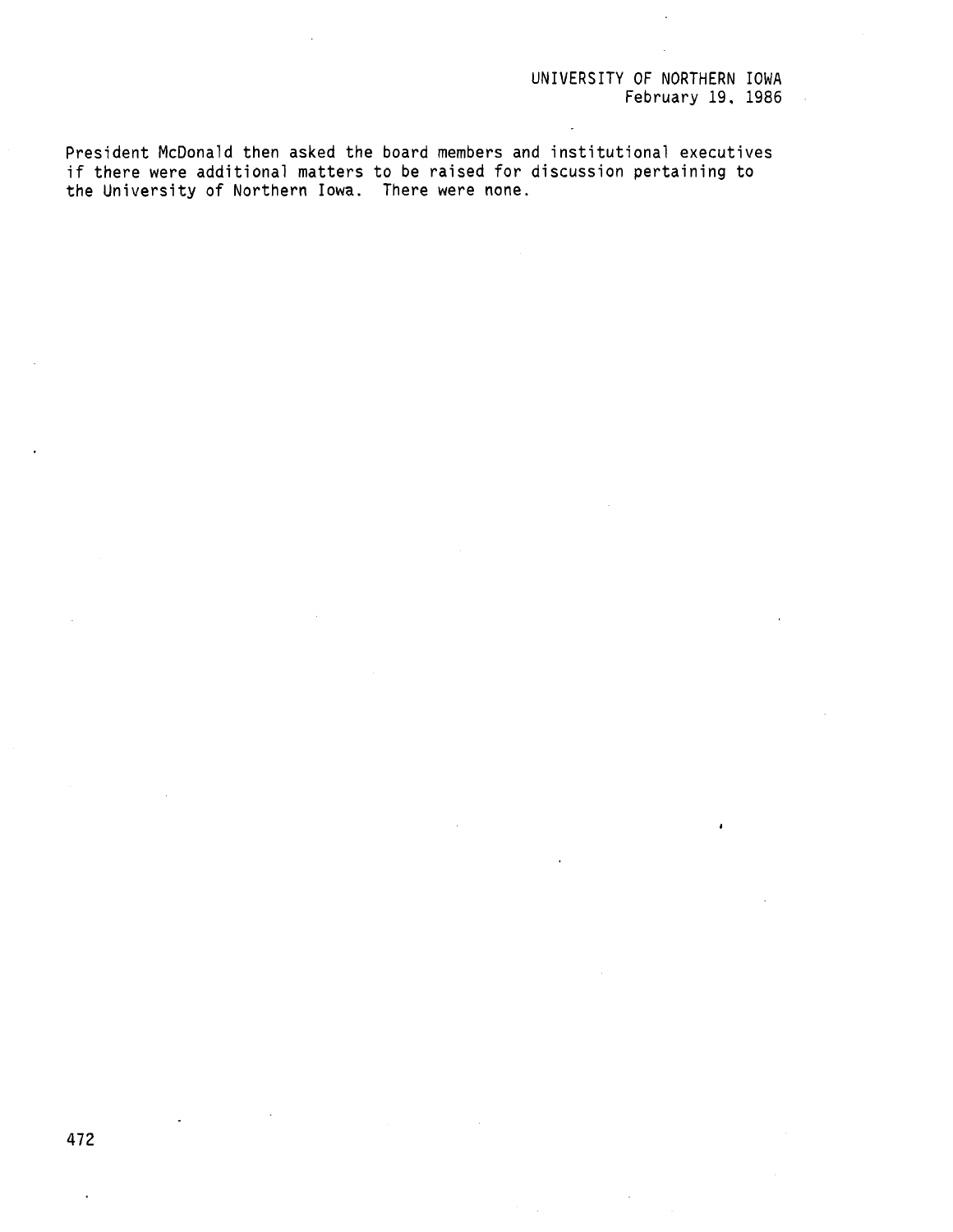President McDonald then asked the board members and institutional executives if there were additional matters to be raised for discussion pertaining to the University of Northern Iowa. There were none.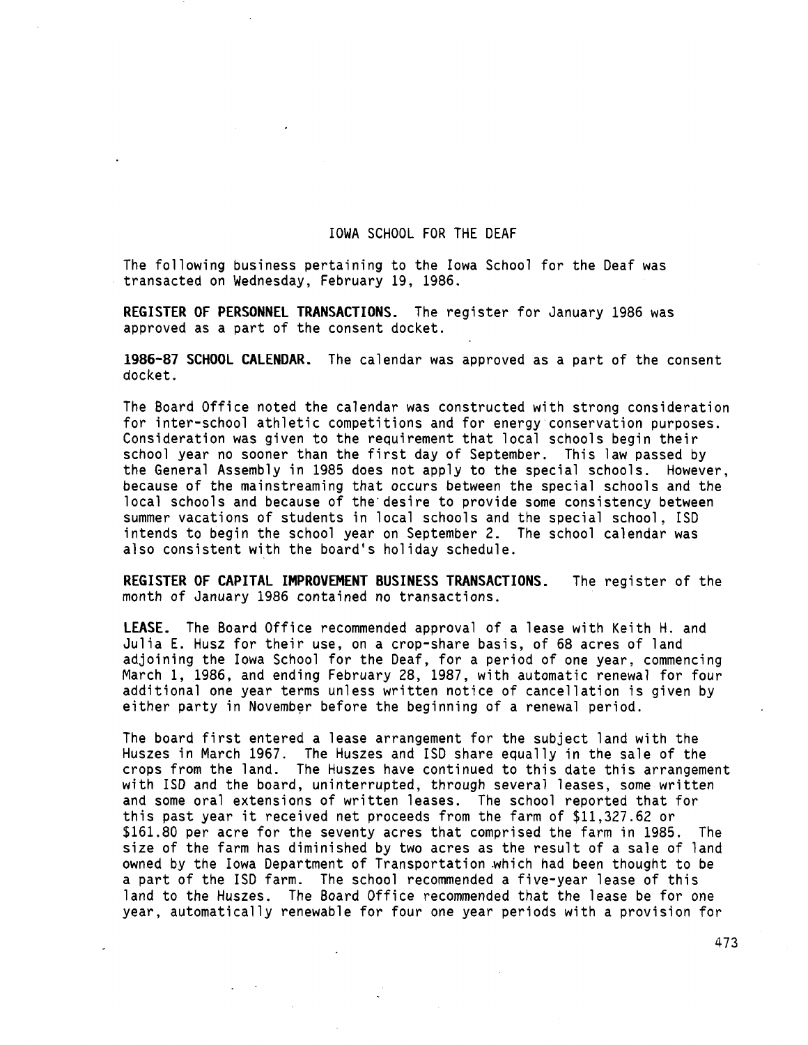## IOWA SCHOOL FOR THE DEAF

The following business pertaining to the Iowa School for the Deaf was transacted on Wednesday, February 19, 1986.

**REGISTER OF PERSONNEL TRANSACTIONS.** The register for January 1986 was approved as a part of the consent docket.

**1986-87 SCHOOL CALENDAR.** The calendar was approved as a part of the consent docket.

The Board Office noted the calendar was constructed with strong consideration for inter-school athletic competitions and for energy conservation purposes. Consideration was given to the requirement that local schools begin their school year no sooner than the first day of September. This law passed by the General Assembly in 1985 does not apply to the special schools. However, because of the mainstreaming that occurs between the special schools and the local schools and because of the desire to provide some consistency between summer vacations of students in local schools and the special school, ISD intends to begin the school year on September 2. The school calendar was also consistent with the board's holiday schedule.

**REGISTER OF CAPITAL IMPROVEMENT BUSINESS TRANSACTIONS.** The register of the month of January 1986 contained no transactions.

**LEASE.** The Board Office recommended approval of a lease with Keith H. and Julia E. Husz for their use, on a crop-share basis, of 68 acres of land adjoining the Iowa School for the Deaf, for a period of one year, commencing March 1, 1986, and ending February 28, 1987, with automatic renewal for four additional one year terms unless written notice of cancellation is given by either party in November before the beginning of a renewal period.

The board first entered a lease arrangement for the subject land with the Huszes in March 1967. The Huszes and ISD share equally in the sale of the crops from the land. The Huszes have continued to this date this arrangement with ISD and the board, uninterrupted, through several leases, some written and some oral extensions of written leases. The school reported that for this past year it received net proceeds from the farm of $11,327.62 or $161.80 per acre for the seventy acres that comprised the farm in 1985. The size of the farm has diminished by two acres as the result of a sale of land owned by the Iowa Department of Transportation which had been thought to be a part of the ISD farm. The school recommended a five-year lease of this land to the Huszes. The Board Office recommended that the lease be for one year, automatically renewable for four one year periods with a provision for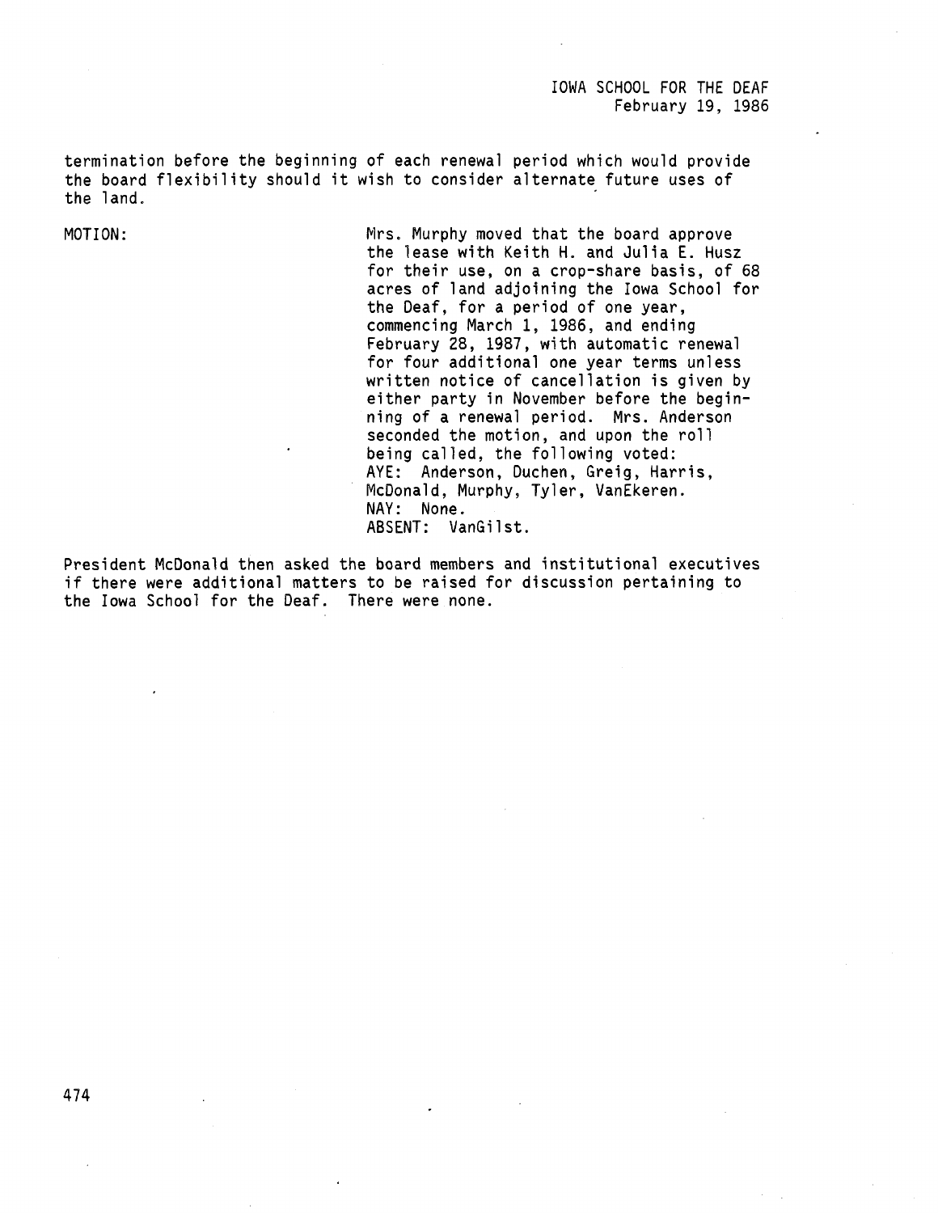termination before the beginning of each renewal period which would provide the board flexibility should it wish to consider alternate future uses of the land.

MOTION: Mrs. Murphy moved that the board approve the lease with Keith H. and Julia E. Husz for their use, on a crop-share basis, of 68 acres of land adjoining the Iowa School for the Deaf, for a period of one year, commencing March 1, 1986, and ending February 28, 1987, with automatic renewal for four additional one year terms unless written notice of cancellation is given by either party in November before the beginning of a renewal period. Mrs. Anderson seconded the motion, and upon the roll being called, the following voted:
AYE: Anderson, Duchen, Greig, Harris, McDonald, Murphy, Tyler, VanEkeren.
NAY: None.
ABSENT: VanGilst.

President McDonald then asked the board members and institutional executives if there were additional matters to be raised for discussion pertaining to the Iowa School for the Deaf. There were none.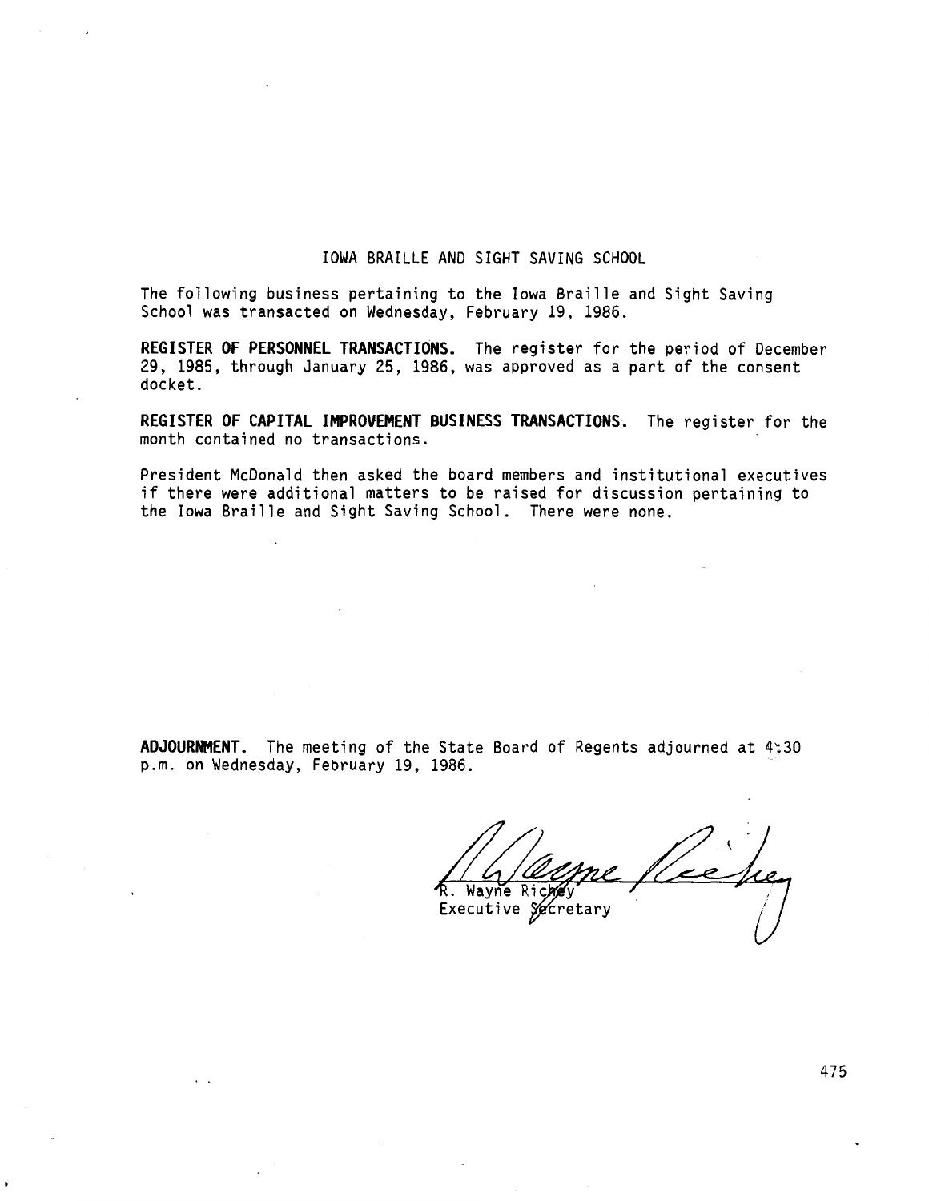## IOWA BRAILLE AND SIGHT SAVING SCHOOL

The following business pertaining to the Iowa Braille and Sight Saving School was transacted on Wednesday, February 19, 1986.

**REGISTER OF PERSONNEL TRANSACTIONS.** The register for the period of December 29, 1985, through January 25, 1986, was approved as a part of the consent docket.

**REGISTER OF CAPITAL IMPROVEMENT BUSINESS TRANSACTIONS.** The register for the month contained no transactions.

President McDonald then asked the board members and institutional executives if there were additional matters to be raised for discussion pertaining to the Iowa Braille and Sight Saving School. There were none.

**ADJOURNMENT.** The meeting of the State Board of Regents adjourned at 4:30 p.m. on Wednesday, February 19, 1986.

R. Wayne Richey
Executive Secretary